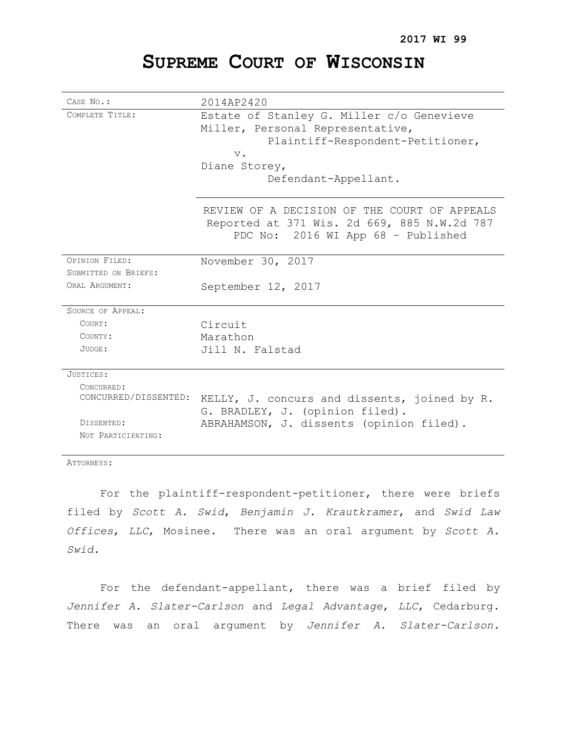**2017 WI 99**

# SUPREME COURT OF WISCONSIN

| | |
|---|---|
| CASE NO.: | 2014AP2420 |
| COMPLETE TITLE: | Estate of Stanley G. Miller c/o Genevieve Miller, Personal Representative,<br>Plaintiff-Respondent-Petitioner,<br>v.<br>Diane Storey,<br>Defendant-Appellant. |
| | REVIEW OF A DECISION OF THE COURT OF APPEALS<br>Reported at 371 Wis. 2d 669, 885 N.W.2d 787<br>PDC No: 2016 WI App 68 – Published |
| OPINION FILED: | November 30, 2017 |
| SUBMITTED ON BRIEFS: | |
| ORAL ARGUMENT: | September 12, 2017 |
| SOURCE OF APPEAL: | |
| COURT: | Circuit |
| COUNTY: | Marathon |
| JUDGE: | Jill N. Falstad |
| JUSTICES: | |
| CONCURRED: | |
| CONCURRED/DISSENTED: | KELLY, J. concurs and dissents, joined by R. G. BRADLEY, J. (opinion filed). |
| DISSENTED: | ABRAHAMSON, J. dissents (opinion filed). |
| NOT PARTICIPATING: | |

ATTORNEYS:

For the plaintiff-respondent-petitioner, there were briefs filed by *Scott A. Swid*, *Benjamin J. Krautkramer*, and *Swid Law Offices, LLC*, Mosinee. There was an oral argument by *Scott A. Swid.*

For the defendant-appellant, there was a brief filed by *Jennifer A. Slater-Carlson* and *Legal Advantage, LLC*, Cedarburg. There was an oral argument by *Jennifer A. Slater-Carlson.*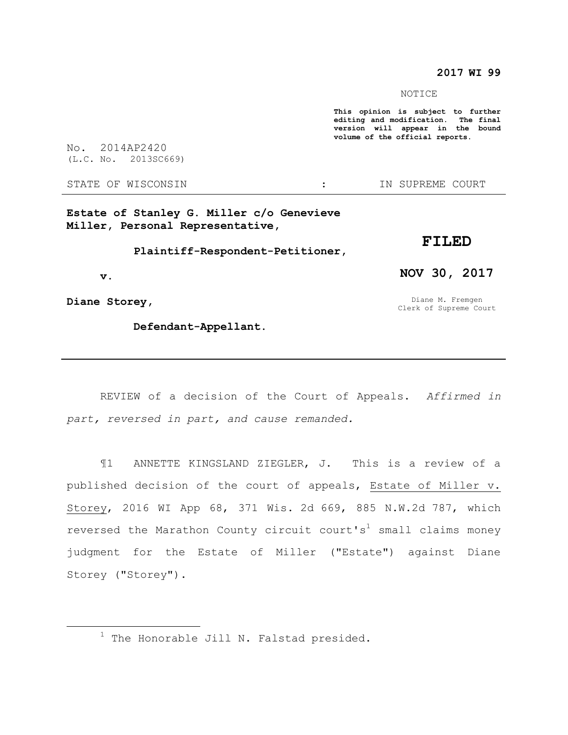**2017 WI 99**

NOTICE

**This opinion is subject to further editing and modification. The final version will appear in the bound volume of the official reports.**

No. 2014AP2420
(L.C. No. 2013SC669)

STATE OF WISCONSIN : IN SUPREME COURT

---

**Estate of Stanley G. Miller c/o Genevieve Miller, Personal Representative,**

**Plaintiff-Respondent-Petitioner,**

**v.**

**Diane Storey,**

**Defendant-Appellant.**

**FILED**

**NOV 30, 2017**

Diane M. Fremgen
Clerk of Supreme Court

---

REVIEW of a decision of the Court of Appeals. *Affirmed in part, reversed in part, and cause remanded.*

¶1 ANNETTE KINGSLAND ZIEGLER, J. This is a review of a published decision of the court of appeals, Estate of Miller v. Storey, 2016 WI App 68, 371 Wis. 2d 669, 885 N.W.2d 787, which reversed the Marathon County circuit court's[1] small claims money judgment for the Estate of Miller ("Estate") against Diane Storey ("Storey").

---

[1] The Honorable Jill N. Falstad presided.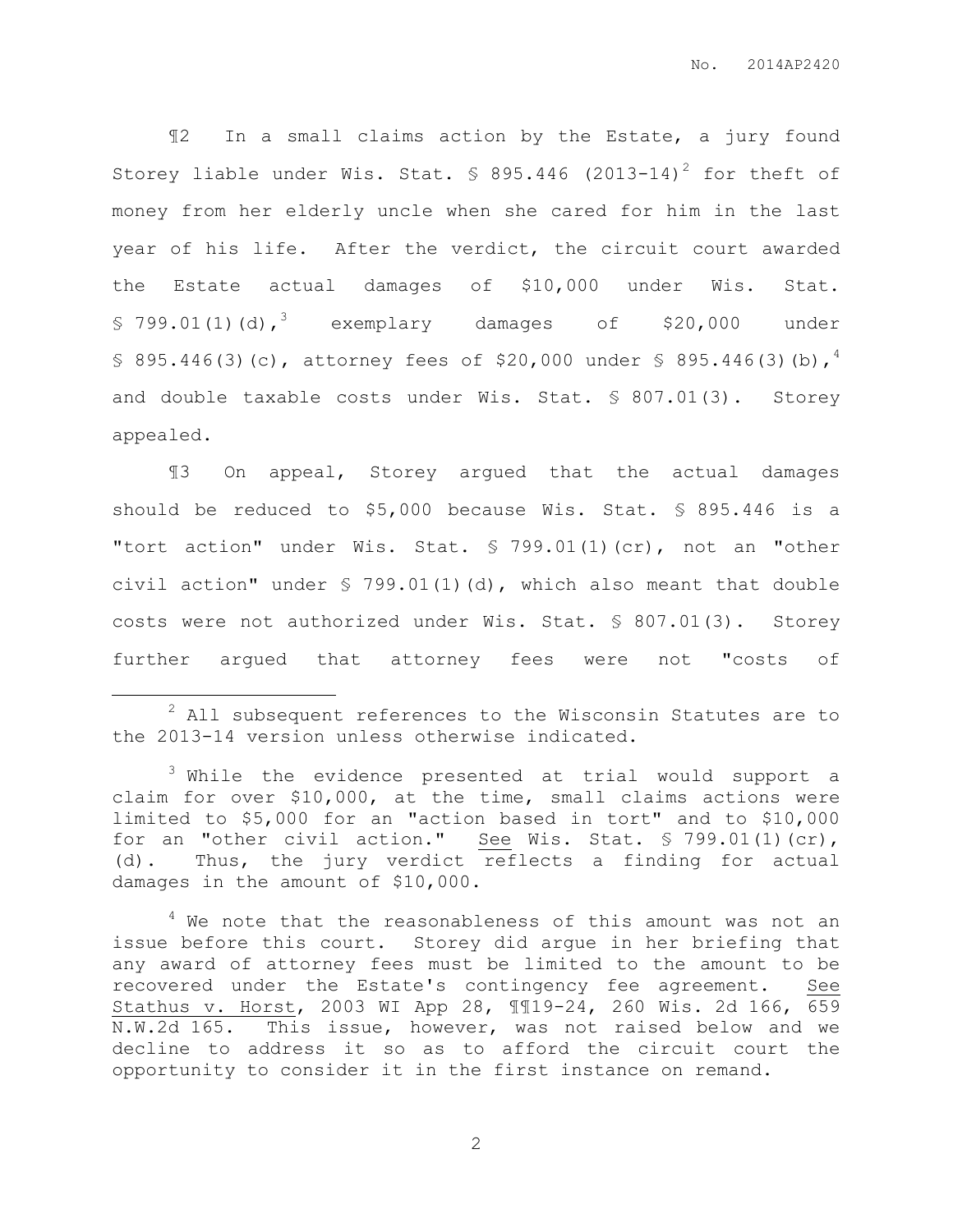¶2 In a small claims action by the Estate, a jury found Storey liable under Wis. Stat. § 895.446 (2013-14)[2] for theft of money from her elderly uncle when she cared for him in the last year of his life. After the verdict, the circuit court awarded the Estate actual damages of $10,000 under Wis. Stat. § 799.01(1)(d),[3] exemplary damages of $20,000 under § 895.446(3)(c), attorney fees of $20,000 under § 895.446(3)(b),[4] and double taxable costs under Wis. Stat. § 807.01(3). Storey appealed.

¶3 On appeal, Storey argued that the actual damages should be reduced to $5,000 because Wis. Stat. § 895.446 is a "tort action" under Wis. Stat. § 799.01(1)(cr), not an "other civil action" under § 799.01(1)(d), which also meant that double costs were not authorized under Wis. Stat. § 807.01(3). Storey further argued that attorney fees were not "costs of

---

[2] All subsequent references to the Wisconsin Statutes are to the 2013-14 version unless otherwise indicated.

[3] While the evidence presented at trial would support a claim for over $10,000, at the time, small claims actions were limited to $5,000 for an "action based in tort" and to $10,000 for an "other civil action." See Wis. Stat. § 799.01(1)(cr), (d). Thus, the jury verdict reflects a finding for actual damages in the amount of $10,000.

[4] We note that the reasonableness of this amount was not an issue before this court. Storey did argue in her briefing that any award of attorney fees must be limited to the amount to be recovered under the Estate's contingency fee agreement. See Stathus v. Horst, 2003 WI App 28, ¶¶19-24, 260 Wis. 2d 166, 659 N.W.2d 165. This issue, however, was not raised below and we decline to address it so as to afford the circuit court the opportunity to consider it in the first instance on remand.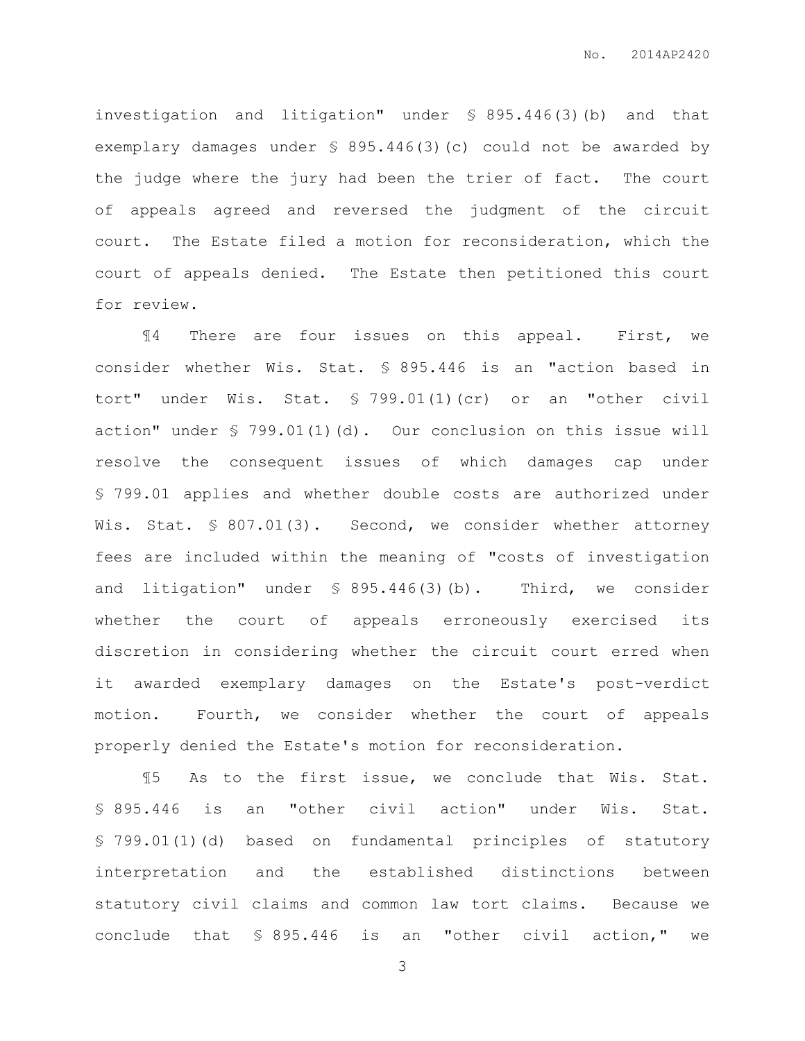investigation and litigation" under § 895.446(3)(b) and that exemplary damages under § 895.446(3)(c) could not be awarded by the judge where the jury had been the trier of fact. The court of appeals agreed and reversed the judgment of the circuit court. The Estate filed a motion for reconsideration, which the court of appeals denied. The Estate then petitioned this court for review.

¶4 There are four issues on this appeal. First, we consider whether Wis. Stat. § 895.446 is an "action based in tort" under Wis. Stat. § 799.01(1)(cr) or an "other civil action" under § 799.01(1)(d). Our conclusion on this issue will resolve the consequent issues of which damages cap under § 799.01 applies and whether double costs are authorized under Wis. Stat. § 807.01(3). Second, we consider whether attorney fees are included within the meaning of "costs of investigation and litigation" under § 895.446(3)(b). Third, we consider whether the court of appeals erroneously exercised its discretion in considering whether the circuit court erred when it awarded exemplary damages on the Estate's post-verdict motion. Fourth, we consider whether the court of appeals properly denied the Estate's motion for reconsideration.

¶5 As to the first issue, we conclude that Wis. Stat. § 895.446 is an "other civil action" under Wis. Stat. § 799.01(1)(d) based on fundamental principles of statutory interpretation and the established distinctions between statutory civil claims and common law tort claims. Because we conclude that § 895.446 is an "other civil action," we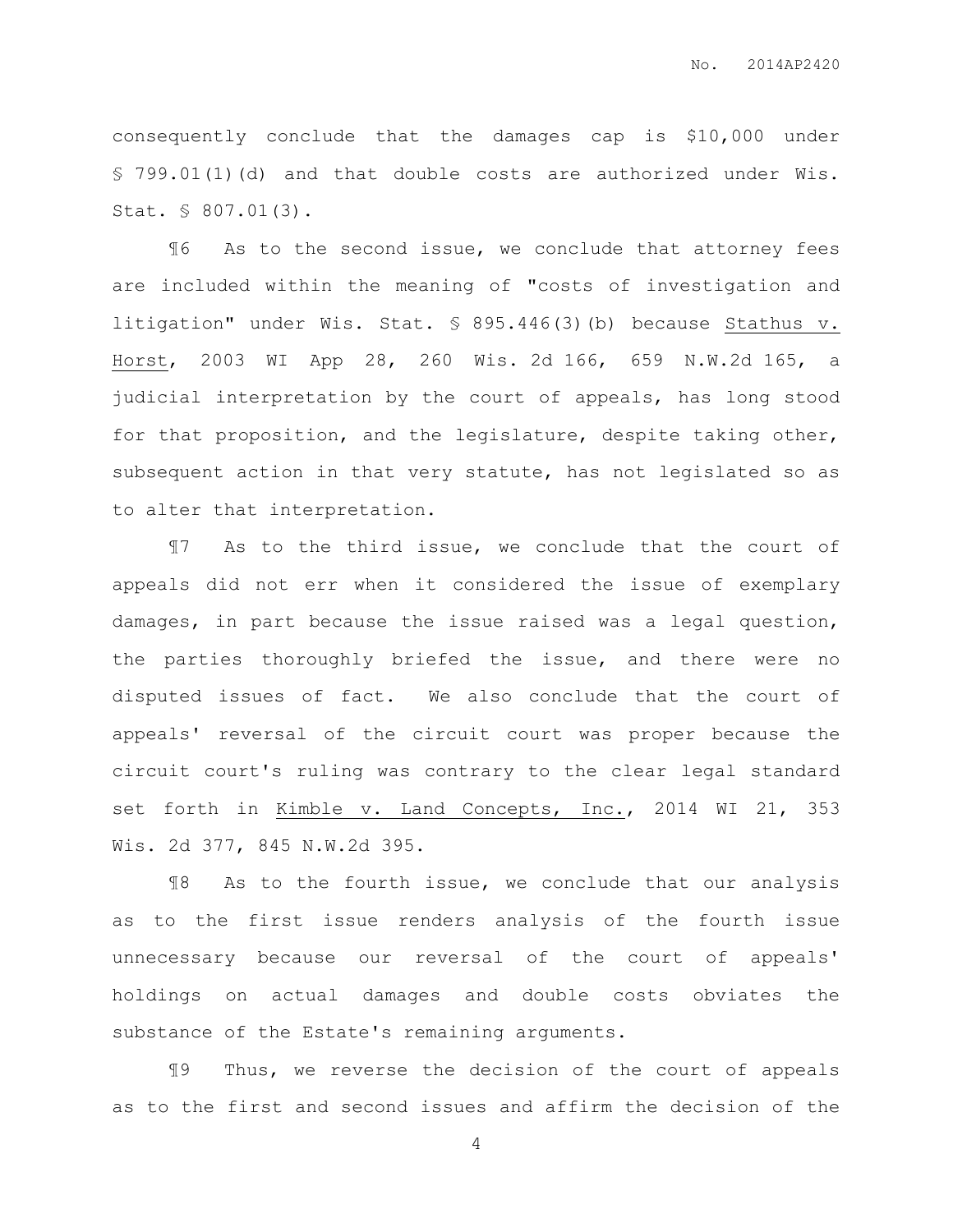consequently conclude that the damages cap is $10,000 under § 799.01(1)(d) and that double costs are authorized under Wis. Stat. § 807.01(3).

¶6 As to the second issue, we conclude that attorney fees are included within the meaning of "costs of investigation and litigation" under Wis. Stat. § 895.446(3)(b) because Stathus v. Horst, 2003 WI App 28, 260 Wis. 2d 166, 659 N.W.2d 165, a judicial interpretation by the court of appeals, has long stood for that proposition, and the legislature, despite taking other, subsequent action in that very statute, has not legislated so as to alter that interpretation.

¶7 As to the third issue, we conclude that the court of appeals did not err when it considered the issue of exemplary damages, in part because the issue raised was a legal question, the parties thoroughly briefed the issue, and there were no disputed issues of fact. We also conclude that the court of appeals' reversal of the circuit court was proper because the circuit court's ruling was contrary to the clear legal standard set forth in Kimble v. Land Concepts, Inc., 2014 WI 21, 353 Wis. 2d 377, 845 N.W.2d 395.

¶8 As to the fourth issue, we conclude that our analysis as to the first issue renders analysis of the fourth issue unnecessary because our reversal of the court of appeals' holdings on actual damages and double costs obviates the substance of the Estate's remaining arguments.

¶9 Thus, we reverse the decision of the court of appeals as to the first and second issues and affirm the decision of the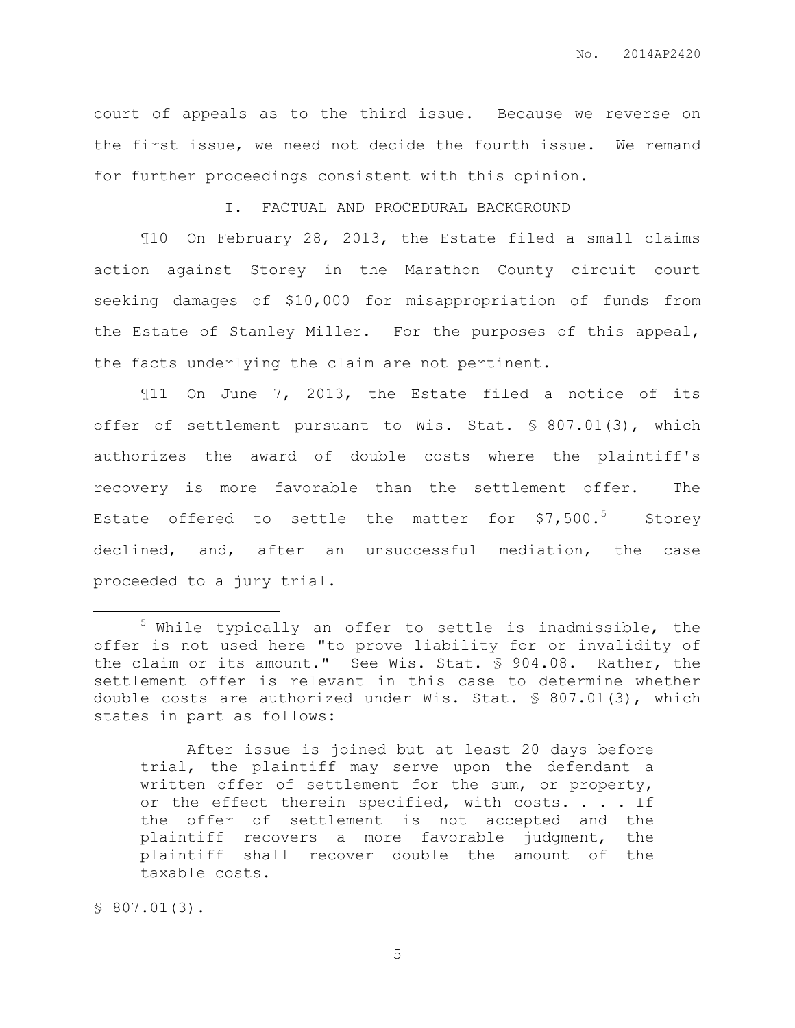court of appeals as to the third issue. Because we reverse on the first issue, we need not decide the fourth issue. We remand for further proceedings consistent with this opinion.

## I. FACTUAL AND PROCEDURAL BACKGROUND

¶10 On February 28, 2013, the Estate filed a small claims action against Storey in the Marathon County circuit court seeking damages of $10,000 for misappropriation of funds from the Estate of Stanley Miller. For the purposes of this appeal, the facts underlying the claim are not pertinent.

¶11 On June 7, 2013, the Estate filed a notice of its offer of settlement pursuant to Wis. Stat. § 807.01(3), which authorizes the award of double costs where the plaintiff's recovery is more favorable than the settlement offer. The Estate offered to settle the matter for $7,500.[5] Storey declined, and, after an unsuccessful mediation, the case proceeded to a jury trial.

---

[5] While typically an offer to settle is inadmissible, the offer is not used here "to prove liability for or invalidity of the claim or its amount." See Wis. Stat. § 904.08. Rather, the settlement offer is relevant in this case to determine whether double costs are authorized under Wis. Stat. § 807.01(3), which states in part as follows:

> After issue is joined but at least 20 days before trial, the plaintiff may serve upon the defendant a written offer of settlement for the sum, or property, or the effect therein specified, with costs. . . . If the offer of settlement is not accepted and the plaintiff recovers a more favorable judgment, the plaintiff shall recover double the amount of the taxable costs.

§ 807.01(3).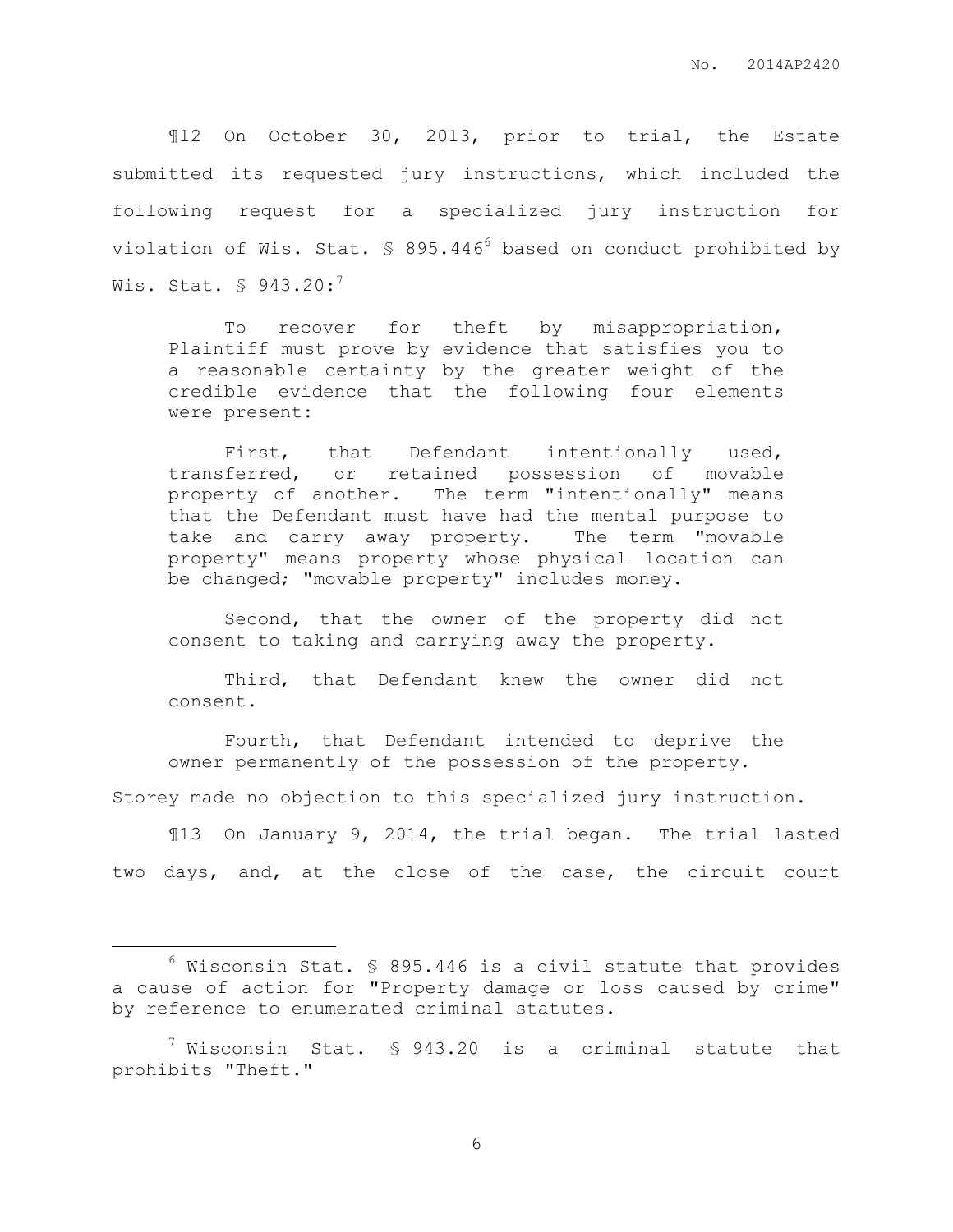¶12 On October 30, 2013, prior to trial, the Estate submitted its requested jury instructions, which included the following request for a specialized jury instruction for violation of Wis. Stat. § 895.446[6] based on conduct prohibited by Wis. Stat. § 943.20:[7]

> To recover for theft by misappropriation, Plaintiff must prove by evidence that satisfies you to a reasonable certainty by the greater weight of the credible evidence that the following four elements were present:
>
> First, that Defendant intentionally used, transferred, or retained possession of movable property of another. The term "intentionally" means that the Defendant must have had the mental purpose to take and carry away property. The term "movable property" means property whose physical location can be changed; "movable property" includes money.
>
> Second, that the owner of the property did not consent to taking and carrying away the property.
>
> Third, that Defendant knew the owner did not consent.
>
> Fourth, that Defendant intended to deprive the owner permanently of the possession of the property.

Storey made no objection to this specialized jury instruction.

¶13 On January 9, 2014, the trial began. The trial lasted two days, and, at the close of the case, the circuit court

---

[6] Wisconsin Stat. § 895.446 is a civil statute that provides a cause of action for "Property damage or loss caused by crime" by reference to enumerated criminal statutes.

[7] Wisconsin Stat. § 943.20 is a criminal statute that prohibits "Theft."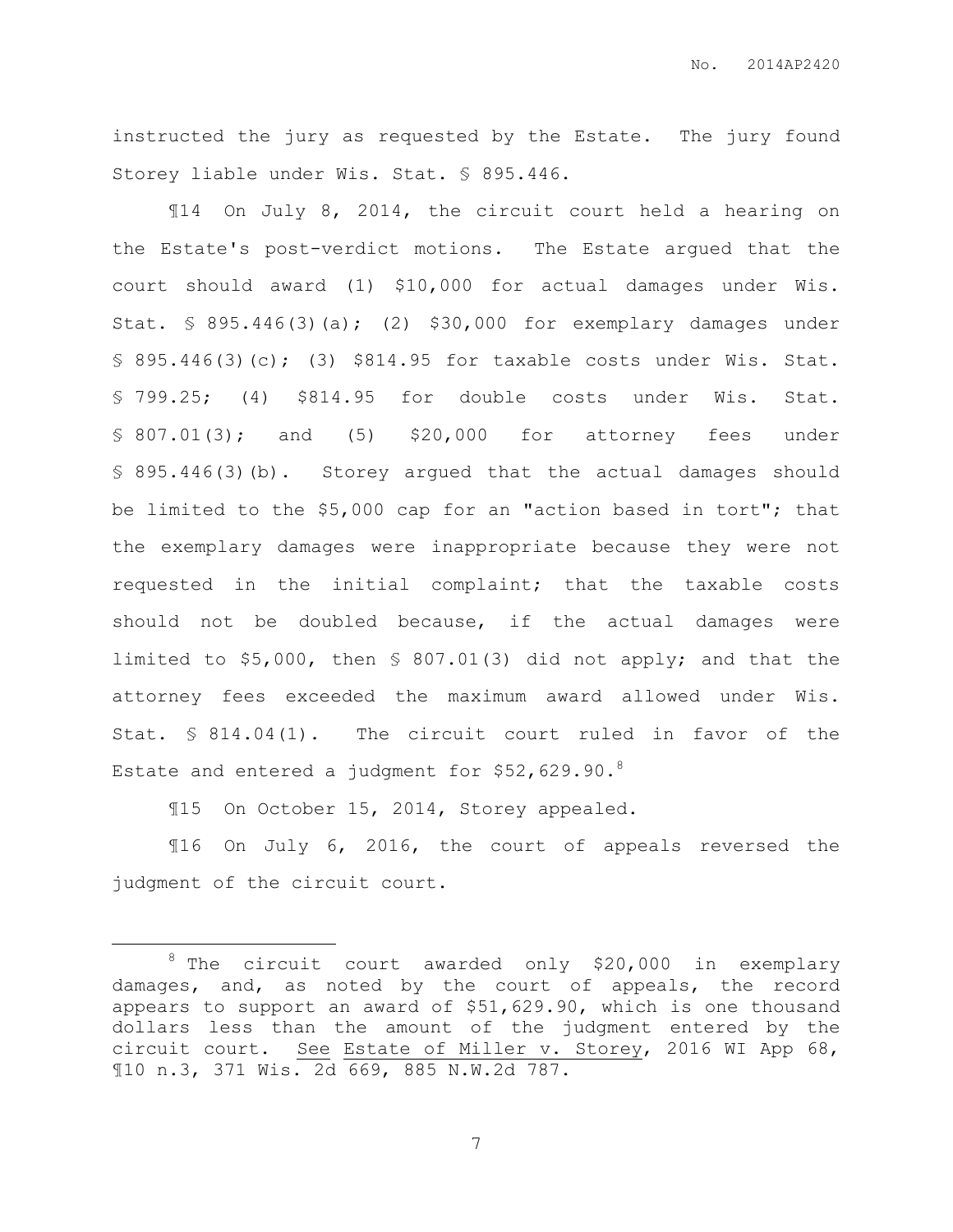instructed the jury as requested by the Estate. The jury found Storey liable under Wis. Stat. § 895.446.

¶14 On July 8, 2014, the circuit court held a hearing on the Estate's post-verdict motions. The Estate argued that the court should award (1) $10,000 for actual damages under Wis. Stat. § 895.446(3)(a); (2) $30,000 for exemplary damages under § 895.446(3)(c); (3) $814.95 for taxable costs under Wis. Stat. § 799.25; (4) $814.95 for double costs under Wis. Stat. § 807.01(3); and (5) $20,000 for attorney fees under § 895.446(3)(b). Storey argued that the actual damages should be limited to the $5,000 cap for an "action based in tort"; that the exemplary damages were inappropriate because they were not requested in the initial complaint; that the taxable costs should not be doubled because, if the actual damages were limited to $5,000, then § 807.01(3) did not apply; and that the attorney fees exceeded the maximum award allowed under Wis. Stat. § 814.04(1). The circuit court ruled in favor of the Estate and entered a judgment for $52,629.90.[8]

¶15 On October 15, 2014, Storey appealed.

¶16 On July 6, 2016, the court of appeals reversed the judgment of the circuit court.

---

[8] The circuit court awarded only $20,000 in exemplary damages, and, as noted by the court of appeals, the record appears to support an award of $51,629.90, which is one thousand dollars less than the amount of the judgment entered by the circuit court. See Estate of Miller v. Storey, 2016 WI App 68, ¶10 n.3, 371 Wis. 2d 669, 885 N.W.2d 787.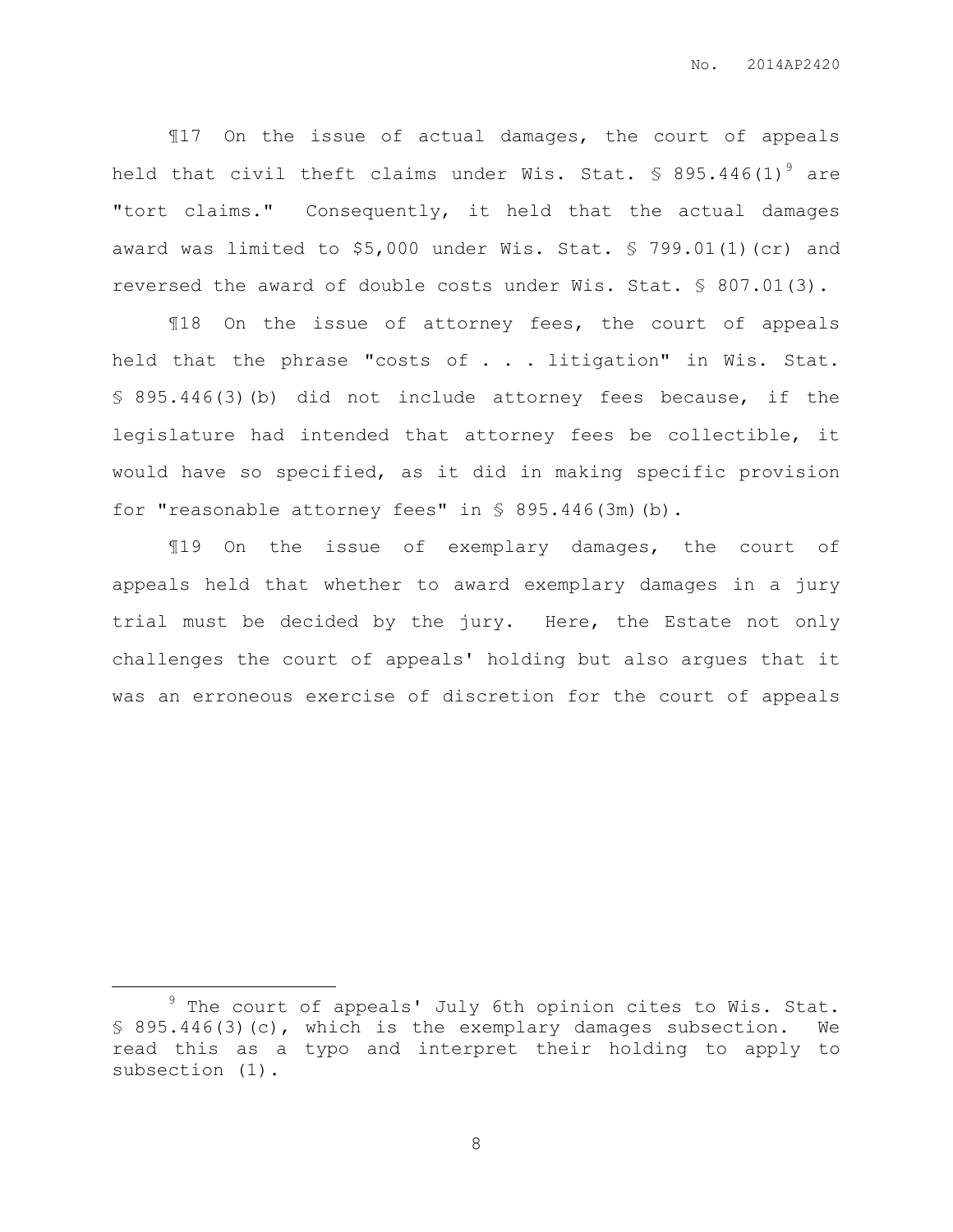¶17 On the issue of actual damages, the court of appeals held that civil theft claims under Wis. Stat. § 895.446(1)[9] are "tort claims." Consequently, it held that the actual damages award was limited to $5,000 under Wis. Stat. § 799.01(1)(cr) and reversed the award of double costs under Wis. Stat. § 807.01(3).

¶18 On the issue of attorney fees, the court of appeals held that the phrase "costs of . . . litigation" in Wis. Stat. § 895.446(3)(b) did not include attorney fees because, if the legislature had intended that attorney fees be collectible, it would have so specified, as it did in making specific provision for "reasonable attorney fees" in § 895.446(3m)(b).

¶19 On the issue of exemplary damages, the court of appeals held that whether to award exemplary damages in a jury trial must be decided by the jury. Here, the Estate not only challenges the court of appeals' holding but also argues that it was an erroneous exercise of discretion for the court of appeals

---

[9] The court of appeals' July 6th opinion cites to Wis. Stat. § 895.446(3)(c), which is the exemplary damages subsection. We read this as a typo and interpret their holding to apply to subsection (1).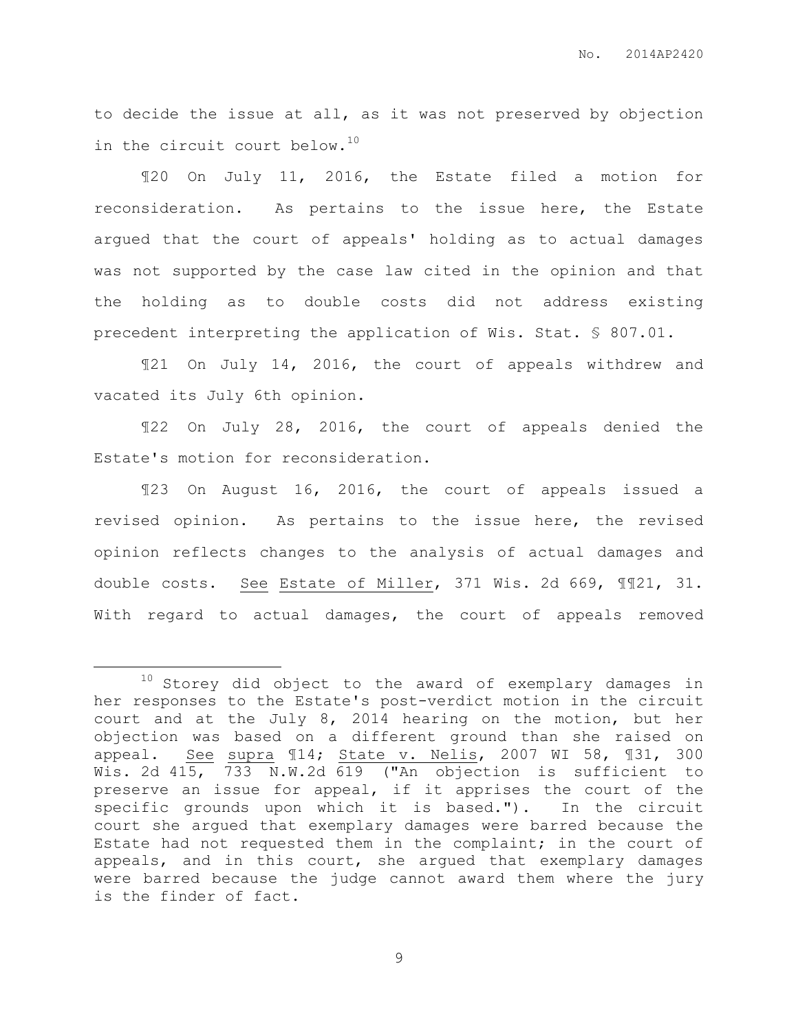to decide the issue at all, as it was not preserved by objection in the circuit court below.[10]

¶20 On July 11, 2016, the Estate filed a motion for reconsideration. As pertains to the issue here, the Estate argued that the court of appeals' holding as to actual damages was not supported by the case law cited in the opinion and that the holding as to double costs did not address existing precedent interpreting the application of Wis. Stat. § 807.01.

¶21 On July 14, 2016, the court of appeals withdrew and vacated its July 6th opinion.

¶22 On July 28, 2016, the court of appeals denied the Estate's motion for reconsideration.

¶23 On August 16, 2016, the court of appeals issued a revised opinion. As pertains to the issue here, the revised opinion reflects changes to the analysis of actual damages and double costs. See Estate of Miller, 371 Wis. 2d 669, ¶¶21, 31. With regard to actual damages, the court of appeals removed

---

[10] Storey did object to the award of exemplary damages in her responses to the Estate's post-verdict motion in the circuit court and at the July 8, 2014 hearing on the motion, but her objection was based on a different ground than she raised on appeal. See supra ¶14; State v. Nelis, 2007 WI 58, ¶31, 300 Wis. 2d 415, 733 N.W.2d 619 ("An objection is sufficient to preserve an issue for appeal, if it apprises the court of the specific grounds upon which it is based."). In the circuit court she argued that exemplary damages were barred because the Estate had not requested them in the complaint; in the court of appeals, and in this court, she argued that exemplary damages were barred because the judge cannot award them where the jury is the finder of fact.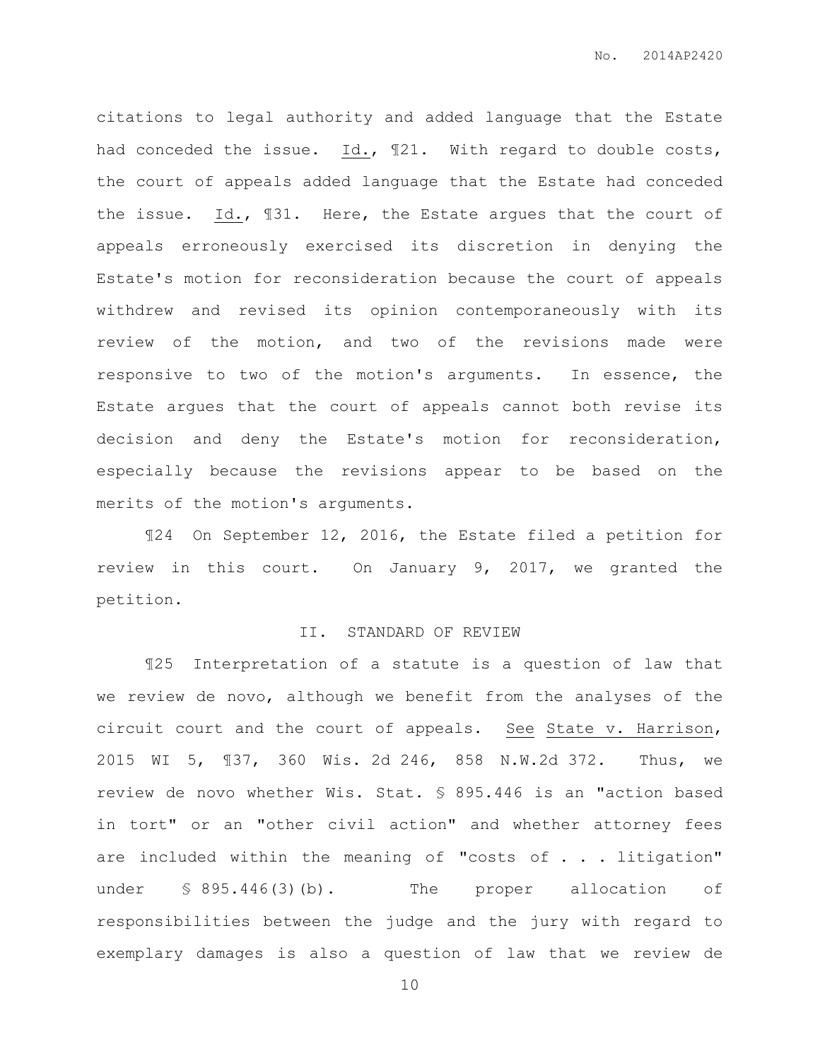citations to legal authority and added language that the Estate had conceded the issue. Id., ¶21. With regard to double costs, the court of appeals added language that the Estate had conceded the issue. Id., ¶31. Here, the Estate argues that the court of appeals erroneously exercised its discretion in denying the Estate's motion for reconsideration because the court of appeals withdrew and revised its opinion contemporaneously with its review of the motion, and two of the revisions made were responsive to two of the motion's arguments. In essence, the Estate argues that the court of appeals cannot both revise its decision and deny the Estate's motion for reconsideration, especially because the revisions appear to be based on the merits of the motion's arguments.

¶24 On September 12, 2016, the Estate filed a petition for review in this court. On January 9, 2017, we granted the petition.

## II. STANDARD OF REVIEW

¶25 Interpretation of a statute is a question of law that we review de novo, although we benefit from the analyses of the circuit court and the court of appeals. See State v. Harrison, 2015 WI 5, ¶37, 360 Wis. 2d 246, 858 N.W.2d 372. Thus, we review de novo whether Wis. Stat. § 895.446 is an "action based in tort" or an "other civil action" and whether attorney fees are included within the meaning of "costs of . . . litigation" under § 895.446(3)(b). The proper allocation of responsibilities between the judge and the jury with regard to exemplary damages is also a question of law that we review de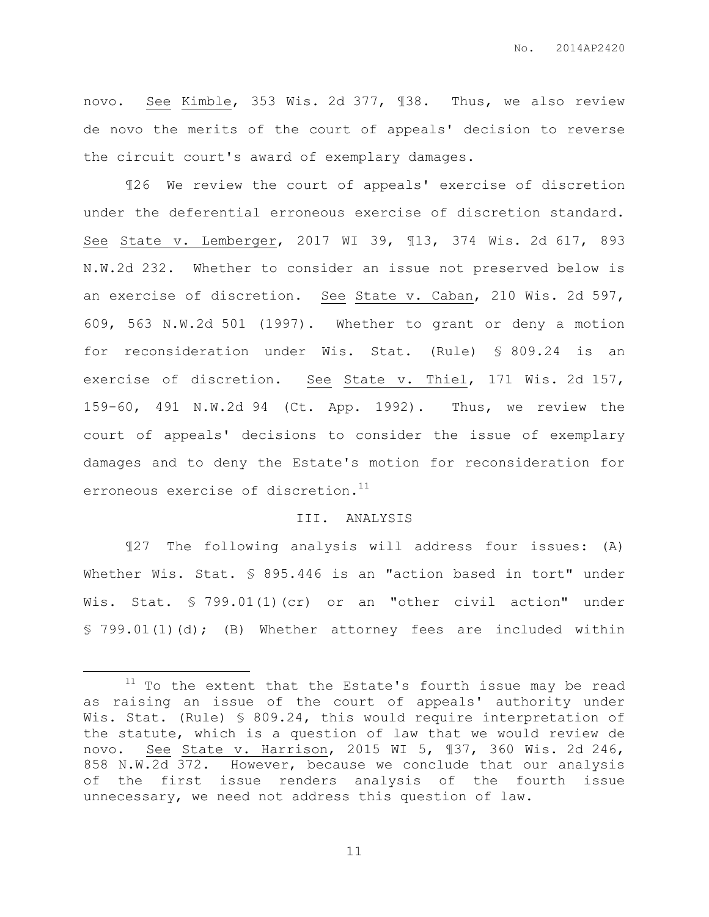novo. See Kimble, 353 Wis. 2d 377, ¶38. Thus, we also review de novo the merits of the court of appeals' decision to reverse the circuit court's award of exemplary damages.

¶26 We review the court of appeals' exercise of discretion under the deferential erroneous exercise of discretion standard. See State v. Lemberger, 2017 WI 39, ¶13, 374 Wis. 2d 617, 893 N.W.2d 232. Whether to consider an issue not preserved below is an exercise of discretion. See State v. Caban, 210 Wis. 2d 597, 609, 563 N.W.2d 501 (1997). Whether to grant or deny a motion for reconsideration under Wis. Stat. (Rule) § 809.24 is an exercise of discretion. See State v. Thiel, 171 Wis. 2d 157, 159-60, 491 N.W.2d 94 (Ct. App. 1992). Thus, we review the court of appeals' decisions to consider the issue of exemplary damages and to deny the Estate's motion for reconsideration for erroneous exercise of discretion.[11]

## III. ANALYSIS

¶27 The following analysis will address four issues: (A) Whether Wis. Stat. § 895.446 is an "action based in tort" under Wis. Stat. § 799.01(1)(cr) or an "other civil action" under § 799.01(1)(d); (B) Whether attorney fees are included within

---

[11] To the extent that the Estate's fourth issue may be read as raising an issue of the court of appeals' authority under Wis. Stat. (Rule) § 809.24, this would require interpretation of the statute, which is a question of law that we would review de novo. See State v. Harrison, 2015 WI 5, ¶37, 360 Wis. 2d 246, 858 N.W.2d 372. However, because we conclude that our analysis of the first issue renders analysis of the fourth issue unnecessary, we need not address this question of law.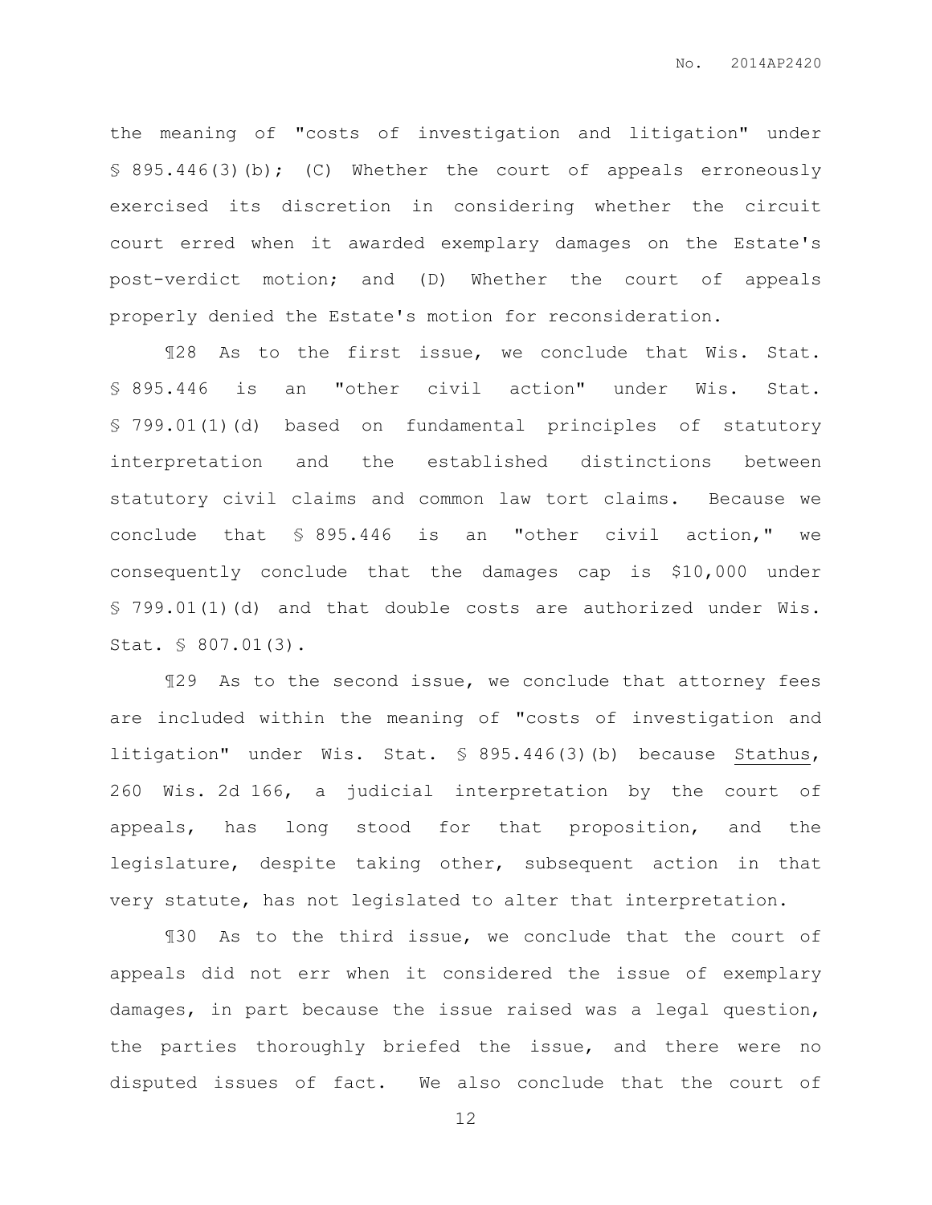the meaning of "costs of investigation and litigation" under § 895.446(3)(b); (C) Whether the court of appeals erroneously exercised its discretion in considering whether the circuit court erred when it awarded exemplary damages on the Estate's post-verdict motion; and (D) Whether the court of appeals properly denied the Estate's motion for reconsideration.

¶28 As to the first issue, we conclude that Wis. Stat. § 895.446 is an "other civil action" under Wis. Stat. § 799.01(1)(d) based on fundamental principles of statutory interpretation and the established distinctions between statutory civil claims and common law tort claims. Because we conclude that § 895.446 is an "other civil action," we consequently conclude that the damages cap is $10,000 under § 799.01(1)(d) and that double costs are authorized under Wis. Stat. § 807.01(3).

¶29 As to the second issue, we conclude that attorney fees are included within the meaning of "costs of investigation and litigation" under Wis. Stat. § 895.446(3)(b) because Stathus, 260 Wis. 2d 166, a judicial interpretation by the court of appeals, has long stood for that proposition, and the legislature, despite taking other, subsequent action in that very statute, has not legislated to alter that interpretation.

¶30 As to the third issue, we conclude that the court of appeals did not err when it considered the issue of exemplary damages, in part because the issue raised was a legal question, the parties thoroughly briefed the issue, and there were no disputed issues of fact. We also conclude that the court of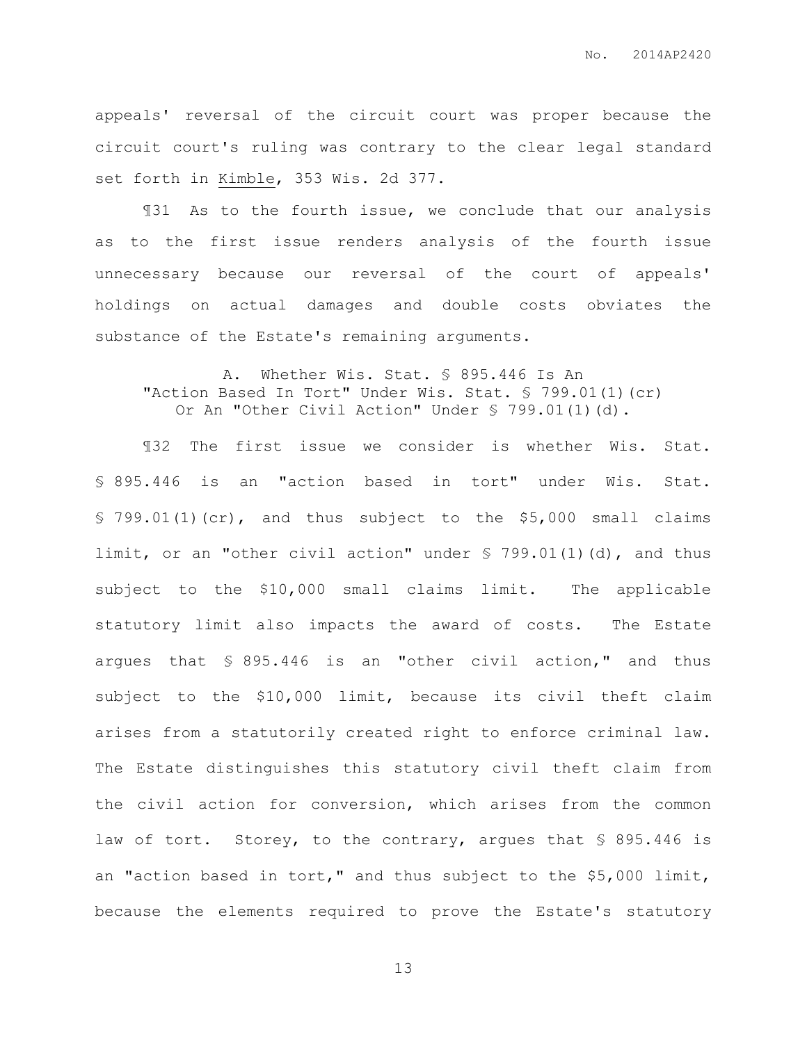appeals' reversal of the circuit court was proper because the circuit court's ruling was contrary to the clear legal standard set forth in Kimble, 353 Wis. 2d 377.

¶31 As to the fourth issue, we conclude that our analysis as to the first issue renders analysis of the fourth issue unnecessary because our reversal of the court of appeals' holdings on actual damages and double costs obviates the substance of the Estate's remaining arguments.

### A. Whether Wis. Stat. § 895.446 Is An "Action Based In Tort" Under Wis. Stat. § 799.01(1)(cr) Or An "Other Civil Action" Under § 799.01(1)(d).

¶32 The first issue we consider is whether Wis. Stat. § 895.446 is an "action based in tort" under Wis. Stat. § 799.01(1)(cr), and thus subject to the $5,000 small claims limit, or an "other civil action" under § 799.01(1)(d), and thus subject to the $10,000 small claims limit. The applicable statutory limit also impacts the award of costs. The Estate argues that § 895.446 is an "other civil action," and thus subject to the $10,000 limit, because its civil theft claim arises from a statutorily created right to enforce criminal law. The Estate distinguishes this statutory civil theft claim from the civil action for conversion, which arises from the common law of tort. Storey, to the contrary, argues that § 895.446 is an "action based in tort," and thus subject to the $5,000 limit, because the elements required to prove the Estate's statutory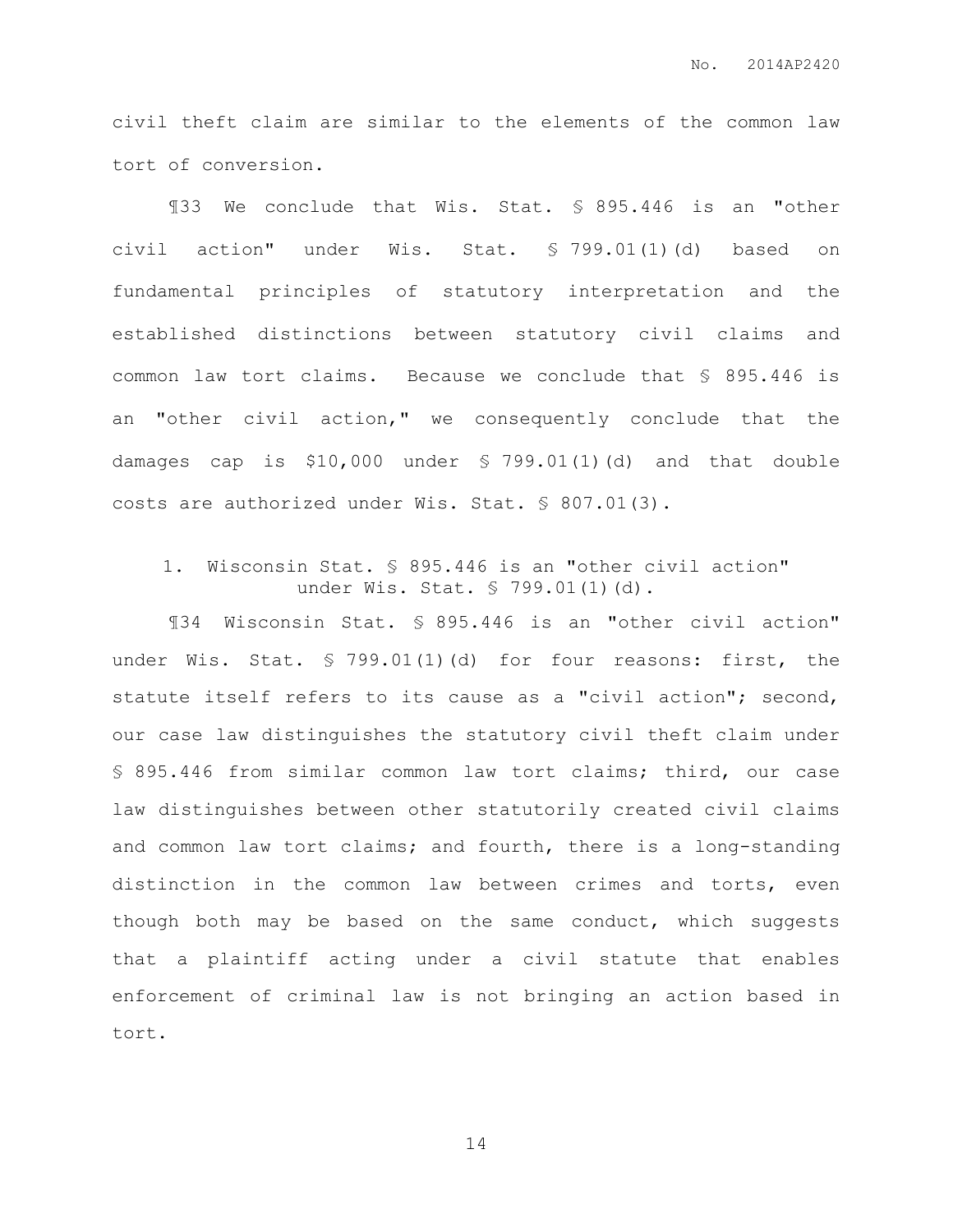civil theft claim are similar to the elements of the common law tort of conversion.

¶33 We conclude that Wis. Stat. § 895.446 is an "other civil action" under Wis. Stat. § 799.01(1)(d) based on fundamental principles of statutory interpretation and the established distinctions between statutory civil claims and common law tort claims. Because we conclude that § 895.446 is an "other civil action," we consequently conclude that the damages cap is $10,000 under § 799.01(1)(d) and that double costs are authorized under Wis. Stat. § 807.01(3).

1. Wisconsin Stat. § 895.446 is an "other civil action" under Wis. Stat. § 799.01(1)(d).

¶34 Wisconsin Stat. § 895.446 is an "other civil action" under Wis. Stat. § 799.01(1)(d) for four reasons: first, the statute itself refers to its cause as a "civil action"; second, our case law distinguishes the statutory civil theft claim under § 895.446 from similar common law tort claims; third, our case law distinguishes between other statutorily created civil claims and common law tort claims; and fourth, there is a long-standing distinction in the common law between crimes and torts, even though both may be based on the same conduct, which suggests that a plaintiff acting under a civil statute that enables enforcement of criminal law is not bringing an action based in tort.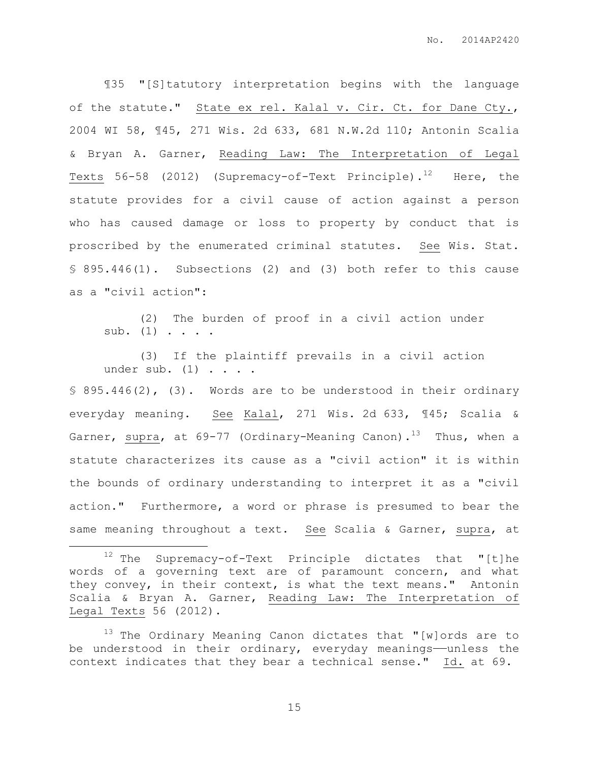¶35 "[S]tatutory interpretation begins with the language of the statute." State ex rel. Kalal v. Cir. Ct. for Dane Cty., 2004 WI 58, ¶45, 271 Wis. 2d 633, 681 N.W.2d 110; Antonin Scalia & Bryan A. Garner, Reading Law: The Interpretation of Legal Texts 56-58 (2012) (Supremacy-of-Text Principle).[12] Here, the statute provides for a civil cause of action against a person who has caused damage or loss to property by conduct that is proscribed by the enumerated criminal statutes. See Wis. Stat. § 895.446(1). Subsections (2) and (3) both refer to this cause as a "civil action":

> (2) The burden of proof in a civil action under sub. (1) . . . .
>
> (3) If the plaintiff prevails in a civil action under sub. (1) . . . .

§ 895.446(2), (3). Words are to be understood in their ordinary everyday meaning. See Kalal, 271 Wis. 2d 633, ¶45; Scalia & Garner, supra, at 69-77 (Ordinary-Meaning Canon).[13] Thus, when a statute characterizes its cause as a "civil action" it is within the bounds of ordinary understanding to interpret it as a "civil action." Furthermore, a word or phrase is presumed to bear the same meaning throughout a text. See Scalia & Garner, supra, at

---

[12] The Supremacy-of-Text Principle dictates that "[t]he words of a governing text are of paramount concern, and what they convey, in their context, is what the text means." Antonin Scalia & Bryan A. Garner, Reading Law: The Interpretation of Legal Texts 56 (2012).

[13] The Ordinary Meaning Canon dictates that "[w]ords are to be understood in their ordinary, everyday meanings——unless the context indicates that they bear a technical sense." Id. at 69.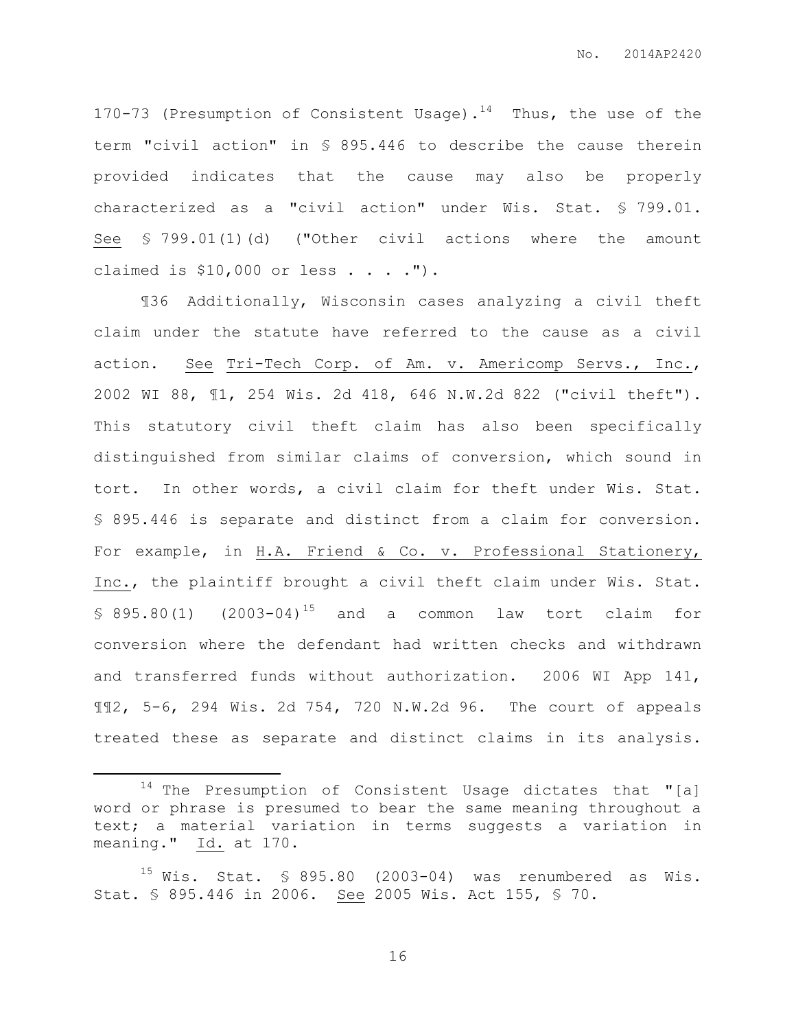170-73 (Presumption of Consistent Usage).[14] Thus, the use of the term "civil action" in § 895.446 to describe the cause therein provided indicates that the cause may also be properly characterized as a "civil action" under Wis. Stat. § 799.01. See § 799.01(1)(d) ("Other civil actions where the amount claimed is $10,000 or less . . . .").

¶36 Additionally, Wisconsin cases analyzing a civil theft claim under the statute have referred to the cause as a civil action. See Tri-Tech Corp. of Am. v. Americomp Servs., Inc., 2002 WI 88, ¶1, 254 Wis. 2d 418, 646 N.W.2d 822 ("civil theft"). This statutory civil theft claim has also been specifically distinguished from similar claims of conversion, which sound in tort. In other words, a civil claim for theft under Wis. Stat. § 895.446 is separate and distinct from a claim for conversion. For example, in H.A. Friend & Co. v. Professional Stationery, Inc., the plaintiff brought a civil theft claim under Wis. Stat. § 895.80(1) (2003-04)[15] and a common law tort claim for conversion where the defendant had written checks and withdrawn and transferred funds without authorization. 2006 WI App 141, ¶¶2, 5-6, 294 Wis. 2d 754, 720 N.W.2d 96. The court of appeals treated these as separate and distinct claims in its analysis.

[14] The Presumption of Consistent Usage dictates that "[a] word or phrase is presumed to bear the same meaning throughout a text; a material variation in terms suggests a variation in meaning." Id. at 170.

[15] Wis. Stat. § 895.80 (2003-04) was renumbered as Wis. Stat. § 895.446 in 2006. See 2005 Wis. Act 155, § 70.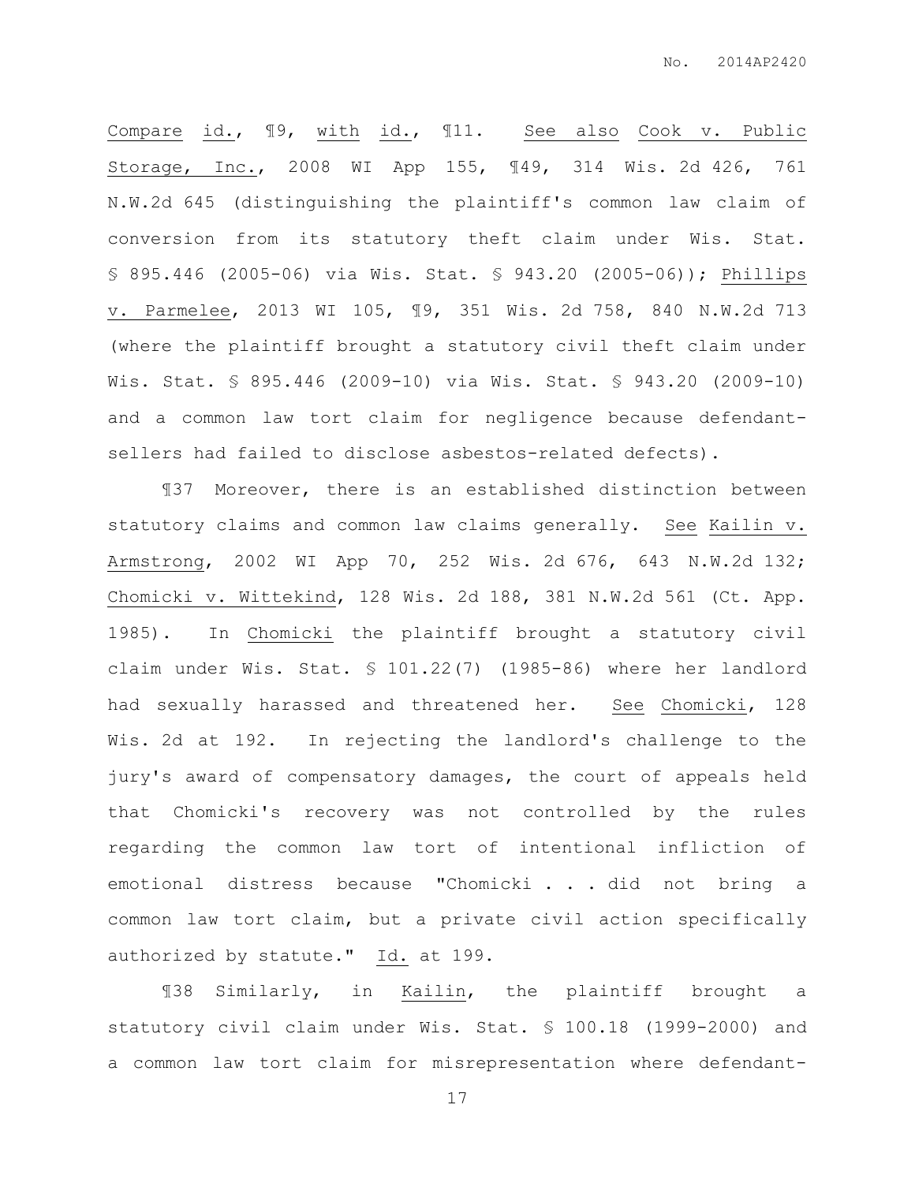Compare id., ¶9, with id., ¶11. See also Cook v. Public Storage, Inc., 2008 WI App 155, ¶49, 314 Wis. 2d 426, 761 N.W.2d 645 (distinguishing the plaintiff's common law claim of conversion from its statutory theft claim under Wis. Stat. § 895.446 (2005-06) via Wis. Stat. § 943.20 (2005-06)); Phillips v. Parmelee, 2013 WI 105, ¶9, 351 Wis. 2d 758, 840 N.W.2d 713 (where the plaintiff brought a statutory civil theft claim under Wis. Stat. § 895.446 (2009-10) via Wis. Stat. § 943.20 (2009-10) and a common law tort claim for negligence because defendant-sellers had failed to disclose asbestos-related defects).

¶37 Moreover, there is an established distinction between statutory claims and common law claims generally. See Kailin v. Armstrong, 2002 WI App 70, 252 Wis. 2d 676, 643 N.W.2d 132; Chomicki v. Wittekind, 128 Wis. 2d 188, 381 N.W.2d 561 (Ct. App. 1985). In Chomicki the plaintiff brought a statutory civil claim under Wis. Stat. § 101.22(7) (1985-86) where her landlord had sexually harassed and threatened her. See Chomicki, 128 Wis. 2d at 192. In rejecting the landlord's challenge to the jury's award of compensatory damages, the court of appeals held that Chomicki's recovery was not controlled by the rules regarding the common law tort of intentional infliction of emotional distress because "Chomicki . . . did not bring a common law tort claim, but a private civil action specifically authorized by statute." Id. at 199.

¶38 Similarly, in Kailin, the plaintiff brought a statutory civil claim under Wis. Stat. § 100.18 (1999-2000) and a common law tort claim for misrepresentation where defendant-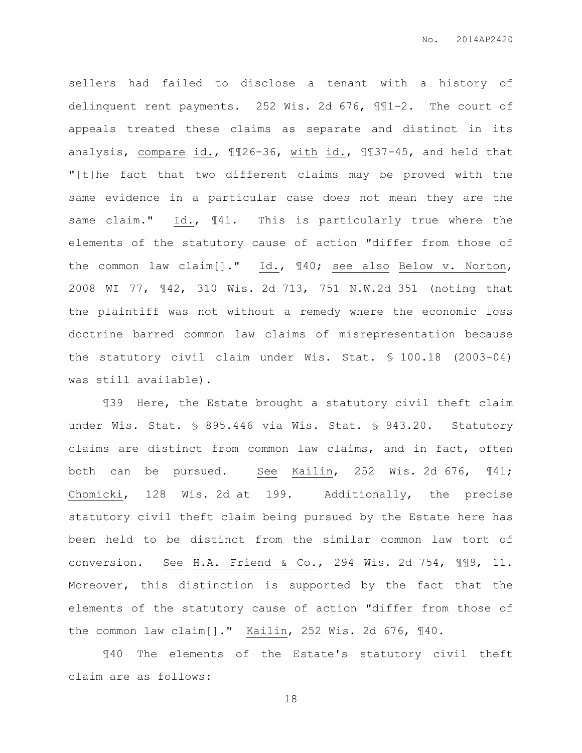sellers had failed to disclose a tenant with a history of delinquent rent payments. 252 Wis. 2d 676, ¶¶1-2. The court of appeals treated these claims as separate and distinct in its analysis, compare id., ¶¶26-36, with id., ¶¶37-45, and held that "[t]he fact that two different claims may be proved with the same evidence in a particular case does not mean they are the same claim." Id., ¶41. This is particularly true where the elements of the statutory cause of action "differ from those of the common law claim[]." Id., ¶40; see also Below v. Norton, 2008 WI 77, ¶42, 310 Wis. 2d 713, 751 N.W.2d 351 (noting that the plaintiff was not without a remedy where the economic loss doctrine barred common law claims of misrepresentation because the statutory civil claim under Wis. Stat. § 100.18 (2003-04) was still available).

¶39 Here, the Estate brought a statutory civil theft claim under Wis. Stat. § 895.446 via Wis. Stat. § 943.20. Statutory claims are distinct from common law claims, and in fact, often both can be pursued. See Kailin, 252 Wis. 2d 676, ¶41; Chomicki, 128 Wis. 2d at 199. Additionally, the precise statutory civil theft claim being pursued by the Estate here has been held to be distinct from the similar common law tort of conversion. See H.A. Friend & Co., 294 Wis. 2d 754, ¶¶9, 11. Moreover, this distinction is supported by the fact that the elements of the statutory cause of action "differ from those of the common law claim[]." Kailin, 252 Wis. 2d 676, ¶40.

¶40 The elements of the Estate's statutory civil theft claim are as follows: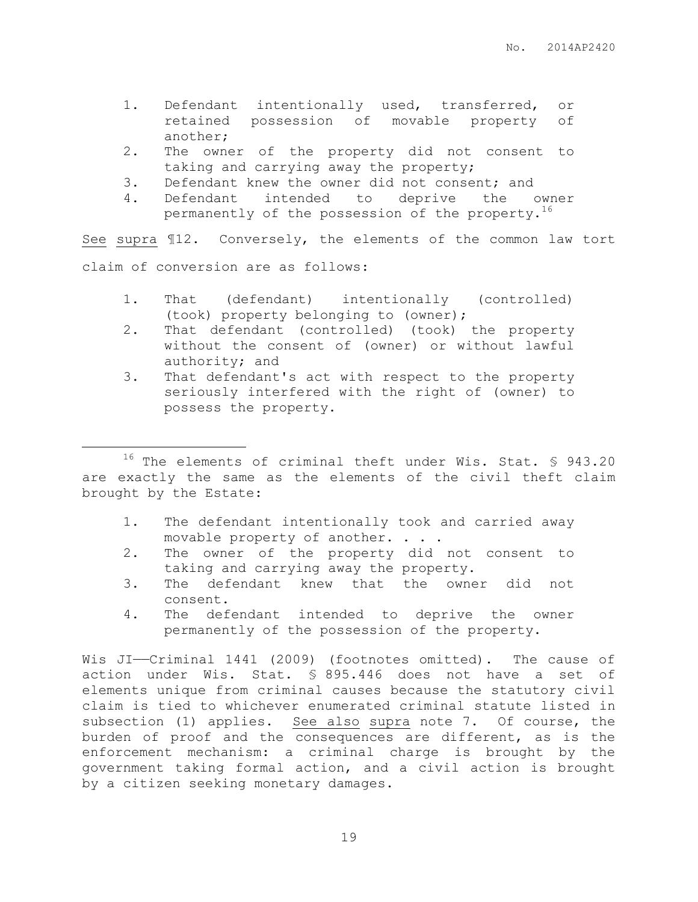1. Defendant intentionally used, transferred, or retained possession of movable property of another;
2. The owner of the property did not consent to taking and carrying away the property;
3. Defendant knew the owner did not consent; and
4. Defendant intended to deprive the owner permanently of the possession of the property.[16]

See supra ¶12. Conversely, the elements of the common law tort claim of conversion are as follows:

1. That (defendant) intentionally (controlled) (took) property belonging to (owner);
2. That defendant (controlled) (took) the property without the consent of (owner) or without lawful authority; and
3. That defendant's act with respect to the property seriously interfered with the right of (owner) to possess the property.

---

[16] The elements of criminal theft under Wis. Stat. § 943.20 are exactly the same as the elements of the civil theft claim brought by the Estate:

1. The defendant intentionally took and carried away movable property of another. . . .
2. The owner of the property did not consent to taking and carrying away the property.
3. The defendant knew that the owner did not consent.
4. The defendant intended to deprive the owner permanently of the possession of the property.

Wis JI——Criminal 1441 (2009) (footnotes omitted). The cause of action under Wis. Stat. § 895.446 does not have a set of elements unique from criminal causes because the statutory civil claim is tied to whichever enumerated criminal statute listed in subsection (1) applies. See also supra note 7. Of course, the burden of proof and the consequences are different, as is the enforcement mechanism: a criminal charge is brought by the government taking formal action, and a civil action is brought by a citizen seeking monetary damages.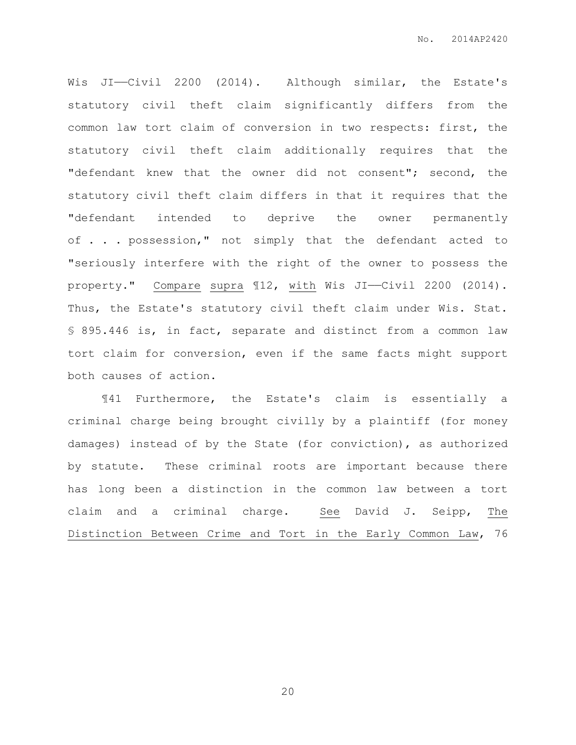Wis JI——Civil 2200 (2014). Although similar, the Estate's statutory civil theft claim significantly differs from the common law tort claim of conversion in two respects: first, the statutory civil theft claim additionally requires that the "defendant knew that the owner did not consent"; second, the statutory civil theft claim differs in that it requires that the "defendant intended to deprive the owner permanently of . . . possession," not simply that the defendant acted to "seriously interfere with the right of the owner to possess the property." Compare supra ¶12, with Wis JI——Civil 2200 (2014). Thus, the Estate's statutory civil theft claim under Wis. Stat. § 895.446 is, in fact, separate and distinct from a common law tort claim for conversion, even if the same facts might support both causes of action.

¶41 Furthermore, the Estate's claim is essentially a criminal charge being brought civilly by a plaintiff (for money damages) instead of by the State (for conviction), as authorized by statute. These criminal roots are important because there has long been a distinction in the common law between a tort claim and a criminal charge. See David J. Seipp, The Distinction Between Crime and Tort in the Early Common Law, 76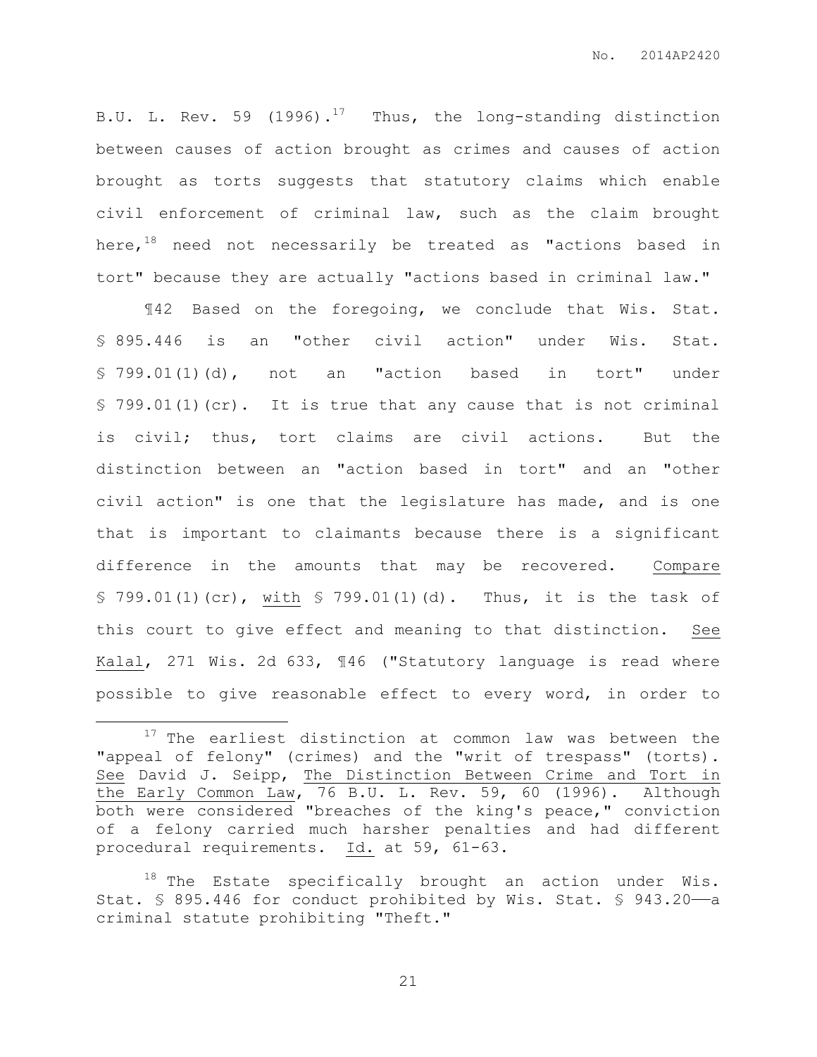B.U. L. Rev. 59 (1996).[17] Thus, the long-standing distinction between causes of action brought as crimes and causes of action brought as torts suggests that statutory claims which enable civil enforcement of criminal law, such as the claim brought here,[18] need not necessarily be treated as "actions based in tort" because they are actually "actions based in criminal law."

¶42 Based on the foregoing, we conclude that Wis. Stat. § 895.446 is an "other civil action" under Wis. Stat. § 799.01(1)(d), not an "action based in tort" under § 799.01(1)(cr). It is true that any cause that is not criminal is civil; thus, tort claims are civil actions. But the distinction between an "action based in tort" and an "other civil action" is one that the legislature has made, and is one that is important to claimants because there is a significant difference in the amounts that may be recovered. Compare § 799.01(1)(cr), with § 799.01(1)(d). Thus, it is the task of this court to give effect and meaning to that distinction. See Kalal, 271 Wis. 2d 633, ¶46 ("Statutory language is read where possible to give reasonable effect to every word, in order to

---

[17] The earliest distinction at common law was between the "appeal of felony" (crimes) and the "writ of trespass" (torts). See David J. Seipp, The Distinction Between Crime and Tort in the Early Common Law, 76 B.U. L. Rev. 59, 60 (1996). Although both were considered "breaches of the king's peace," conviction of a felony carried much harsher penalties and had different procedural requirements. Id. at 59, 61-63.

[18] The Estate specifically brought an action under Wis. Stat. § 895.446 for conduct prohibited by Wis. Stat. § 943.20——a criminal statute prohibiting "Theft."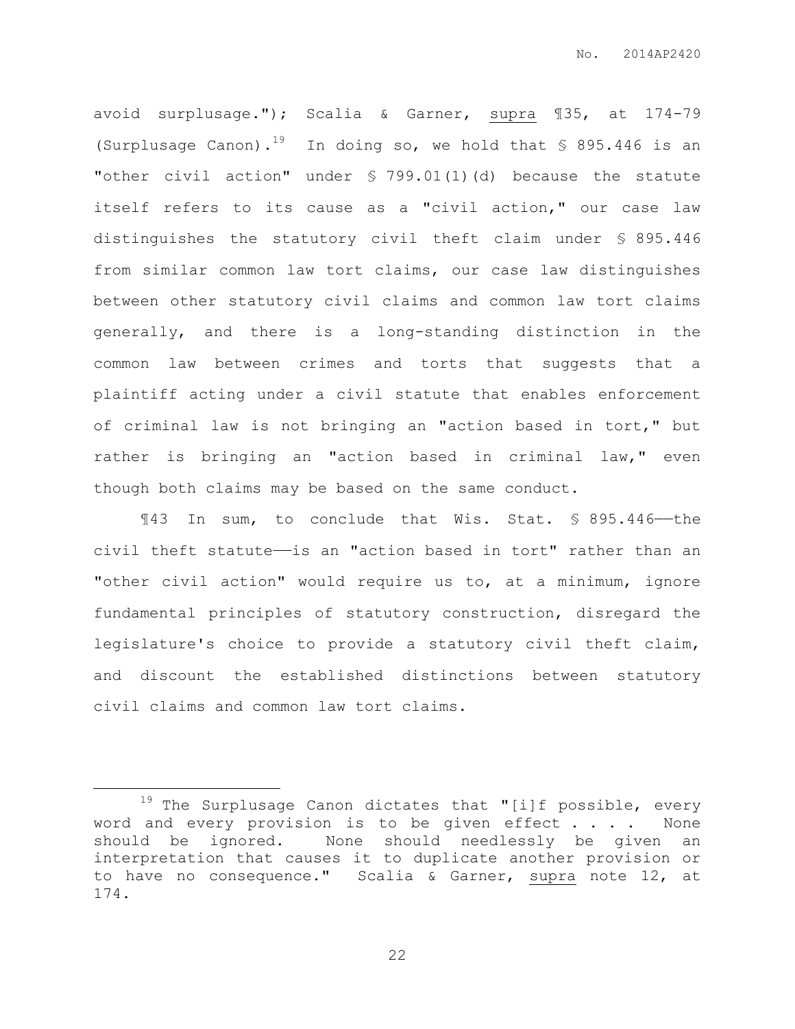avoid surplusage."); Scalia & Garner, supra ¶35, at 174-79 (Surplusage Canon).[19] In doing so, we hold that § 895.446 is an "other civil action" under § 799.01(1)(d) because the statute itself refers to its cause as a "civil action," our case law distinguishes the statutory civil theft claim under § 895.446 from similar common law tort claims, our case law distinguishes between other statutory civil claims and common law tort claims generally, and there is a long-standing distinction in the common law between crimes and torts that suggests that a plaintiff acting under a civil statute that enables enforcement of criminal law is not bringing an "action based in tort," but rather is bringing an "action based in criminal law," even though both claims may be based on the same conduct.

¶43 In sum, to conclude that Wis. Stat. § 895.446——the civil theft statute——is an "action based in tort" rather than an "other civil action" would require us to, at a minimum, ignore fundamental principles of statutory construction, disregard the legislature's choice to provide a statutory civil theft claim, and discount the established distinctions between statutory civil claims and common law tort claims.

---

[19] The Surplusage Canon dictates that "[i]f possible, every word and every provision is to be given effect . . . . None should be ignored. None should needlessly be given an interpretation that causes it to duplicate another provision or to have no consequence." Scalia & Garner, supra note 12, at 174.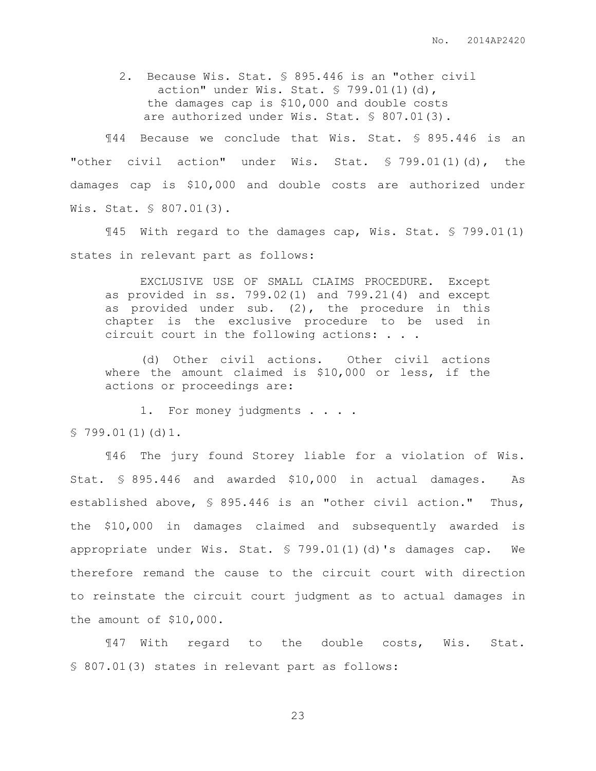### 2. Because Wis. Stat. § 895.446 is an "other civil action" under Wis. Stat. § 799.01(1)(d), the damages cap is $10,000 and double costs are authorized under Wis. Stat. § 807.01(3).

¶44 Because we conclude that Wis. Stat. § 895.446 is an "other civil action" under Wis. Stat. § 799.01(1)(d), the damages cap is $10,000 and double costs are authorized under Wis. Stat. § 807.01(3).

¶45 With regard to the damages cap, Wis. Stat. § 799.01(1) states in relevant part as follows:

> EXCLUSIVE USE OF SMALL CLAIMS PROCEDURE. Except as provided in ss. 799.02(1) and 799.21(4) and except as provided under sub. (2), the procedure in this chapter is the exclusive procedure to be used in circuit court in the following actions: . . .
>
> (d) Other civil actions. Other civil actions where the amount claimed is $10,000 or less, if the actions or proceedings are:
>
> 1. For money judgments . . . .

§ 799.01(1)(d)1.

¶46 The jury found Storey liable for a violation of Wis. Stat. § 895.446 and awarded $10,000 in actual damages. As established above, § 895.446 is an "other civil action." Thus, the $10,000 in damages claimed and subsequently awarded is appropriate under Wis. Stat. § 799.01(1)(d)'s damages cap. We therefore remand the cause to the circuit court with direction to reinstate the circuit court judgment as to actual damages in the amount of $10,000.

¶47 With regard to the double costs, Wis. Stat. § 807.01(3) states in relevant part as follows: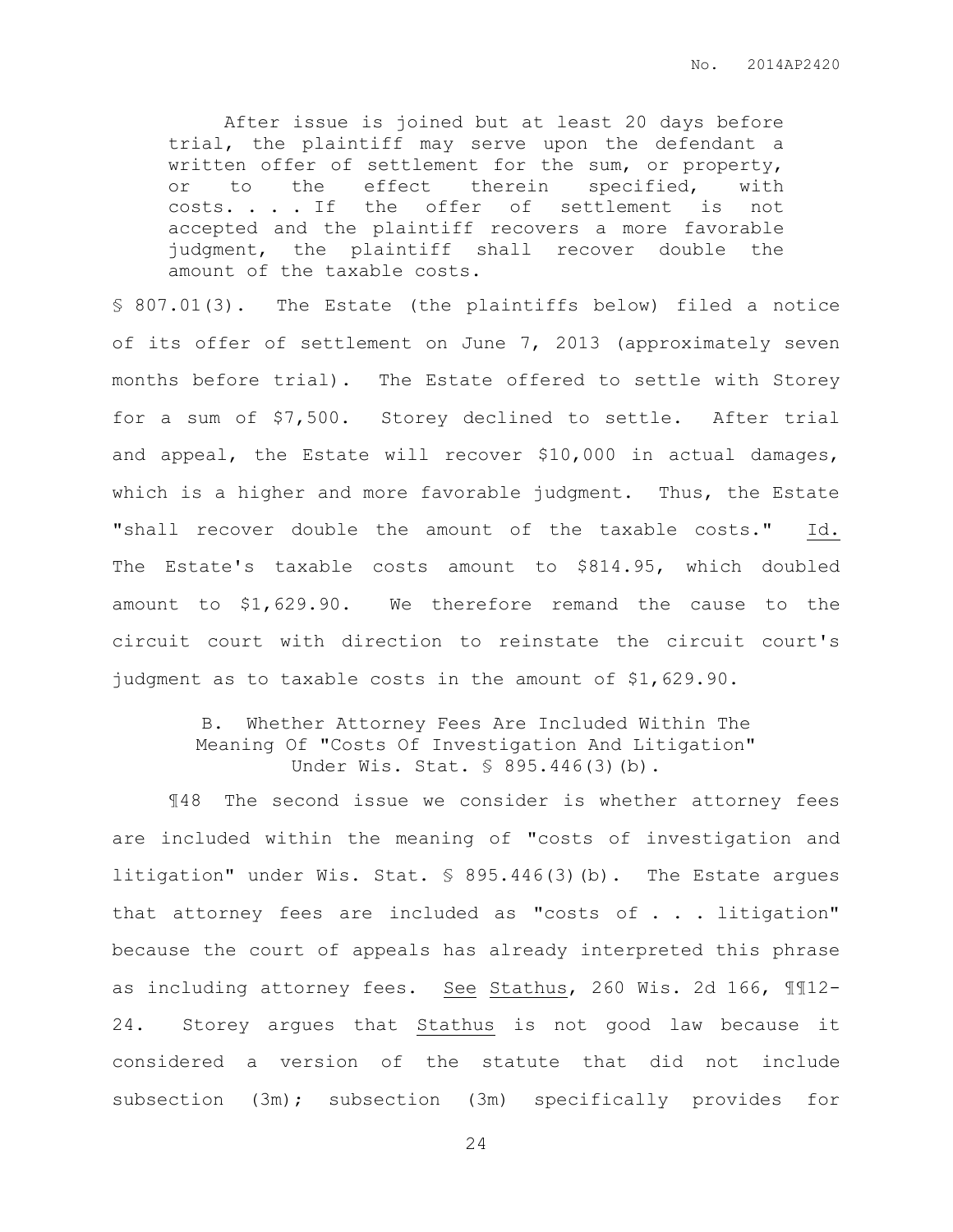> After issue is joined but at least 20 days before trial, the plaintiff may serve upon the defendant a written offer of settlement for the sum, or property, or to the effect therein specified, with costs. . . . If the offer of settlement is not accepted and the plaintiff recovers a more favorable judgment, the plaintiff shall recover double the amount of the taxable costs.

§ 807.01(3). The Estate (the plaintiffs below) filed a notice of its offer of settlement on June 7, 2013 (approximately seven months before trial). The Estate offered to settle with Storey for a sum of $7,500. Storey declined to settle. After trial and appeal, the Estate will recover $10,000 in actual damages, which is a higher and more favorable judgment. Thus, the Estate "shall recover double the amount of the taxable costs." Id. The Estate's taxable costs amount to $814.95, which doubled amount to $1,629.90. We therefore remand the cause to the circuit court with direction to reinstate the circuit court's judgment as to taxable costs in the amount of $1,629.90.

### B. Whether Attorney Fees Are Included Within The Meaning Of "Costs Of Investigation And Litigation" Under Wis. Stat. § 895.446(3)(b).

¶48 The second issue we consider is whether attorney fees are included within the meaning of "costs of investigation and litigation" under Wis. Stat. § 895.446(3)(b). The Estate argues that attorney fees are included as "costs of . . . litigation" because the court of appeals has already interpreted this phrase as including attorney fees. See Stathus, 260 Wis. 2d 166, ¶¶12-24. Storey argues that Stathus is not good law because it considered a version of the statute that did not include subsection (3m); subsection (3m) specifically provides for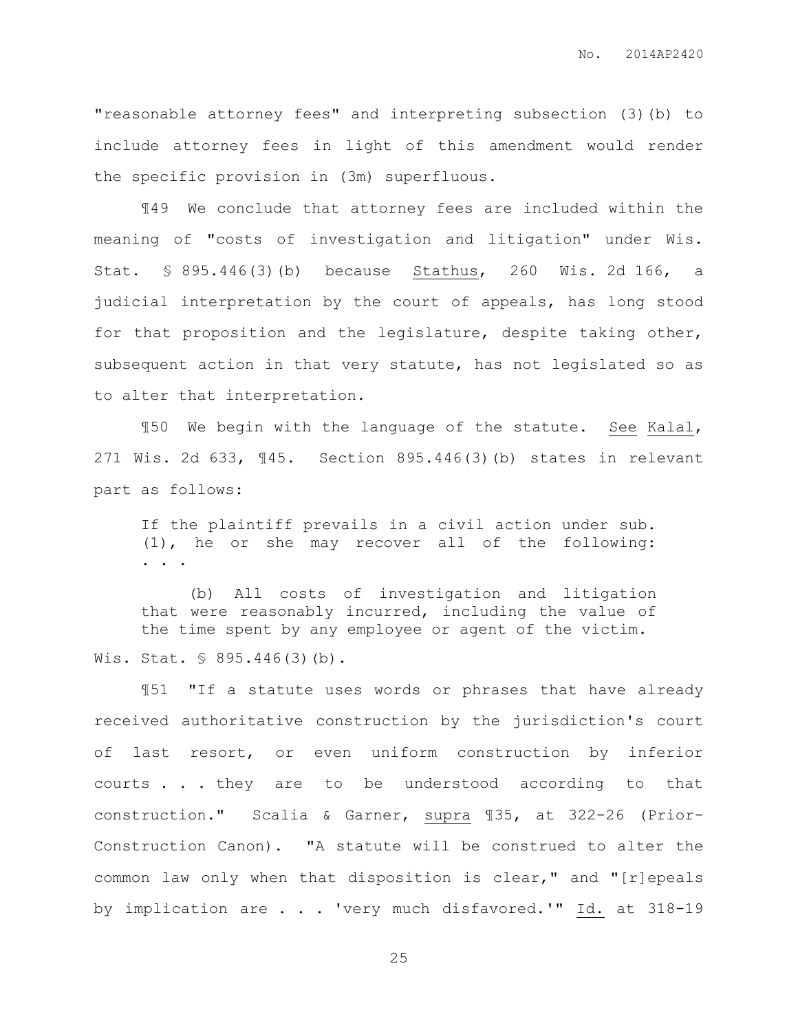"reasonable attorney fees" and interpreting subsection (3)(b) to include attorney fees in light of this amendment would render the specific provision in (3m) superfluous.

¶49 We conclude that attorney fees are included within the meaning of "costs of investigation and litigation" under Wis. Stat. § 895.446(3)(b) because Stathus, 260 Wis. 2d 166, a judicial interpretation by the court of appeals, has long stood for that proposition and the legislature, despite taking other, subsequent action in that very statute, has not legislated so as to alter that interpretation.

¶50 We begin with the language of the statute. See Kalal, 271 Wis. 2d 633, ¶45. Section 895.446(3)(b) states in relevant part as follows:

> If the plaintiff prevails in a civil action under sub. (1), he or she may recover all of the following: . . .
>
> (b) All costs of investigation and litigation that were reasonably incurred, including the value of the time spent by any employee or agent of the victim.

Wis. Stat. § 895.446(3)(b).

¶51 "If a statute uses words or phrases that have already received authoritative construction by the jurisdiction's court of last resort, or even uniform construction by inferior courts . . . they are to be understood according to that construction." Scalia & Garner, supra ¶35, at 322-26 (Prior-Construction Canon). "A statute will be construed to alter the common law only when that disposition is clear," and "[r]epeals by implication are . . . 'very much disfavored.'" Id. at 318-19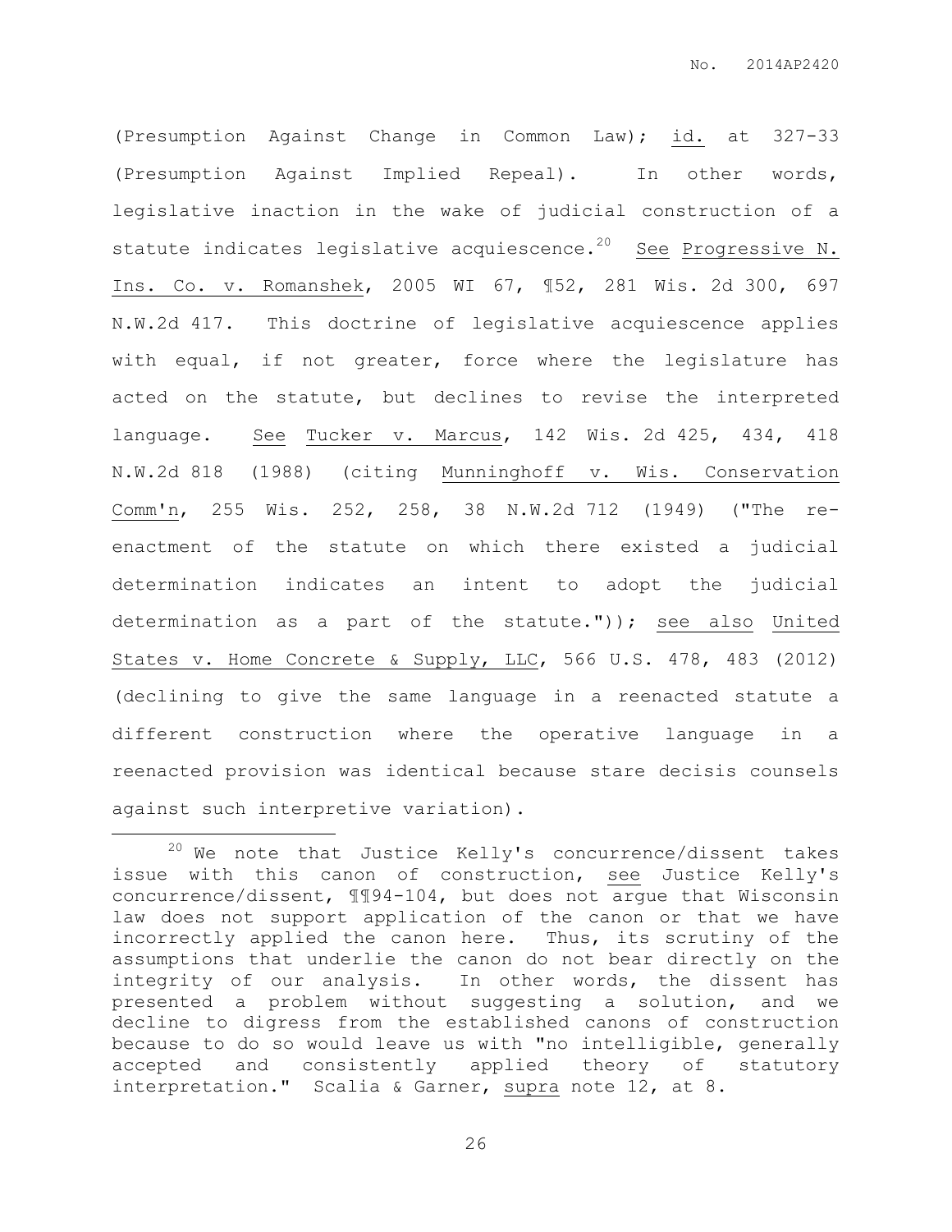(Presumption Against Change in Common Law); id. at 327-33 (Presumption Against Implied Repeal). In other words, legislative inaction in the wake of judicial construction of a statute indicates legislative acquiescence.[20] See Progressive N. Ins. Co. v. Romanshek, 2005 WI 67, ¶52, 281 Wis. 2d 300, 697 N.W.2d 417. This doctrine of legislative acquiescence applies with equal, if not greater, force where the legislature has acted on the statute, but declines to revise the interpreted language. See Tucker v. Marcus, 142 Wis. 2d 425, 434, 418 N.W.2d 818 (1988) (citing Munninghoff v. Wis. Conservation Comm'n, 255 Wis. 252, 258, 38 N.W.2d 712 (1949) ("The re-enactment of the statute on which there existed a judicial determination indicates an intent to adopt the judicial determination as a part of the statute.")); see also United States v. Home Concrete & Supply, LLC, 566 U.S. 478, 483 (2012) (declining to give the same language in a reenacted statute a different construction where the operative language in a reenacted provision was identical because stare decisis counsels against such interpretive variation).

---

[20] We note that Justice Kelly's concurrence/dissent takes issue with this canon of construction, see Justice Kelly's concurrence/dissent, ¶¶94-104, but does not argue that Wisconsin law does not support application of the canon or that we have incorrectly applied the canon here. Thus, its scrutiny of the assumptions that underlie the canon do not bear directly on the integrity of our analysis. In other words, the dissent has presented a problem without suggesting a solution, and we decline to digress from the established canons of construction because to do so would leave us with "no intelligible, generally accepted and consistently applied theory of statutory interpretation." Scalia & Garner, supra note 12, at 8.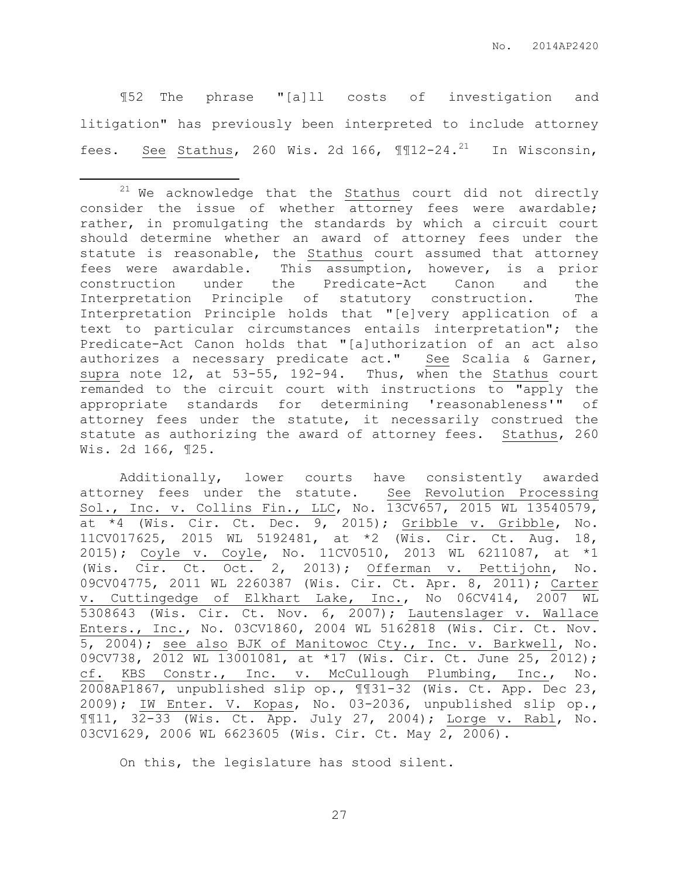¶52 The phrase "[a]ll costs of investigation and litigation" has previously been interpreted to include attorney fees. See Stathus, 260 Wis. 2d 166, ¶¶12-24.[21] In Wisconsin,

---

[21] We acknowledge that the Stathus court did not directly consider the issue of whether attorney fees were awardable; rather, in promulgating the standards by which a circuit court should determine whether an award of attorney fees under the statute is reasonable, the Stathus court assumed that attorney fees were awardable. This assumption, however, is a prior construction under the Predicate-Act Canon and the Interpretation Principle of statutory construction. The Interpretation Principle holds that "[e]very application of a text to particular circumstances entails interpretation"; the Predicate-Act Canon holds that "[a]uthorization of an act also authorizes a necessary predicate act." See Scalia & Garner, supra note 12, at 53-55, 192-94. Thus, when the Stathus court remanded to the circuit court with instructions to "apply the appropriate standards for determining 'reasonableness'" of attorney fees under the statute, it necessarily construed the statute as authorizing the award of attorney fees. Stathus, 260 Wis. 2d 166, ¶25.

Additionally, lower courts have consistently awarded attorney fees under the statute. See Revolution Processing Sol., Inc. v. Collins Fin., LLC, No. 13CV657, 2015 WL 13540579, at *4 (Wis. Cir. Ct. Dec. 9, 2015); Gribble v. Gribble, No. 11CV017625, 2015 WL 5192481, at *2 (Wis. Cir. Ct. Aug. 18, 2015); Coyle v. Coyle, No. 11CV0510, 2013 WL 6211087, at *1 (Wis. Cir. Ct. Oct. 2, 2013); Offerman v. Pettijohn, No. 09CV04775, 2011 WL 2260387 (Wis. Cir. Ct. Apr. 8, 2011); Carter v. Cuttingedge of Elkhart Lake, Inc., No 06CV414, 2007 WL 5308643 (Wis. Cir. Ct. Nov. 6, 2007); Lautenslager v. Wallace Enters., Inc., No. 03CV1860, 2004 WL 5162818 (Wis. Cir. Ct. Nov. 5, 2004); see also BJK of Manitowoc Cty., Inc. v. Barkwell, No. 09CV738, 2012 WL 13001081, at *17 (Wis. Cir. Ct. June 25, 2012); cf. KBS Constr., Inc. v. McCullough Plumbing, Inc., No. 2008AP1867, unpublished slip op., ¶¶31-32 (Wis. Ct. App. Dec 23, 2009); IW Enter. V. Kopas, No. 03-2036, unpublished slip op., ¶¶11, 32-33 (Wis. Ct. App. July 27, 2004); Lorge v. Rabl, No. 03CV1629, 2006 WL 6623605 (Wis. Cir. Ct. May 2, 2006).

On this, the legislature has stood silent.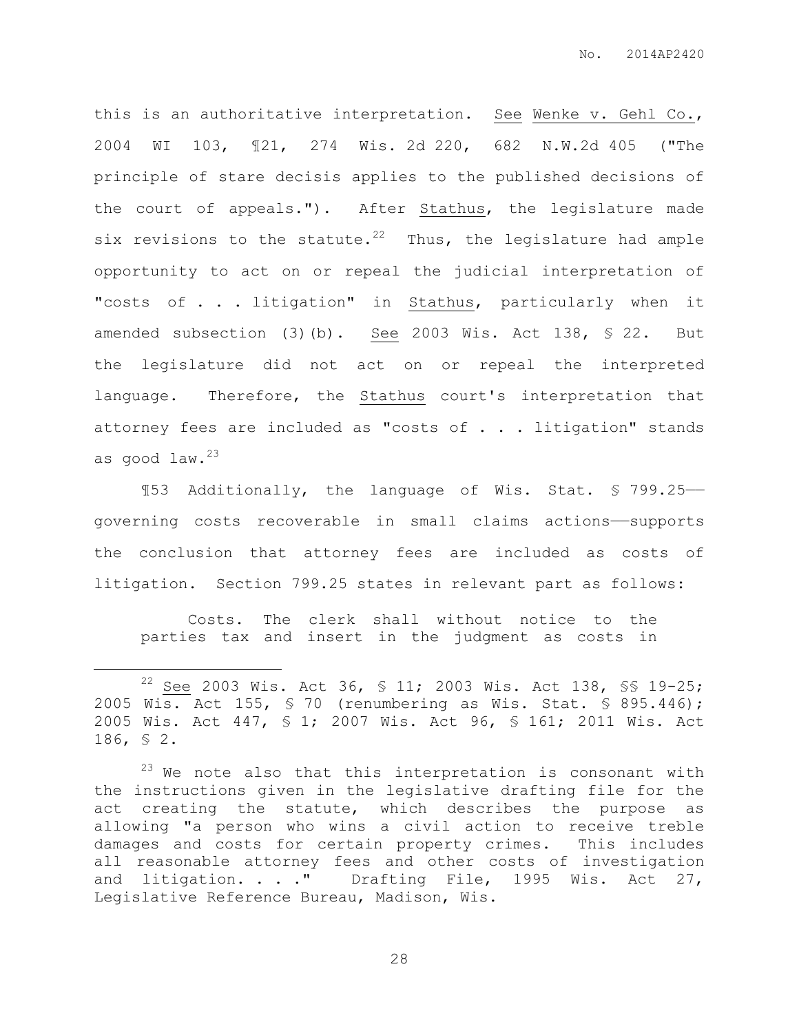this is an authoritative interpretation. See Wenke v. Gehl Co., 2004 WI 103, ¶21, 274 Wis. 2d 220, 682 N.W.2d 405 ("The principle of stare decisis applies to the published decisions of the court of appeals."). After Stathus, the legislature made six revisions to the statute.[22] Thus, the legislature had ample opportunity to act on or repeal the judicial interpretation of "costs of . . . litigation" in Stathus, particularly when it amended subsection (3)(b). See 2003 Wis. Act 138, § 22. But the legislature did not act on or repeal the interpreted language. Therefore, the Stathus court's interpretation that attorney fees are included as "costs of . . . litigation" stands as good law.[23]

¶53 Additionally, the language of Wis. Stat. § 799.25—governing costs recoverable in small claims actions—supports the conclusion that attorney fees are included as costs of litigation. Section 799.25 states in relevant part as follows:

> Costs. The clerk shall without notice to the parties tax and insert in the judgment as costs in

---

[22] See 2003 Wis. Act 36, § 11; 2003 Wis. Act 138, §§ 19-25; 2005 Wis. Act 155, § 70 (renumbering as Wis. Stat. § 895.446); 2005 Wis. Act 447, § 1; 2007 Wis. Act 96, § 161; 2011 Wis. Act 186, § 2.

[23] We note also that this interpretation is consonant with the instructions given in the legislative drafting file for the act creating the statute, which describes the purpose as allowing "a person who wins a civil action to receive treble damages and costs for certain property crimes. This includes all reasonable attorney fees and other costs of investigation and litigation. . . ." Drafting File, 1995 Wis. Act 27, Legislative Reference Bureau, Madison, Wis.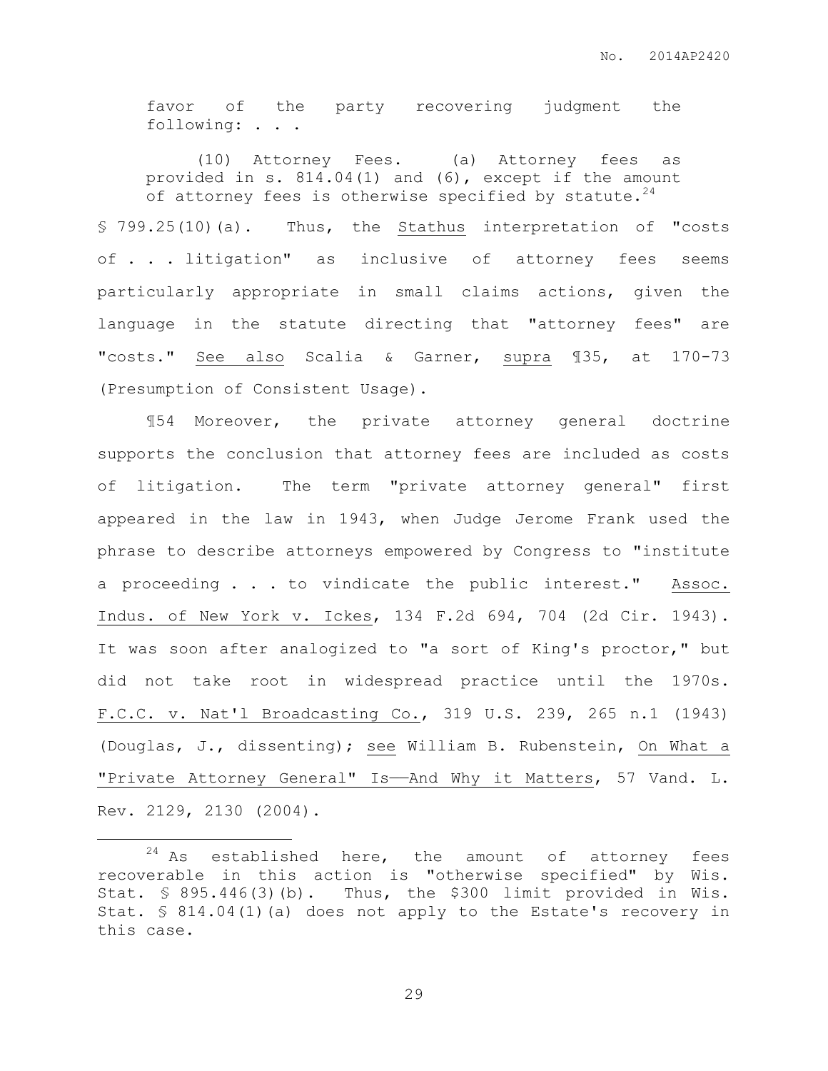favor of the party recovering judgment the following: . . .

(10) Attorney Fees. (a) Attorney fees as provided in s. 814.04(1) and (6), except if the amount of attorney fees is otherwise specified by statute.[24]

§ 799.25(10)(a). Thus, the Stathus interpretation of "costs of . . . litigation" as inclusive of attorney fees seems particularly appropriate in small claims actions, given the language in the statute directing that "attorney fees" are "costs." See also Scalia & Garner, supra ¶35, at 170-73 (Presumption of Consistent Usage).

¶54 Moreover, the private attorney general doctrine supports the conclusion that attorney fees are included as costs of litigation. The term "private attorney general" first appeared in the law in 1943, when Judge Jerome Frank used the phrase to describe attorneys empowered by Congress to "institute a proceeding . . . to vindicate the public interest." Assoc. Indus. of New York v. Ickes, 134 F.2d 694, 704 (2d Cir. 1943). It was soon after analogized to "a sort of King's proctor," but did not take root in widespread practice until the 1970s. F.C.C. v. Nat'l Broadcasting Co., 319 U.S. 239, 265 n.1 (1943) (Douglas, J., dissenting); see William B. Rubenstein, On What a "Private Attorney General" Is——And Why it Matters, 57 Vand. L. Rev. 2129, 2130 (2004).

---

[24] As established here, the amount of attorney fees recoverable in this action is "otherwise specified" by Wis. Stat. § 895.446(3)(b). Thus, the $300 limit provided in Wis. Stat. § 814.04(1)(a) does not apply to the Estate's recovery in this case.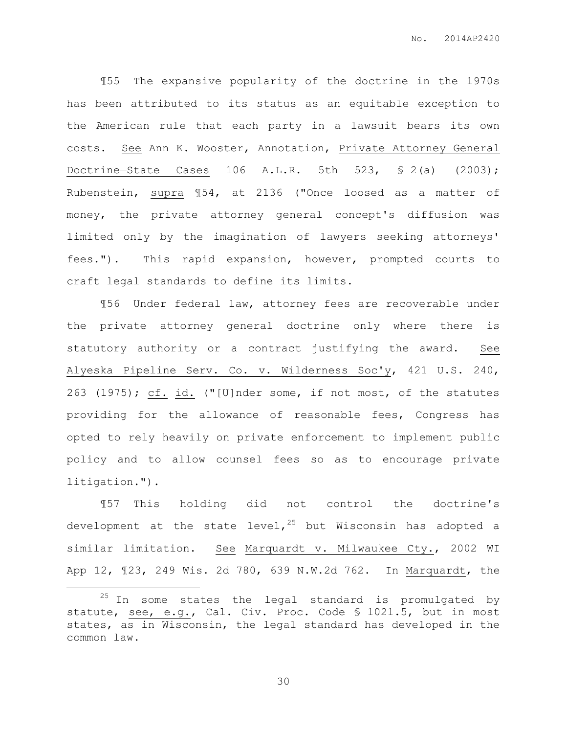¶55 The expansive popularity of the doctrine in the 1970s has been attributed to its status as an equitable exception to the American rule that each party in a lawsuit bears its own costs. See Ann K. Wooster, Annotation, Private Attorney General Doctrine—State Cases 106 A.L.R. 5th 523, § 2(a) (2003); Rubenstein, supra ¶54, at 2136 ("Once loosed as a matter of money, the private attorney general concept's diffusion was limited only by the imagination of lawyers seeking attorneys' fees."). This rapid expansion, however, prompted courts to craft legal standards to define its limits.

¶56 Under federal law, attorney fees are recoverable under the private attorney general doctrine only where there is statutory authority or a contract justifying the award. See Alyeska Pipeline Serv. Co. v. Wilderness Soc'y, 421 U.S. 240, 263 (1975); cf. id. ("[U]nder some, if not most, of the statutes providing for the allowance of reasonable fees, Congress has opted to rely heavily on private enforcement to implement public policy and to allow counsel fees so as to encourage private litigation.").

¶57 This holding did not control the doctrine's development at the state level,[25] but Wisconsin has adopted a similar limitation. See Marquardt v. Milwaukee Cty., 2002 WI App 12, ¶23, 249 Wis. 2d 780, 639 N.W.2d 762. In Marquardt, the

---

[25] In some states the legal standard is promulgated by statute, see, e.g., Cal. Civ. Proc. Code § 1021.5, but in most states, as in Wisconsin, the legal standard has developed in the common law.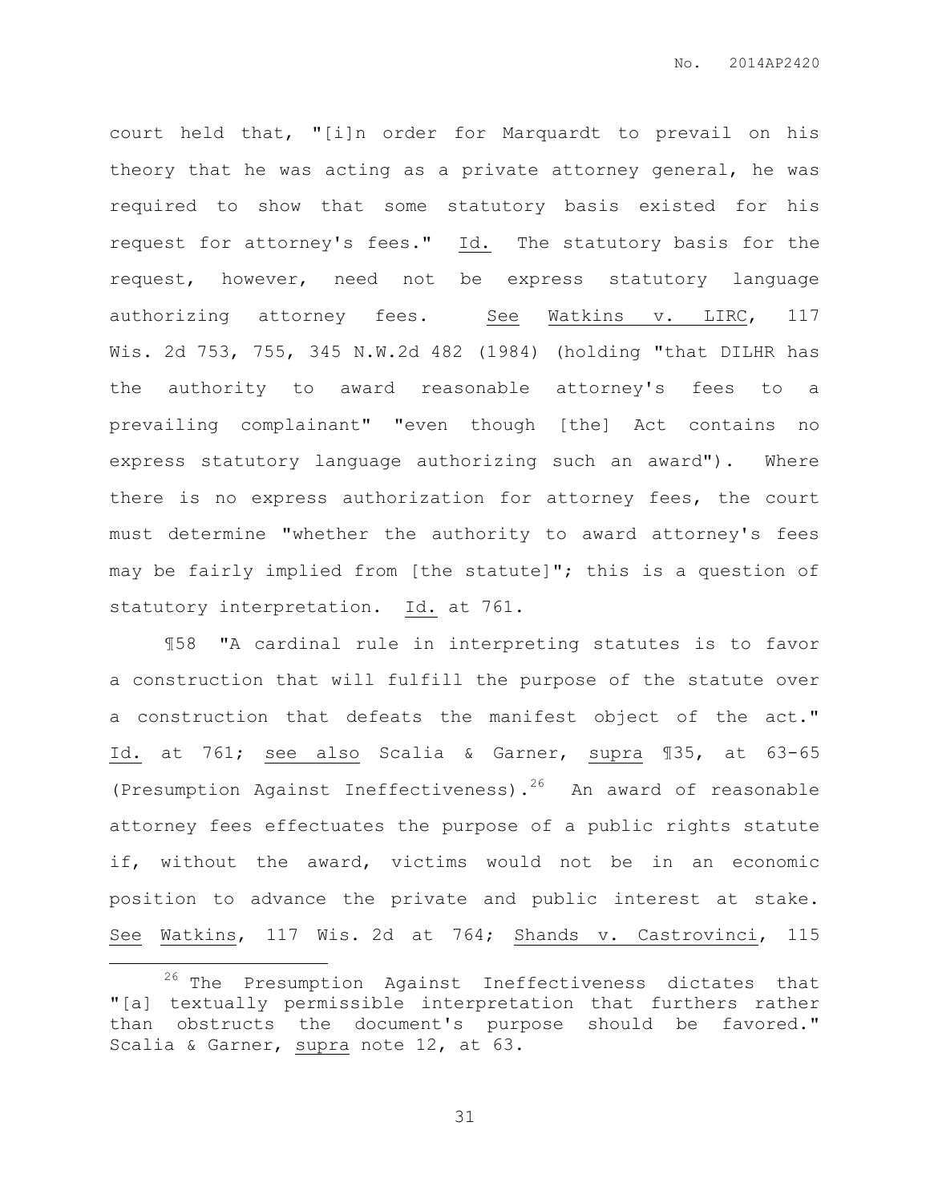court held that, "[i]n order for Marquardt to prevail on his theory that he was acting as a private attorney general, he was required to show that some statutory basis existed for his request for attorney's fees." Id. The statutory basis for the request, however, need not be express statutory language authorizing attorney fees. See Watkins v. LIRC, 117 Wis. 2d 753, 755, 345 N.W.2d 482 (1984) (holding "that DILHR has the authority to award reasonable attorney's fees to a prevailing complainant" "even though [the] Act contains no express statutory language authorizing such an award"). Where there is no express authorization for attorney fees, the court must determine "whether the authority to award attorney's fees may be fairly implied from [the statute]"; this is a question of statutory interpretation. Id. at 761.

¶58 "A cardinal rule in interpreting statutes is to favor a construction that will fulfill the purpose of the statute over a construction that defeats the manifest object of the act." Id. at 761; see also Scalia & Garner, supra ¶35, at 63-65 (Presumption Against Ineffectiveness).[26] An award of reasonable attorney fees effectuates the purpose of a public rights statute if, without the award, victims would not be in an economic position to advance the private and public interest at stake. See Watkins, 117 Wis. 2d at 764; Shands v. Castrovinci, 115

[26] The Presumption Against Ineffectiveness dictates that "[a] textually permissible interpretation that furthers rather than obstructs the document's purpose should be favored." Scalia & Garner, supra note 12, at 63.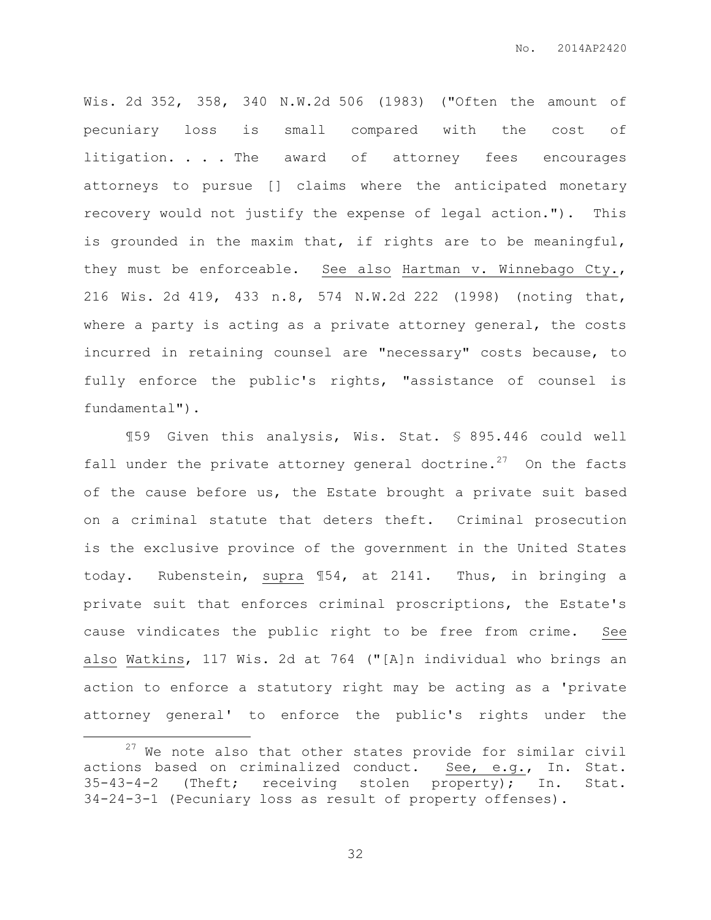Wis. 2d 352, 358, 340 N.W.2d 506 (1983) ("Often the amount of pecuniary loss is small compared with the cost of litigation. . . . The award of attorney fees encourages attorneys to pursue [] claims where the anticipated monetary recovery would not justify the expense of legal action."). This is grounded in the maxim that, if rights are to be meaningful, they must be enforceable. See also Hartman v. Winnebago Cty., 216 Wis. 2d 419, 433 n.8, 574 N.W.2d 222 (1998) (noting that, where a party is acting as a private attorney general, the costs incurred in retaining counsel are "necessary" costs because, to fully enforce the public's rights, "assistance of counsel is fundamental").

¶59 Given this analysis, Wis. Stat. § 895.446 could well fall under the private attorney general doctrine.[27] On the facts of the cause before us, the Estate brought a private suit based on a criminal statute that deters theft. Criminal prosecution is the exclusive province of the government in the United States today. Rubenstein, supra ¶54, at 2141. Thus, in bringing a private suit that enforces criminal proscriptions, the Estate's cause vindicates the public right to be free from crime. See also Watkins, 117 Wis. 2d at 764 ("[A]n individual who brings an action to enforce a statutory right may be acting as a 'private attorney general' to enforce the public's rights under the

---

[27] We note also that other states provide for similar civil actions based on criminalized conduct. See, e.g., In. Stat. 35-43-4-2 (Theft; receiving stolen property); In. Stat. 34-24-3-1 (Pecuniary loss as result of property offenses).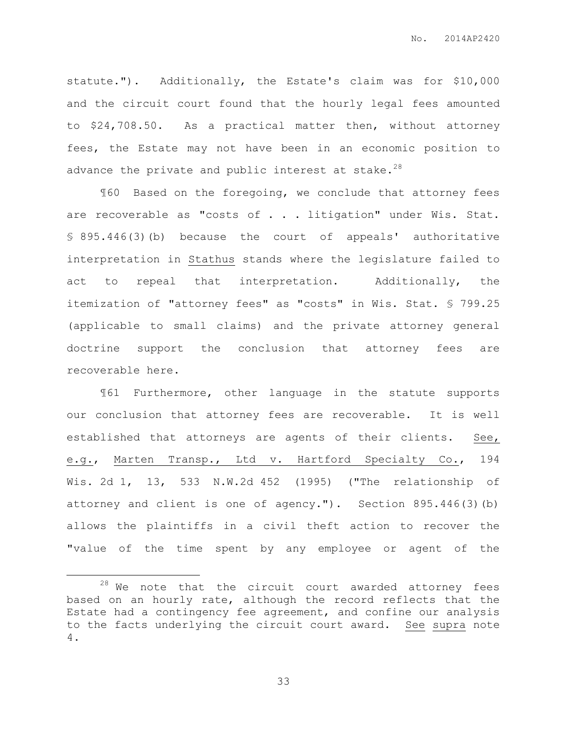statute."). Additionally, the Estate's claim was for $10,000 and the circuit court found that the hourly legal fees amounted to $24,708.50. As a practical matter then, without attorney fees, the Estate may not have been in an economic position to advance the private and public interest at stake.[28]

¶60 Based on the foregoing, we conclude that attorney fees are recoverable as "costs of . . . litigation" under Wis. Stat. § 895.446(3)(b) because the court of appeals' authoritative interpretation in Stathus stands where the legislature failed to act to repeal that interpretation. Additionally, the itemization of "attorney fees" as "costs" in Wis. Stat. § 799.25 (applicable to small claims) and the private attorney general doctrine support the conclusion that attorney fees are recoverable here.

¶61 Furthermore, other language in the statute supports our conclusion that attorney fees are recoverable. It is well established that attorneys are agents of their clients. See, e.g., Marten Transp., Ltd v. Hartford Specialty Co., 194 Wis. 2d 1, 13, 533 N.W.2d 452 (1995) ("The relationship of attorney and client is one of agency."). Section 895.446(3)(b) allows the plaintiffs in a civil theft action to recover the "value of the time spent by any employee or agent of the

---

[28] We note that the circuit court awarded attorney fees based on an hourly rate, although the record reflects that the Estate had a contingency fee agreement, and confine our analysis to the facts underlying the circuit court award. See supra note 4.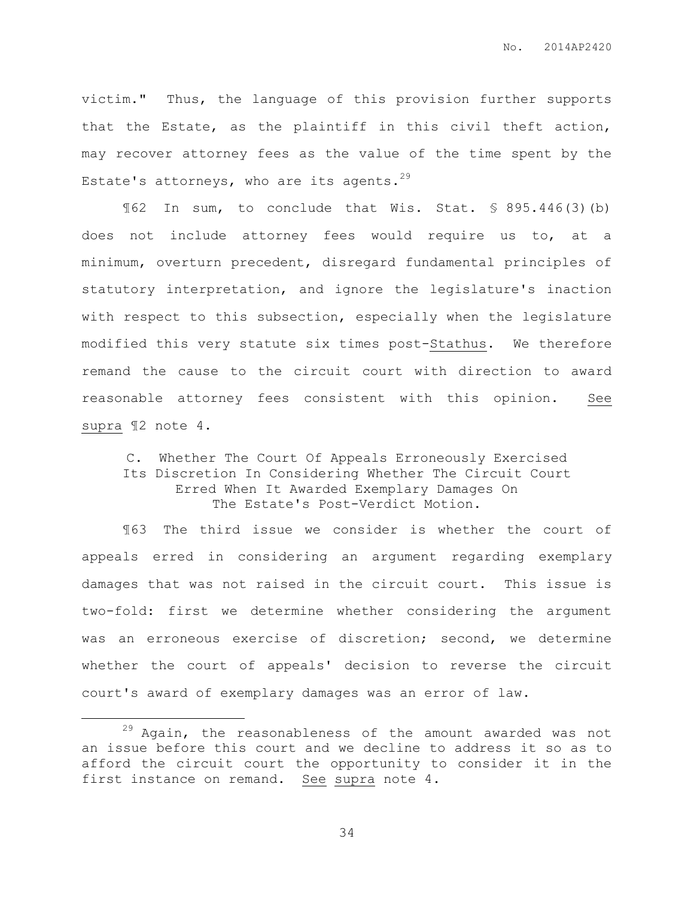victim." Thus, the language of this provision further supports that the Estate, as the plaintiff in this civil theft action, may recover attorney fees as the value of the time spent by the Estate's attorneys, who are its agents.[29]

¶62 In sum, to conclude that Wis. Stat. § 895.446(3)(b) does not include attorney fees would require us to, at a minimum, overturn precedent, disregard fundamental principles of statutory interpretation, and ignore the legislature's inaction with respect to this subsection, especially when the legislature modified this very statute six times post-Stathus. We therefore remand the cause to the circuit court with direction to award reasonable attorney fees consistent with this opinion. See supra ¶2 note 4.

### C. Whether The Court Of Appeals Erroneously Exercised Its Discretion In Considering Whether The Circuit Court Erred When It Awarded Exemplary Damages On The Estate's Post-Verdict Motion.

¶63 The third issue we consider is whether the court of appeals erred in considering an argument regarding exemplary damages that was not raised in the circuit court. This issue is two-fold: first we determine whether considering the argument was an erroneous exercise of discretion; second, we determine whether the court of appeals' decision to reverse the circuit court's award of exemplary damages was an error of law.

---

[29] Again, the reasonableness of the amount awarded was not an issue before this court and we decline to address it so as to afford the circuit court the opportunity to consider it in the first instance on remand. See supra note 4.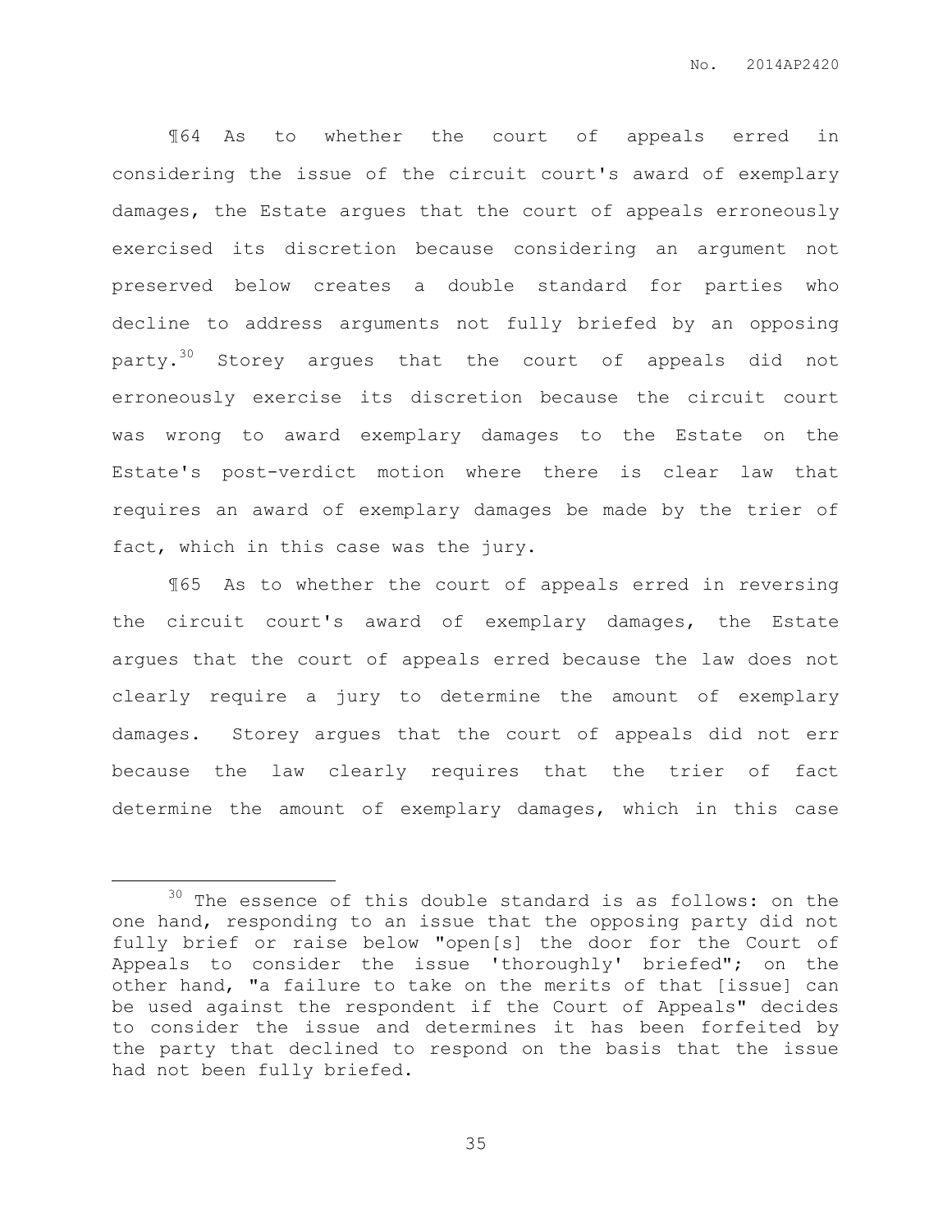¶64 As to whether the court of appeals erred in considering the issue of the circuit court's award of exemplary damages, the Estate argues that the court of appeals erroneously exercised its discretion because considering an argument not preserved below creates a double standard for parties who decline to address arguments not fully briefed by an opposing party.[30] Storey argues that the court of appeals did not erroneously exercise its discretion because the circuit court was wrong to award exemplary damages to the Estate on the Estate's post-verdict motion where there is clear law that requires an award of exemplary damages be made by the trier of fact, which in this case was the jury.

¶65 As to whether the court of appeals erred in reversing the circuit court's award of exemplary damages, the Estate argues that the court of appeals erred because the law does not clearly require a jury to determine the amount of exemplary damages. Storey argues that the court of appeals did not err because the law clearly requires that the trier of fact determine the amount of exemplary damages, which in this case

---

[30] The essence of this double standard is as follows: on the one hand, responding to an issue that the opposing party did not fully brief or raise below "open[s] the door for the Court of Appeals to consider the issue 'thoroughly' briefed"; on the other hand, "a failure to take on the merits of that [issue] can be used against the respondent if the Court of Appeals" decides to consider the issue and determines it has been forfeited by the party that declined to respond on the basis that the issue had not been fully briefed.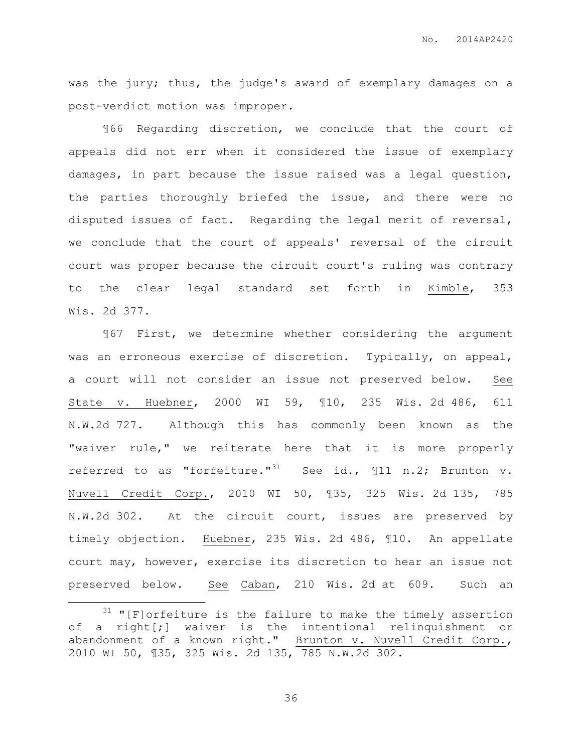was the jury; thus, the judge's award of exemplary damages on a post-verdict motion was improper.

¶66 Regarding discretion, we conclude that the court of appeals did not err when it considered the issue of exemplary damages, in part because the issue raised was a legal question, the parties thoroughly briefed the issue, and there were no disputed issues of fact. Regarding the legal merit of reversal, we conclude that the court of appeals' reversal of the circuit court was proper because the circuit court's ruling was contrary to the clear legal standard set forth in Kimble, 353 Wis. 2d 377.

¶67 First, we determine whether considering the argument was an erroneous exercise of discretion. Typically, on appeal, a court will not consider an issue not preserved below. See State v. Huebner, 2000 WI 59, ¶10, 235 Wis. 2d 486, 611 N.W.2d 727. Although this has commonly been known as the "waiver rule," we reiterate here that it is more properly referred to as "forfeiture."[31] See id., ¶11 n.2; Brunton v. Nuvell Credit Corp., 2010 WI 50, ¶35, 325 Wis. 2d 135, 785 N.W.2d 302. At the circuit court, issues are preserved by timely objection. Huebner, 235 Wis. 2d 486, ¶10. An appellate court may, however, exercise its discretion to hear an issue not preserved below. See Caban, 210 Wis. 2d at 609. Such an

---

[31] "[F]orfeiture is the failure to make the timely assertion of a right[;] waiver is the intentional relinquishment or abandonment of a known right." Brunton v. Nuvell Credit Corp., 2010 WI 50, ¶35, 325 Wis. 2d 135, 785 N.W.2d 302.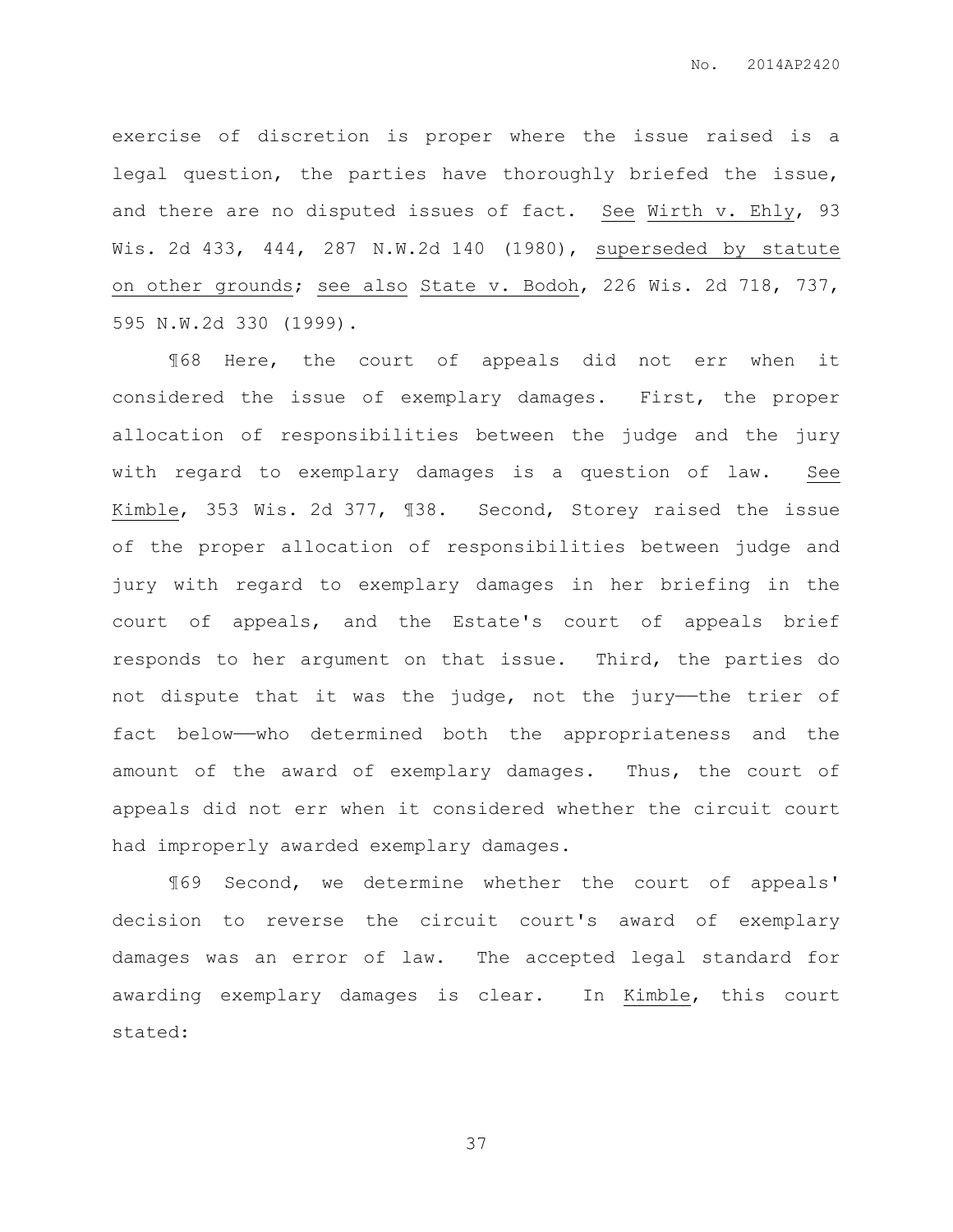exercise of discretion is proper where the issue raised is a legal question, the parties have thoroughly briefed the issue, and there are no disputed issues of fact. See Wirth v. Ehly, 93 Wis. 2d 433, 444, 287 N.W.2d 140 (1980), superseded by statute on other grounds; see also State v. Bodoh, 226 Wis. 2d 718, 737, 595 N.W.2d 330 (1999).

¶68 Here, the court of appeals did not err when it considered the issue of exemplary damages. First, the proper allocation of responsibilities between the judge and the jury with regard to exemplary damages is a question of law. See Kimble, 353 Wis. 2d 377, ¶38. Second, Storey raised the issue of the proper allocation of responsibilities between judge and jury with regard to exemplary damages in her briefing in the court of appeals, and the Estate's court of appeals brief responds to her argument on that issue. Third, the parties do not dispute that it was the judge, not the jury——the trier of fact below——who determined both the appropriateness and the amount of the award of exemplary damages. Thus, the court of appeals did not err when it considered whether the circuit court had improperly awarded exemplary damages.

¶69 Second, we determine whether the court of appeals' decision to reverse the circuit court's award of exemplary damages was an error of law. The accepted legal standard for awarding exemplary damages is clear. In Kimble, this court stated: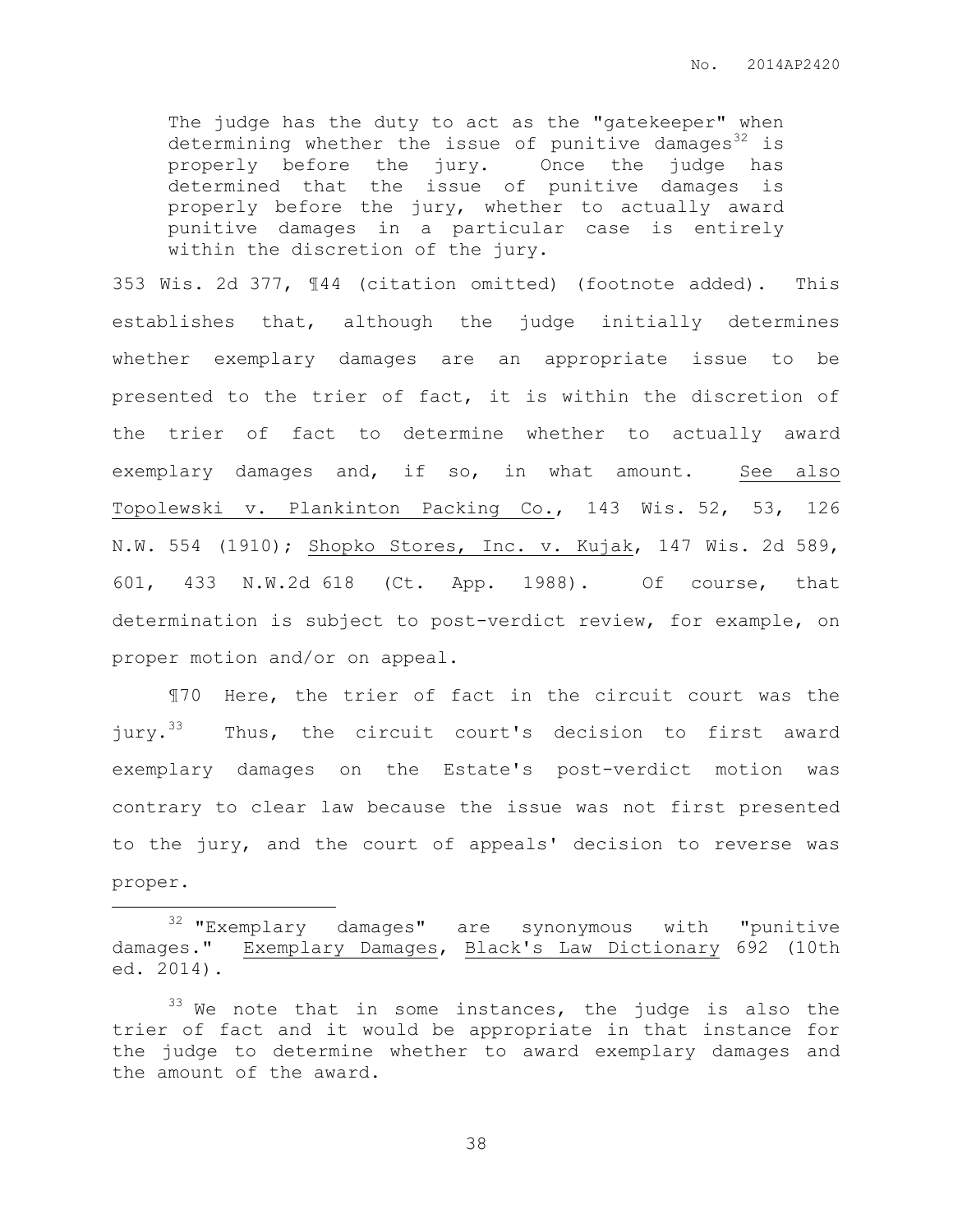> The judge has the duty to act as the "gatekeeper" when determining whether the issue of punitive damages[32] is properly before the jury. Once the judge has determined that the issue of punitive damages is properly before the jury, whether to actually award punitive damages in a particular case is entirely within the discretion of the jury.

353 Wis. 2d 377, ¶44 (citation omitted) (footnote added). This establishes that, although the judge initially determines whether exemplary damages are an appropriate issue to be presented to the trier of fact, it is within the discretion of the trier of fact to determine whether to actually award exemplary damages and, if so, in what amount. See also Topolewski v. Plankinton Packing Co., 143 Wis. 52, 53, 126 N.W. 554 (1910); Shopko Stores, Inc. v. Kujak, 147 Wis. 2d 589, 601, 433 N.W.2d 618 (Ct. App. 1988). Of course, that determination is subject to post-verdict review, for example, on proper motion and/or on appeal.

¶70 Here, the trier of fact in the circuit court was the jury.[33] Thus, the circuit court's decision to first award exemplary damages on the Estate's post-verdict motion was contrary to clear law because the issue was not first presented to the jury, and the court of appeals' decision to reverse was proper.

---

[32] "Exemplary damages" are synonymous with "punitive damages." Exemplary Damages, Black's Law Dictionary 692 (10th ed. 2014).

[33] We note that in some instances, the judge is also the trier of fact and it would be appropriate in that instance for the judge to determine whether to award exemplary damages and the amount of the award.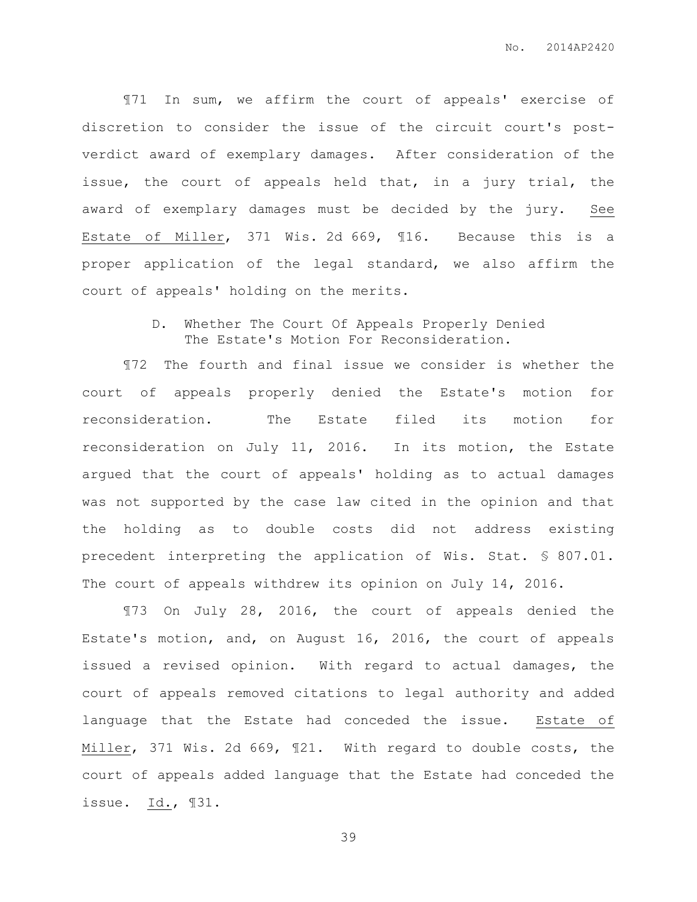¶71 In sum, we affirm the court of appeals' exercise of discretion to consider the issue of the circuit court's post-verdict award of exemplary damages. After consideration of the issue, the court of appeals held that, in a jury trial, the award of exemplary damages must be decided by the jury. See Estate of Miller, 371 Wis. 2d 669, ¶16. Because this is a proper application of the legal standard, we also affirm the court of appeals' holding on the merits.

### D. Whether The Court Of Appeals Properly Denied The Estate's Motion For Reconsideration.

¶72 The fourth and final issue we consider is whether the court of appeals properly denied the Estate's motion for reconsideration. The Estate filed its motion for reconsideration on July 11, 2016. In its motion, the Estate argued that the court of appeals' holding as to actual damages was not supported by the case law cited in the opinion and that the holding as to double costs did not address existing precedent interpreting the application of Wis. Stat. § 807.01. The court of appeals withdrew its opinion on July 14, 2016.

¶73 On July 28, 2016, the court of appeals denied the Estate's motion, and, on August 16, 2016, the court of appeals issued a revised opinion. With regard to actual damages, the court of appeals removed citations to legal authority and added language that the Estate had conceded the issue. Estate of Miller, 371 Wis. 2d 669, ¶21. With regard to double costs, the court of appeals added language that the Estate had conceded the issue. Id., ¶31.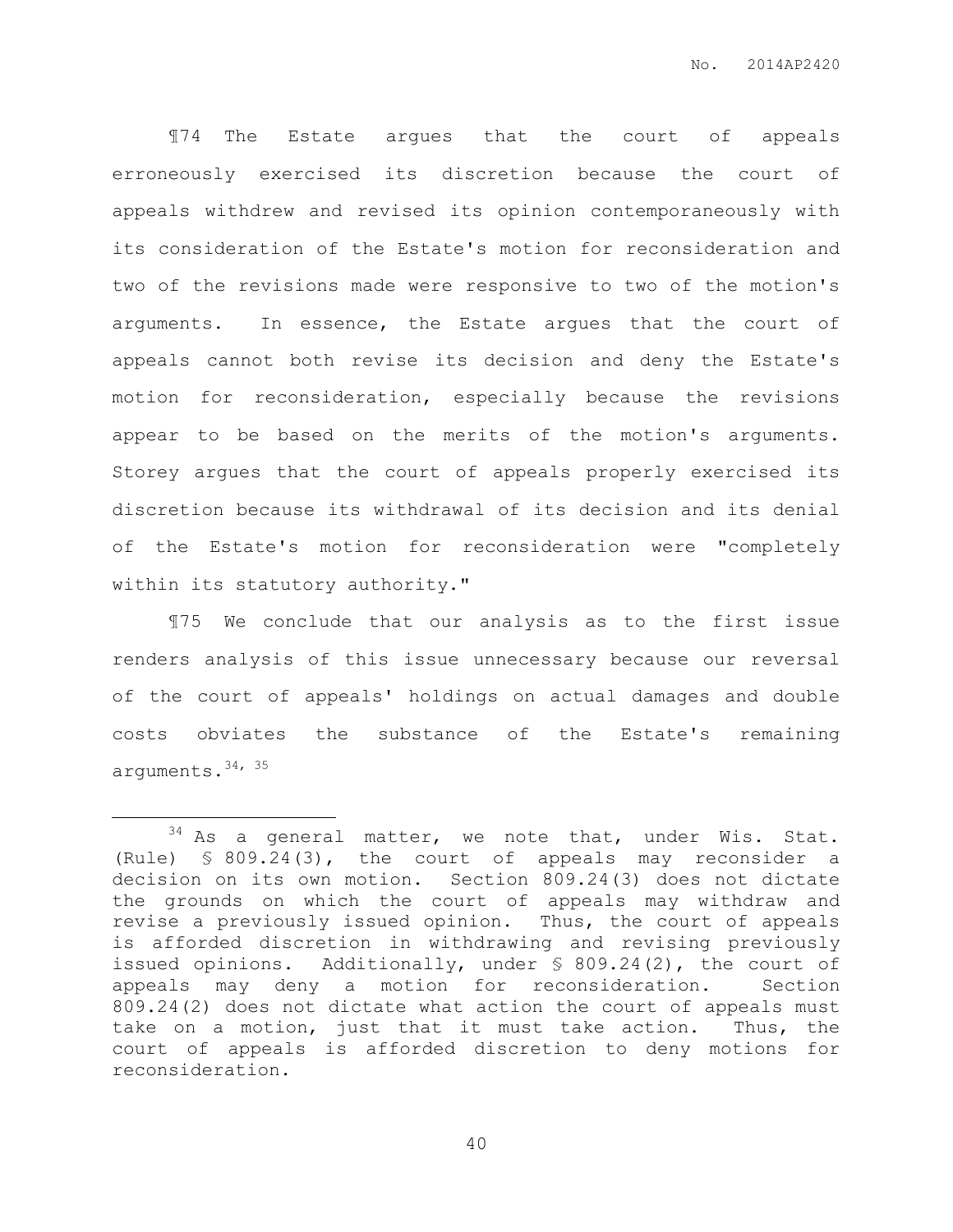¶74 The Estate argues that the court of appeals erroneously exercised its discretion because the court of appeals withdrew and revised its opinion contemporaneously with its consideration of the Estate's motion for reconsideration and two of the revisions made were responsive to two of the motion's arguments. In essence, the Estate argues that the court of appeals cannot both revise its decision and deny the Estate's motion for reconsideration, especially because the revisions appear to be based on the merits of the motion's arguments. Storey argues that the court of appeals properly exercised its discretion because its withdrawal of its decision and its denial of the Estate's motion for reconsideration were "completely within its statutory authority."

¶75 We conclude that our analysis as to the first issue renders analysis of this issue unnecessary because our reversal of the court of appeals' holdings on actual damages and double costs obviates the substance of the Estate's remaining arguments.[34, 35]

---

[34] As a general matter, we note that, under Wis. Stat. (Rule) § 809.24(3), the court of appeals may reconsider a decision on its own motion. Section 809.24(3) does not dictate the grounds on which the court of appeals may withdraw and revise a previously issued opinion. Thus, the court of appeals is afforded discretion in withdrawing and revising previously issued opinions. Additionally, under § 809.24(2), the court of appeals may deny a motion for reconsideration. Section 809.24(2) does not dictate what action the court of appeals must take on a motion, just that it must take action. Thus, the court of appeals is afforded discretion to deny motions for reconsideration.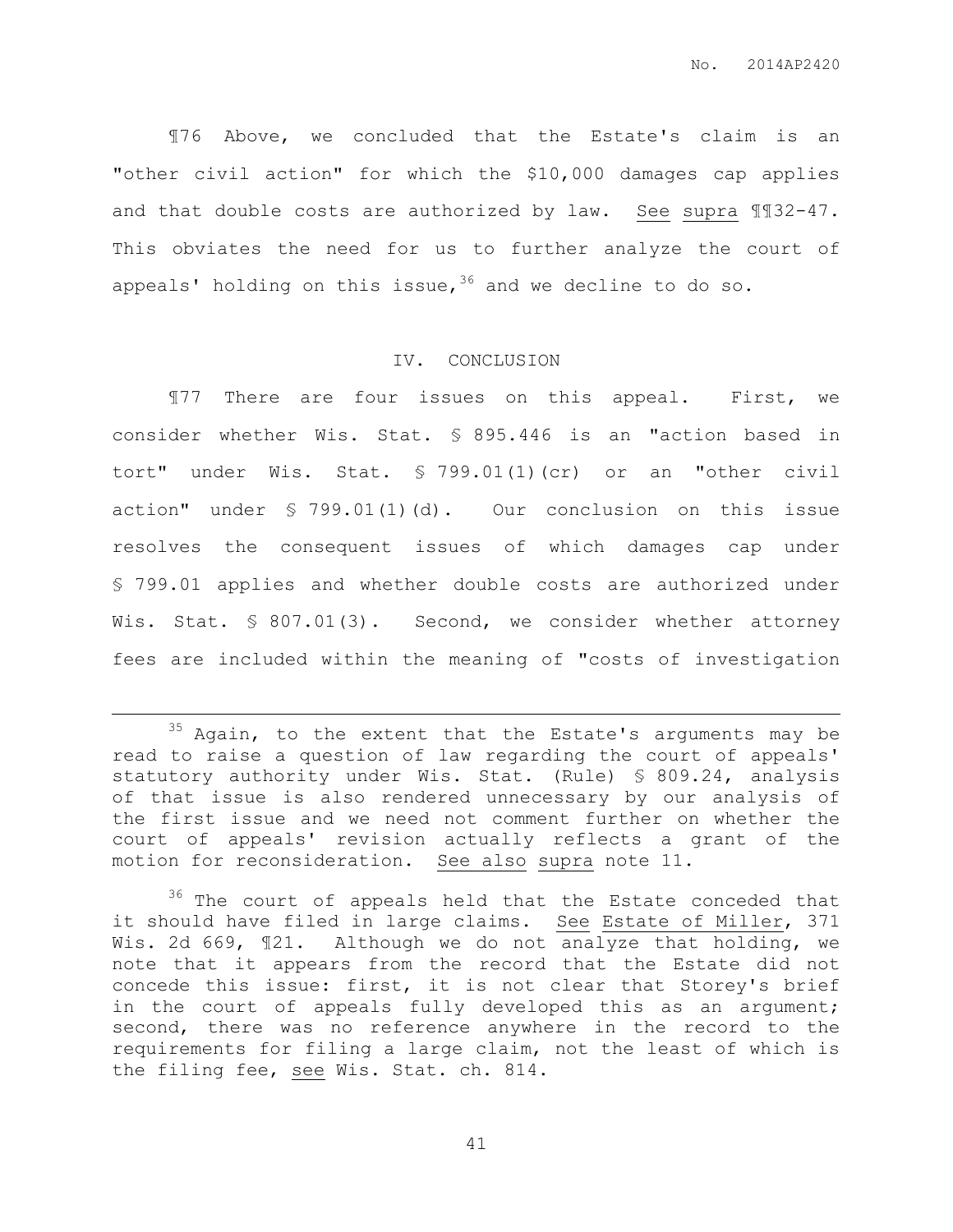¶76 Above, we concluded that the Estate's claim is an "other civil action" for which the $10,000 damages cap applies and that double costs are authorized by law. See supra ¶¶32-47. This obviates the need for us to further analyze the court of appeals' holding on this issue,[36] and we decline to do so.

## IV. CONCLUSION

¶77 There are four issues on this appeal. First, we consider whether Wis. Stat. § 895.446 is an "action based in tort" under Wis. Stat. § 799.01(1)(cr) or an "other civil action" under § 799.01(1)(d). Our conclusion on this issue resolves the consequent issues of which damages cap under § 799.01 applies and whether double costs are authorized under Wis. Stat. § 807.01(3). Second, we consider whether attorney fees are included within the meaning of "costs of investigation

---

[35] Again, to the extent that the Estate's arguments may be read to raise a question of law regarding the court of appeals' statutory authority under Wis. Stat. (Rule) § 809.24, analysis of that issue is also rendered unnecessary by our analysis of the first issue and we need not comment further on whether the court of appeals' revision actually reflects a grant of the motion for reconsideration. See also supra note 11.

[36] The court of appeals held that the Estate conceded that it should have filed in large claims. See Estate of Miller, 371 Wis. 2d 669, ¶21. Although we do not analyze that holding, we note that it appears from the record that the Estate did not concede this issue: first, it is not clear that Storey's brief in the court of appeals fully developed this as an argument; second, there was no reference anywhere in the record to the requirements for filing a large claim, not the least of which is the filing fee, see Wis. Stat. ch. 814.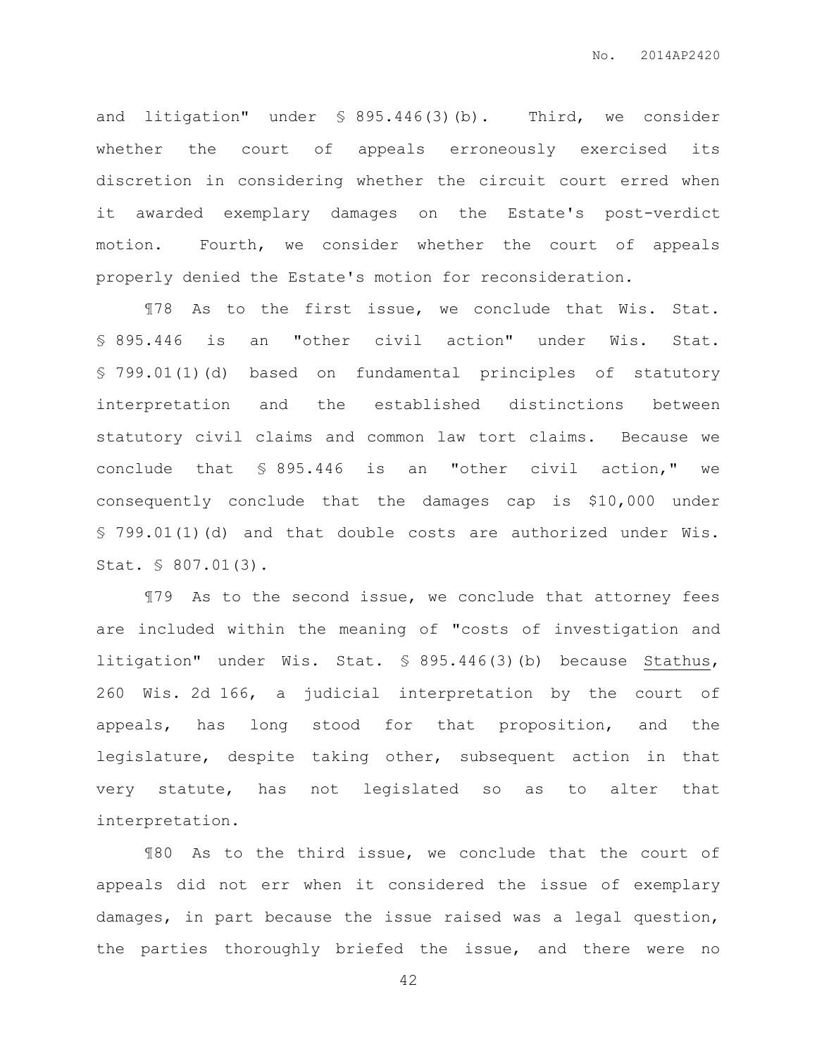and litigation" under § 895.446(3)(b). Third, we consider whether the court of appeals erroneously exercised its discretion in considering whether the circuit court erred when it awarded exemplary damages on the Estate's post-verdict motion. Fourth, we consider whether the court of appeals properly denied the Estate's motion for reconsideration.

¶78 As to the first issue, we conclude that Wis. Stat. § 895.446 is an "other civil action" under Wis. Stat. § 799.01(1)(d) based on fundamental principles of statutory interpretation and the established distinctions between statutory civil claims and common law tort claims. Because we conclude that § 895.446 is an "other civil action," we consequently conclude that the damages cap is $10,000 under § 799.01(1)(d) and that double costs are authorized under Wis. Stat. § 807.01(3).

¶79 As to the second issue, we conclude that attorney fees are included within the meaning of "costs of investigation and litigation" under Wis. Stat. § 895.446(3)(b) because Stathus, 260 Wis. 2d 166, a judicial interpretation by the court of appeals, has long stood for that proposition, and the legislature, despite taking other, subsequent action in that very statute, has not legislated so as to alter that interpretation.

¶80 As to the third issue, we conclude that the court of appeals did not err when it considered the issue of exemplary damages, in part because the issue raised was a legal question, the parties thoroughly briefed the issue, and there were no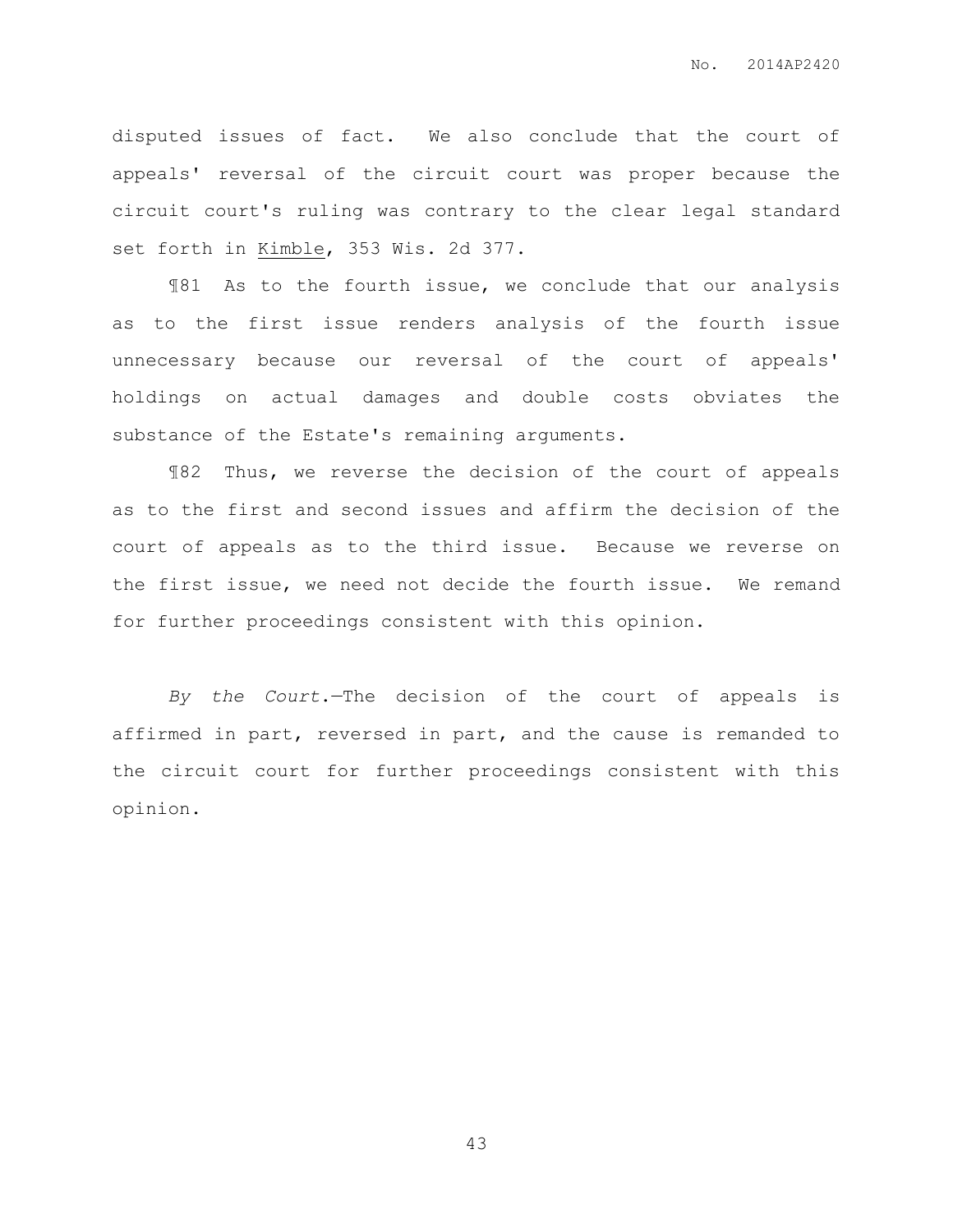disputed issues of fact. We also conclude that the court of appeals' reversal of the circuit court was proper because the circuit court's ruling was contrary to the clear legal standard set forth in Kimble, 353 Wis. 2d 377.

¶81 As to the fourth issue, we conclude that our analysis as to the first issue renders analysis of the fourth issue unnecessary because our reversal of the court of appeals' holdings on actual damages and double costs obviates the substance of the Estate's remaining arguments.

¶82 Thus, we reverse the decision of the court of appeals as to the first and second issues and affirm the decision of the court of appeals as to the third issue. Because we reverse on the first issue, we need not decide the fourth issue. We remand for further proceedings consistent with this opinion.

*By the Court.*—The decision of the court of appeals is affirmed in part, reversed in part, and the cause is remanded to the circuit court for further proceedings consistent with this opinion.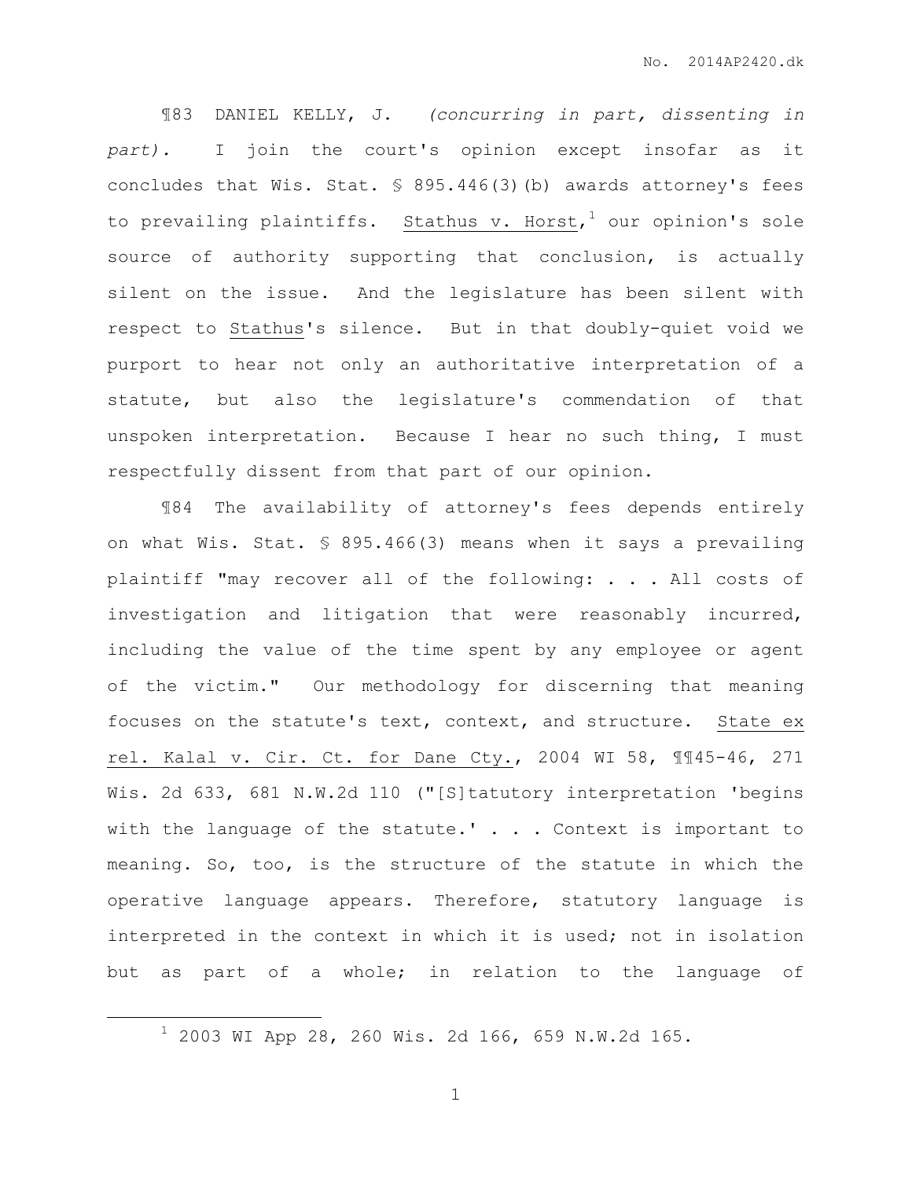¶83 DANIEL KELLY, J. *(concurring in part, dissenting in part).* I join the court's opinion except insofar as it concludes that Wis. Stat. § 895.446(3)(b) awards attorney's fees to prevailing plaintiffs. Stathus v. Horst,[1] our opinion's sole source of authority supporting that conclusion, is actually silent on the issue. And the legislature has been silent with respect to Stathus's silence. But in that doubly-quiet void we purport to hear not only an authoritative interpretation of a statute, but also the legislature's commendation of that unspoken interpretation. Because I hear no such thing, I must respectfully dissent from that part of our opinion.

¶84 The availability of attorney's fees depends entirely on what Wis. Stat. § 895.466(3) means when it says a prevailing plaintiff "may recover all of the following: . . . All costs of investigation and litigation that were reasonably incurred, including the value of the time spent by any employee or agent of the victim." Our methodology for discerning that meaning focuses on the statute's text, context, and structure. State ex rel. Kalal v. Cir. Ct. for Dane Cty., 2004 WI 58, ¶¶45-46, 271 Wis. 2d 633, 681 N.W.2d 110 ("[S]tatutory interpretation 'begins with the language of the statute.' . . . Context is important to meaning. So, too, is the structure of the statute in which the operative language appears. Therefore, statutory language is interpreted in the context in which it is used; not in isolation but as part of a whole; in relation to the language of

[1] 2003 WI App 28, 260 Wis. 2d 166, 659 N.W.2d 165.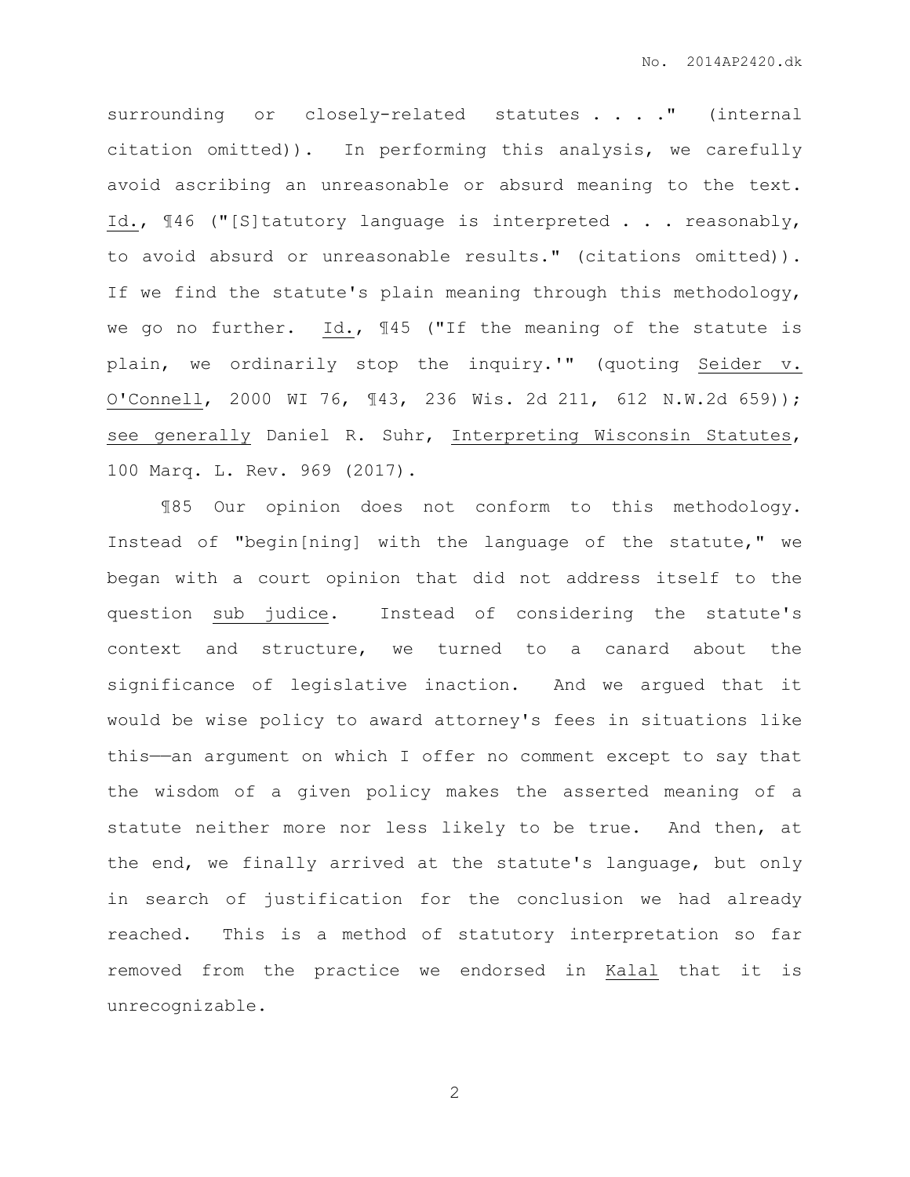surrounding or closely-related statutes . . . ." (internal citation omitted)). In performing this analysis, we carefully avoid ascribing an unreasonable or absurd meaning to the text. Id., ¶46 ("[S]tatutory language is interpreted . . . reasonably, to avoid absurd or unreasonable results." (citations omitted)). If we find the statute's plain meaning through this methodology, we go no further. Id., ¶45 ("If the meaning of the statute is plain, we ordinarily stop the inquiry.'" (quoting Seider v. O'Connell, 2000 WI 76, ¶43, 236 Wis. 2d 211, 612 N.W.2d 659)); see generally Daniel R. Suhr, Interpreting Wisconsin Statutes, 100 Marq. L. Rev. 969 (2017).

¶85 Our opinion does not conform to this methodology. Instead of "begin[ning] with the language of the statute," we began with a court opinion that did not address itself to the question sub judice. Instead of considering the statute's context and structure, we turned to a canard about the significance of legislative inaction. And we argued that it would be wise policy to award attorney's fees in situations like this——an argument on which I offer no comment except to say that the wisdom of a given policy makes the asserted meaning of a statute neither more nor less likely to be true. And then, at the end, we finally arrived at the statute's language, but only in search of justification for the conclusion we had already reached. This is a method of statutory interpretation so far removed from the practice we endorsed in Kalal that it is unrecognizable.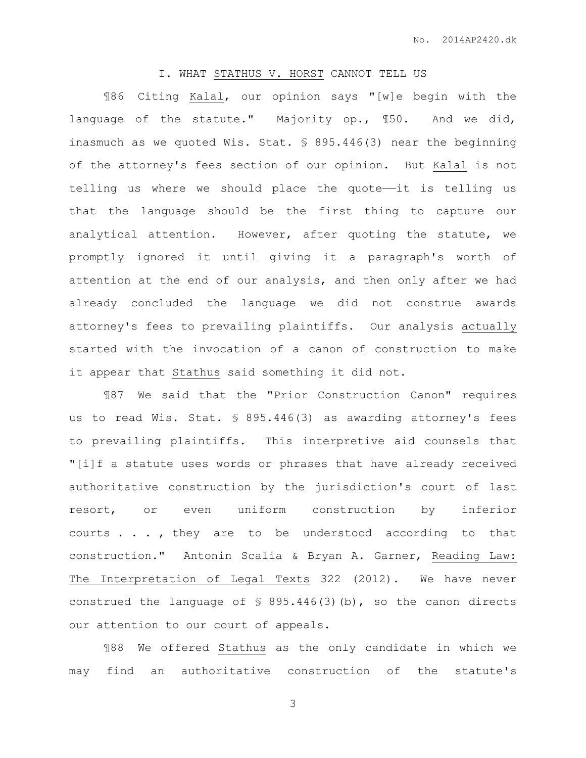## I. WHAT <u>STATHUS V. HORST</u> CANNOT TELL US

¶86 Citing <u>Kalal</u>, our opinion says "[w]e begin with the language of the statute." Majority op., ¶50. And we did, inasmuch as we quoted Wis. Stat. § 895.446(3) near the beginning of the attorney's fees section of our opinion. But <u>Kalal</u> is not telling us where we should place the quote——it is telling us that the language should be the first thing to capture our analytical attention. However, after quoting the statute, we promptly ignored it until giving it a paragraph's worth of attention at the end of our analysis, and then only after we had already concluded the language we did not construe awards attorney's fees to prevailing plaintiffs. Our analysis <u>actually</u> started with the invocation of a canon of construction to make it appear that <u>Stathus</u> said something it did not.

¶87 We said that the "Prior Construction Canon" requires us to read Wis. Stat. § 895.446(3) as awarding attorney's fees to prevailing plaintiffs. This interpretive aid counsels that "[i]f a statute uses words or phrases that have already received authoritative construction by the jurisdiction's court of last resort, or even uniform construction by inferior courts . . . , they are to be understood according to that construction." Antonin Scalia & Bryan A. Garner, <u>Reading Law: The Interpretation of Legal Texts</u> 322 (2012). We have never construed the language of § 895.446(3)(b), so the canon directs our attention to our court of appeals.

¶88 We offered <u>Stathus</u> as the only candidate in which we may find an authoritative construction of the statute's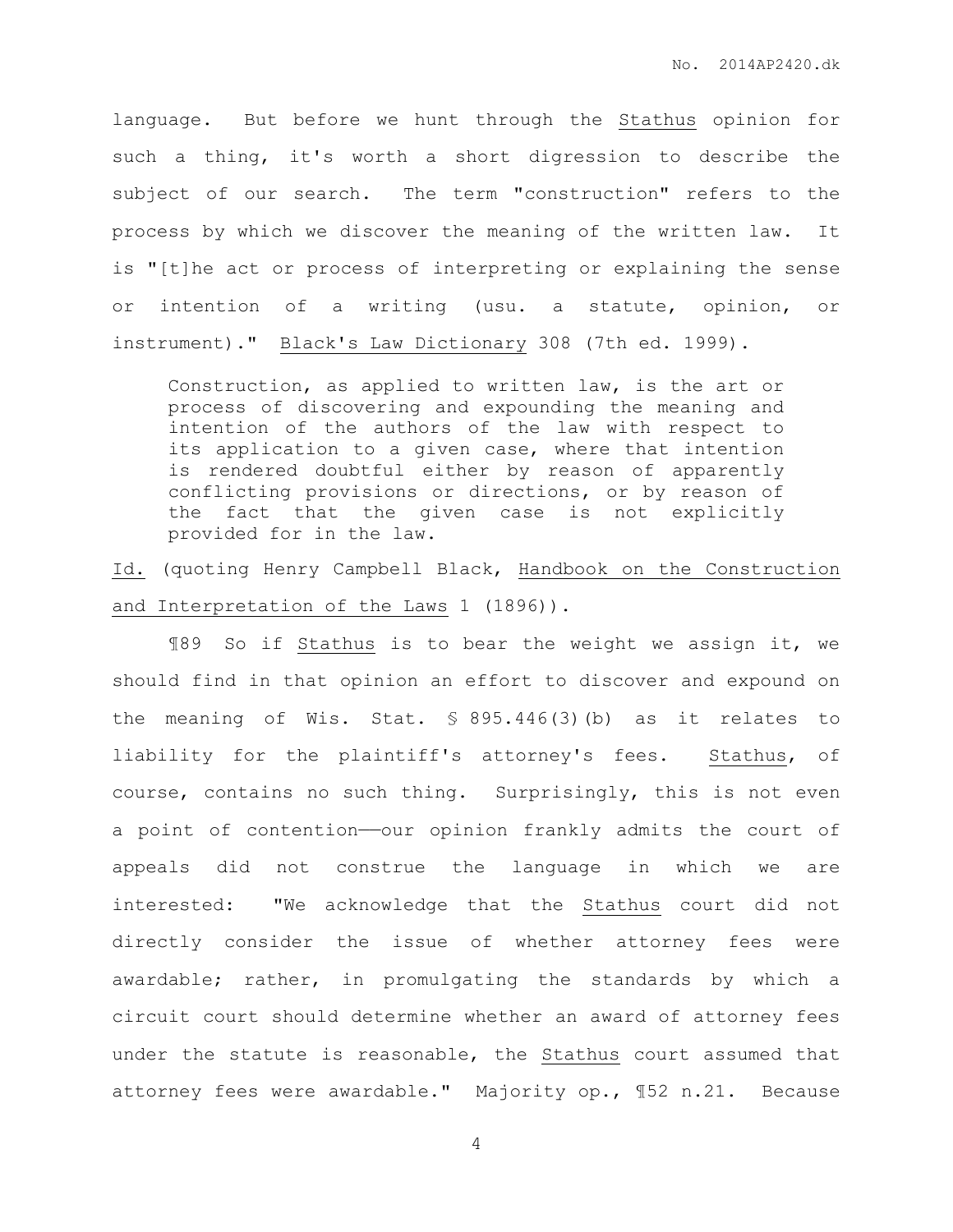language. But before we hunt through the Stathus opinion for such a thing, it's worth a short digression to describe the subject of our search. The term "construction" refers to the process by which we discover the meaning of the written law. It is "[t]he act or process of interpreting or explaining the sense or intention of a writing (usu. a statute, opinion, or instrument)." Black's Law Dictionary 308 (7th ed. 1999).

> Construction, as applied to written law, is the art or process of discovering and expounding the meaning and intention of the authors of the law with respect to its application to a given case, where that intention is rendered doubtful either by reason of apparently conflicting provisions or directions, or by reason of the fact that the given case is not explicitly provided for in the law.

Id. (quoting Henry Campbell Black, Handbook on the Construction and Interpretation of the Laws 1 (1896)).

¶89 So if Stathus is to bear the weight we assign it, we should find in that opinion an effort to discover and expound on the meaning of Wis. Stat. § 895.446(3)(b) as it relates to liability for the plaintiff's attorney's fees. Stathus, of course, contains no such thing. Surprisingly, this is not even a point of contention——our opinion frankly admits the court of appeals did not construe the language in which we are interested: "We acknowledge that the Stathus court did not directly consider the issue of whether attorney fees were awardable; rather, in promulgating the standards by which a circuit court should determine whether an award of attorney fees under the statute is reasonable, the Stathus court assumed that attorney fees were awardable." Majority op., ¶52 n.21. Because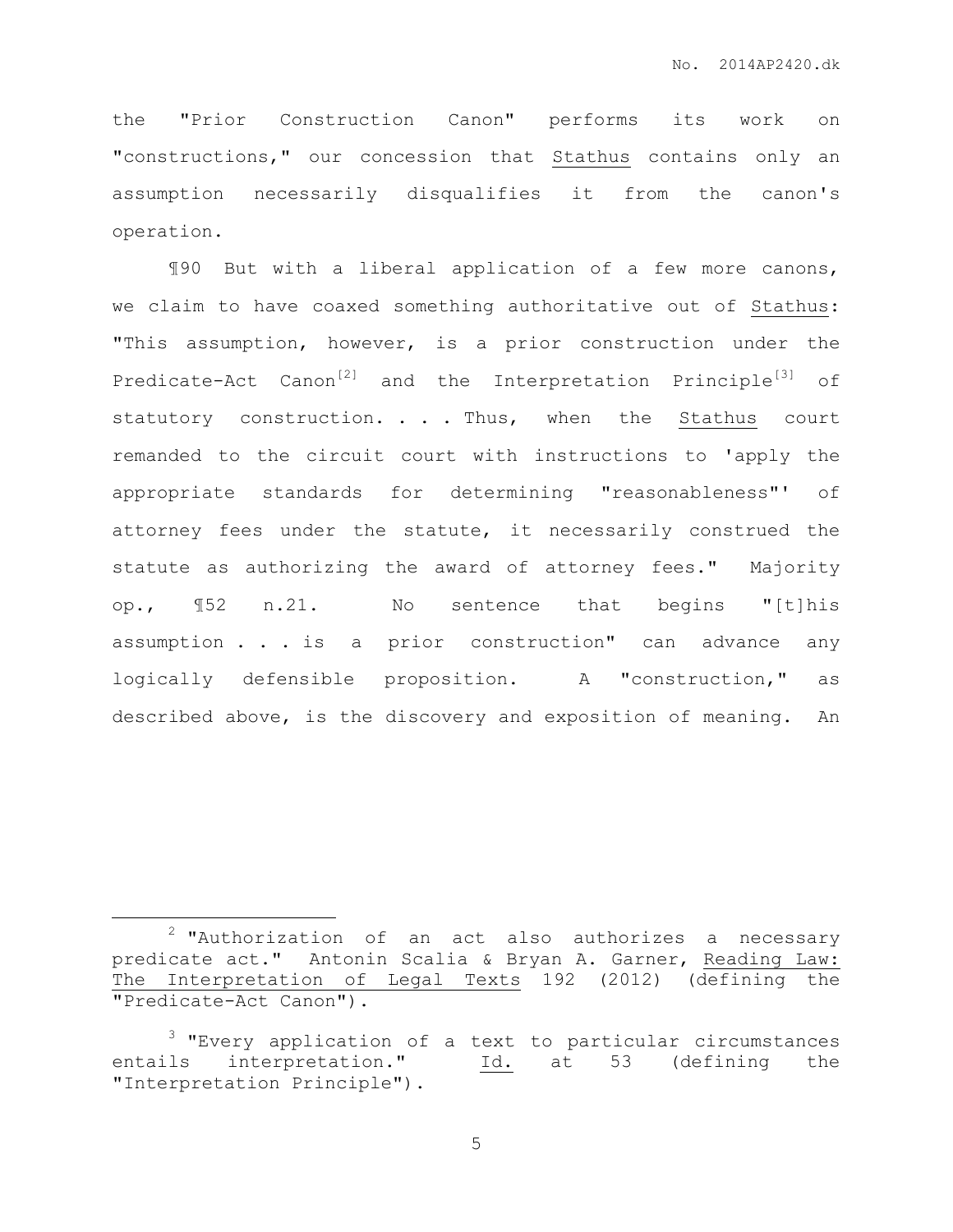the "Prior Construction Canon" performs its work on "constructions," our concession that Stathus contains only an assumption necessarily disqualifies it from the canon's operation.

¶90 But with a liberal application of a few more canons, we claim to have coaxed something authoritative out of Stathus: "This assumption, however, is a prior construction under the Predicate-Act Canon[2] and the Interpretation Principle[3] of statutory construction. . . . Thus, when the Stathus court remanded to the circuit court with instructions to 'apply the appropriate standards for determining "reasonableness"' of attorney fees under the statute, it necessarily construed the statute as authorizing the award of attorney fees." Majority op., ¶52 n.21. No sentence that begins "[t]his assumption . . . is a prior construction" can advance any logically defensible proposition. A "construction," as described above, is the discovery and exposition of meaning. An

---

[2] "Authorization of an act also authorizes a necessary predicate act." Antonin Scalia & Bryan A. Garner, Reading Law: The Interpretation of Legal Texts 192 (2012) (defining the "Predicate-Act Canon").

[3] "Every application of a text to particular circumstances entails interpretation." Id. at 53 (defining the "Interpretation Principle").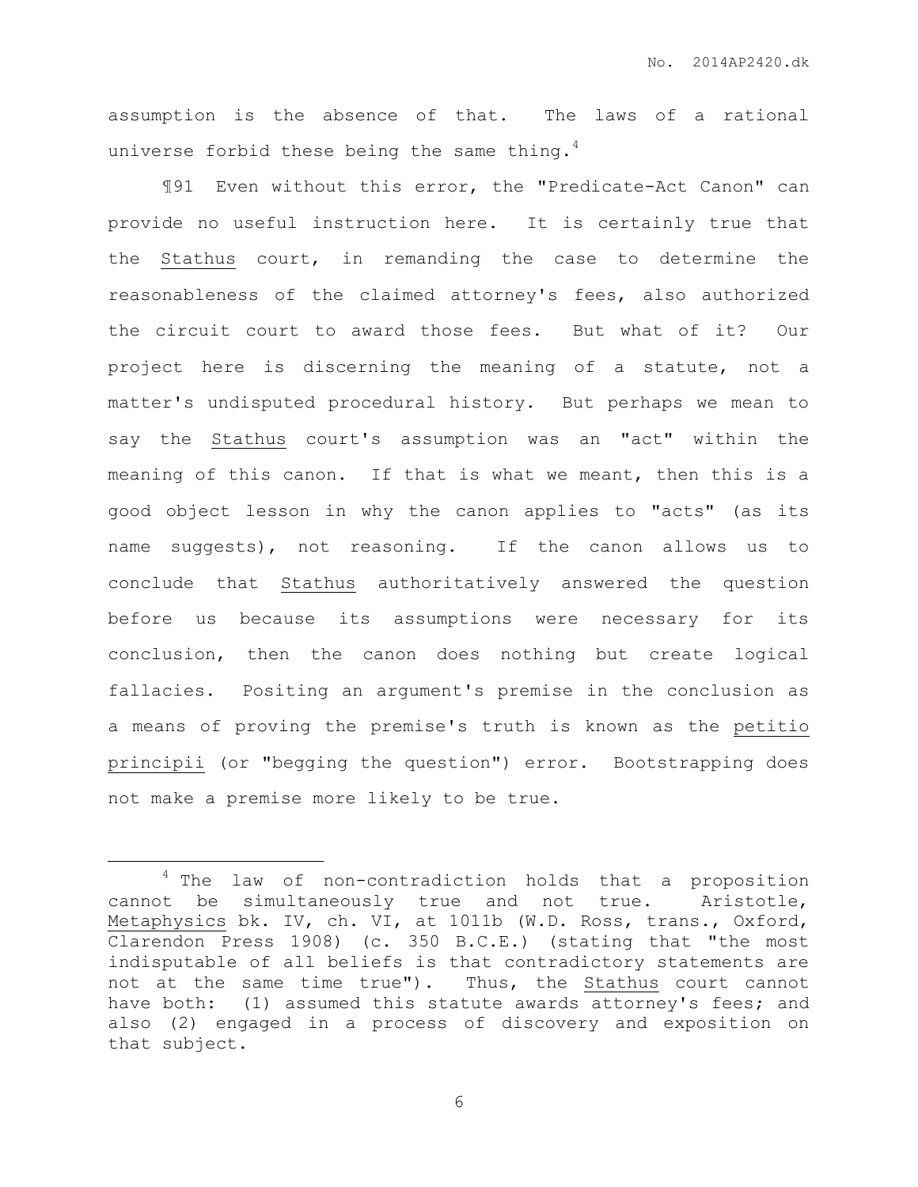assumption is the absence of that. The laws of a rational universe forbid these being the same thing.[4]

¶91 Even without this error, the "Predicate-Act Canon" can provide no useful instruction here. It is certainly true that the Stathus court, in remanding the case to determine the reasonableness of the claimed attorney's fees, also authorized the circuit court to award those fees. But what of it? Our project here is discerning the meaning of a statute, not a matter's undisputed procedural history. But perhaps we mean to say the Stathus court's assumption was an "act" within the meaning of this canon. If that is what we meant, then this is a good object lesson in why the canon applies to "acts" (as its name suggests), not reasoning. If the canon allows us to conclude that Stathus authoritatively answered the question before us because its assumptions were necessary for its conclusion, then the canon does nothing but create logical fallacies. Positing an argument's premise in the conclusion as a means of proving the premise's truth is known as the petitio principii (or "begging the question") error. Bootstrapping does not make a premise more likely to be true.

---

[4] The law of non-contradiction holds that a proposition cannot be simultaneously true and not true. Aristotle, Metaphysics bk. IV, ch. VI, at 1011b (W.D. Ross, trans., Oxford, Clarendon Press 1908) (c. 350 B.C.E.) (stating that "the most indisputable of all beliefs is that contradictory statements are not at the same time true"). Thus, the Stathus court cannot have both: (1) assumed this statute awards attorney's fees; and also (2) engaged in a process of discovery and exposition on that subject.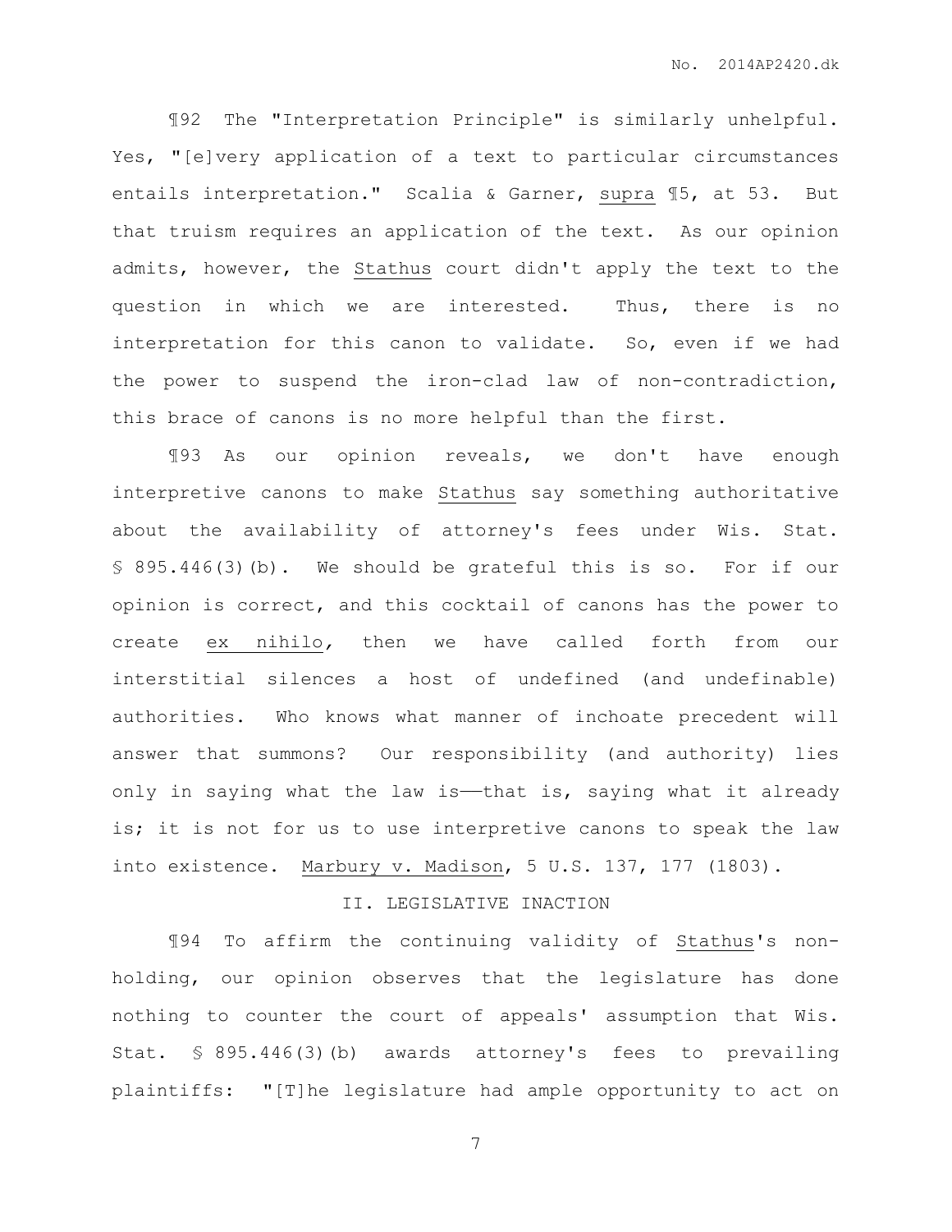¶92 The "Interpretation Principle" is similarly unhelpful. Yes, "[e]very application of a text to particular circumstances entails interpretation." Scalia & Garner, supra ¶5, at 53. But that truism requires an application of the text. As our opinion admits, however, the Stathus court didn't apply the text to the question in which we are interested. Thus, there is no interpretation for this canon to validate. So, even if we had the power to suspend the iron-clad law of non-contradiction, this brace of canons is no more helpful than the first.

¶93 As our opinion reveals, we don't have enough interpretive canons to make Stathus say something authoritative about the availability of attorney's fees under Wis. Stat. § 895.446(3)(b). We should be grateful this is so. For if our opinion is correct, and this cocktail of canons has the power to create *ex nihilo*, then we have called forth from our interstitial silences a host of undefined (and undefinable) authorities. Who knows what manner of inchoate precedent will answer that summons? Our responsibility (and authority) lies only in saying what the law is——that is, saying what it already is; it is not for us to use interpretive canons to speak the law into existence. Marbury v. Madison, 5 U.S. 137, 177 (1803).

## II. LEGISLATIVE INACTION

¶94 To affirm the continuing validity of Stathus's non-holding, our opinion observes that the legislature has done nothing to counter the court of appeals' assumption that Wis. Stat. § 895.446(3)(b) awards attorney's fees to prevailing plaintiffs: "[T]he legislature had ample opportunity to act on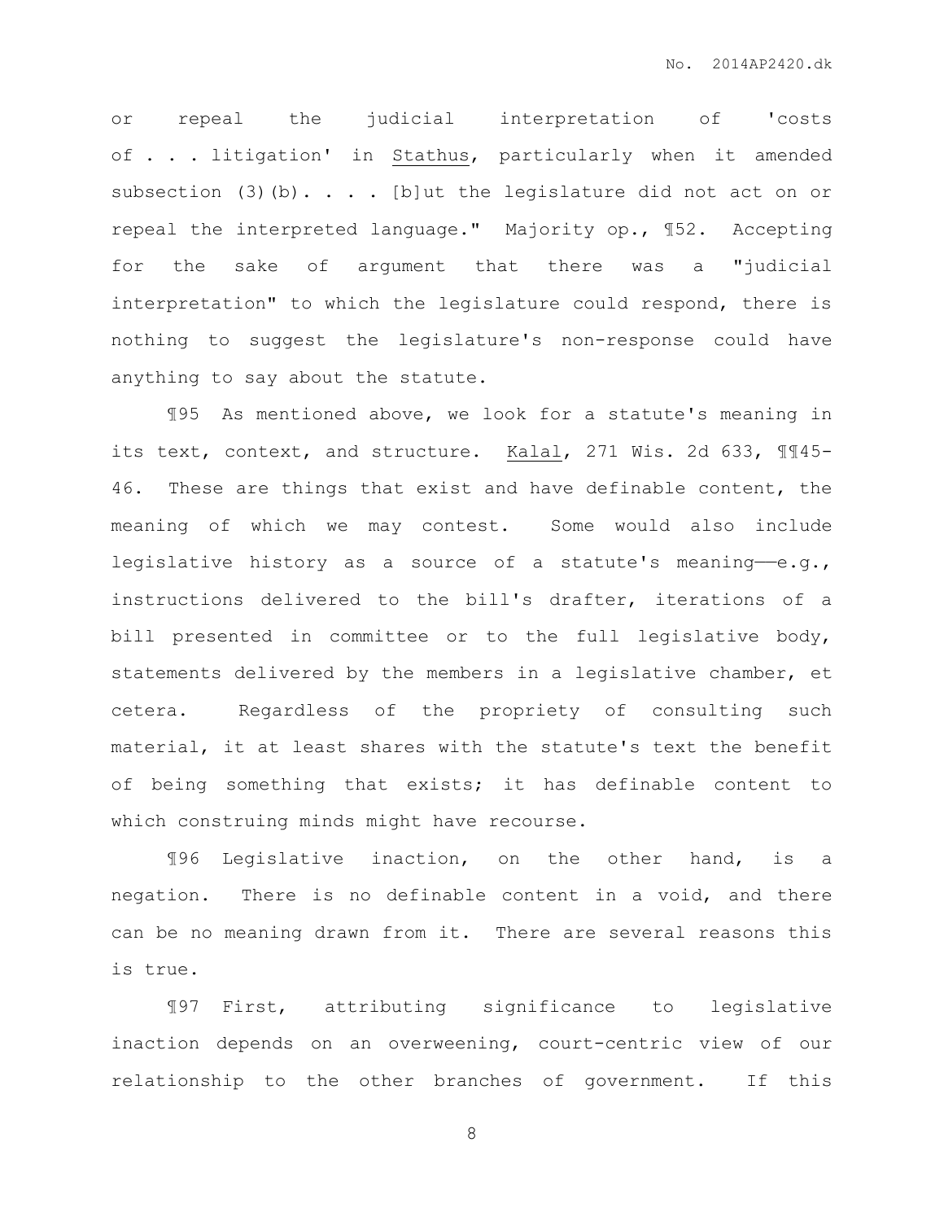or repeal the judicial interpretation of 'costs of . . . litigation' in Stathus, particularly when it amended subsection (3)(b). . . . [b]ut the legislature did not act on or repeal the interpreted language." Majority op., ¶52. Accepting for the sake of argument that there was a "judicial interpretation" to which the legislature could respond, there is nothing to suggest the legislature's non-response could have anything to say about the statute.

¶95 As mentioned above, we look for a statute's meaning in its text, context, and structure. Kalal, 271 Wis. 2d 633, ¶¶45-46. These are things that exist and have definable content, the meaning of which we may contest. Some would also include legislative history as a source of a statute's meaning——e.g., instructions delivered to the bill's drafter, iterations of a bill presented in committee or to the full legislative body, statements delivered by the members in a legislative chamber, et cetera. Regardless of the propriety of consulting such material, it at least shares with the statute's text the benefit of being something that exists; it has definable content to which construing minds might have recourse.

¶96 Legislative inaction, on the other hand, is a negation. There is no definable content in a void, and there can be no meaning drawn from it. There are several reasons this is true.

¶97 First, attributing significance to legislative inaction depends on an overweening, court-centric view of our relationship to the other branches of government. If this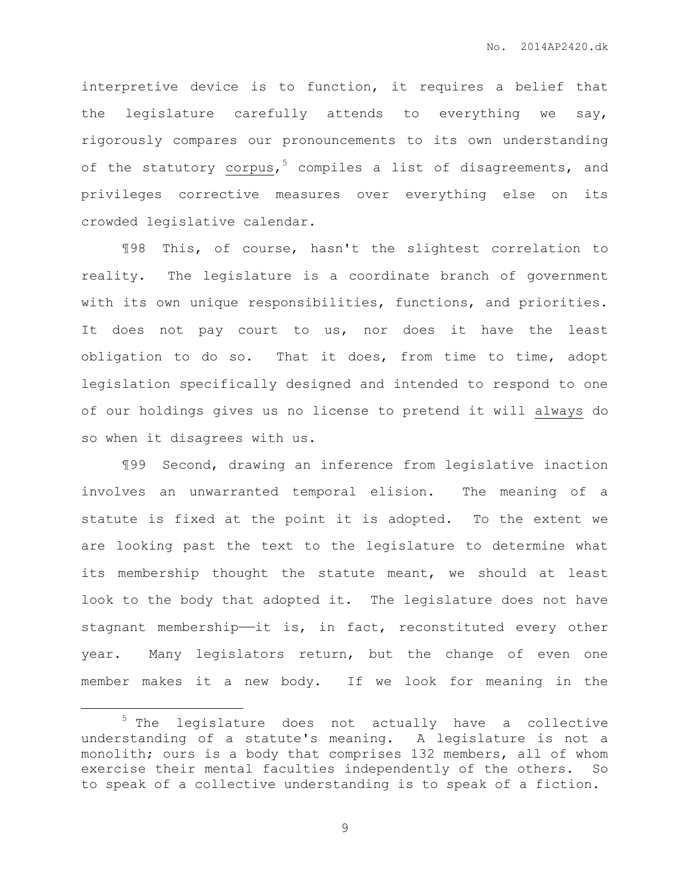interpretive device is to function, it requires a belief that the legislature carefully attends to everything we say, rigorously compares our pronouncements to its own understanding of the statutory corpus,[5] compiles a list of disagreements, and privileges corrective measures over everything else on its crowded legislative calendar.

¶98 This, of course, hasn't the slightest correlation to reality. The legislature is a coordinate branch of government with its own unique responsibilities, functions, and priorities. It does not pay court to us, nor does it have the least obligation to do so. That it does, from time to time, adopt legislation specifically designed and intended to respond to one of our holdings gives us no license to pretend it will always do so when it disagrees with us.

¶99 Second, drawing an inference from legislative inaction involves an unwarranted temporal elision. The meaning of a statute is fixed at the point it is adopted. To the extent we are looking past the text to the legislature to determine what its membership thought the statute meant, we should at least look to the body that adopted it. The legislature does not have stagnant membership——it is, in fact, reconstituted every other year. Many legislators return, but the change of even one member makes it a new body. If we look for meaning in the

[5] The legislature does not actually have a collective understanding of a statute's meaning. A legislature is not a monolith; ours is a body that comprises 132 members, all of whom exercise their mental faculties independently of the others. So to speak of a collective understanding is to speak of a fiction.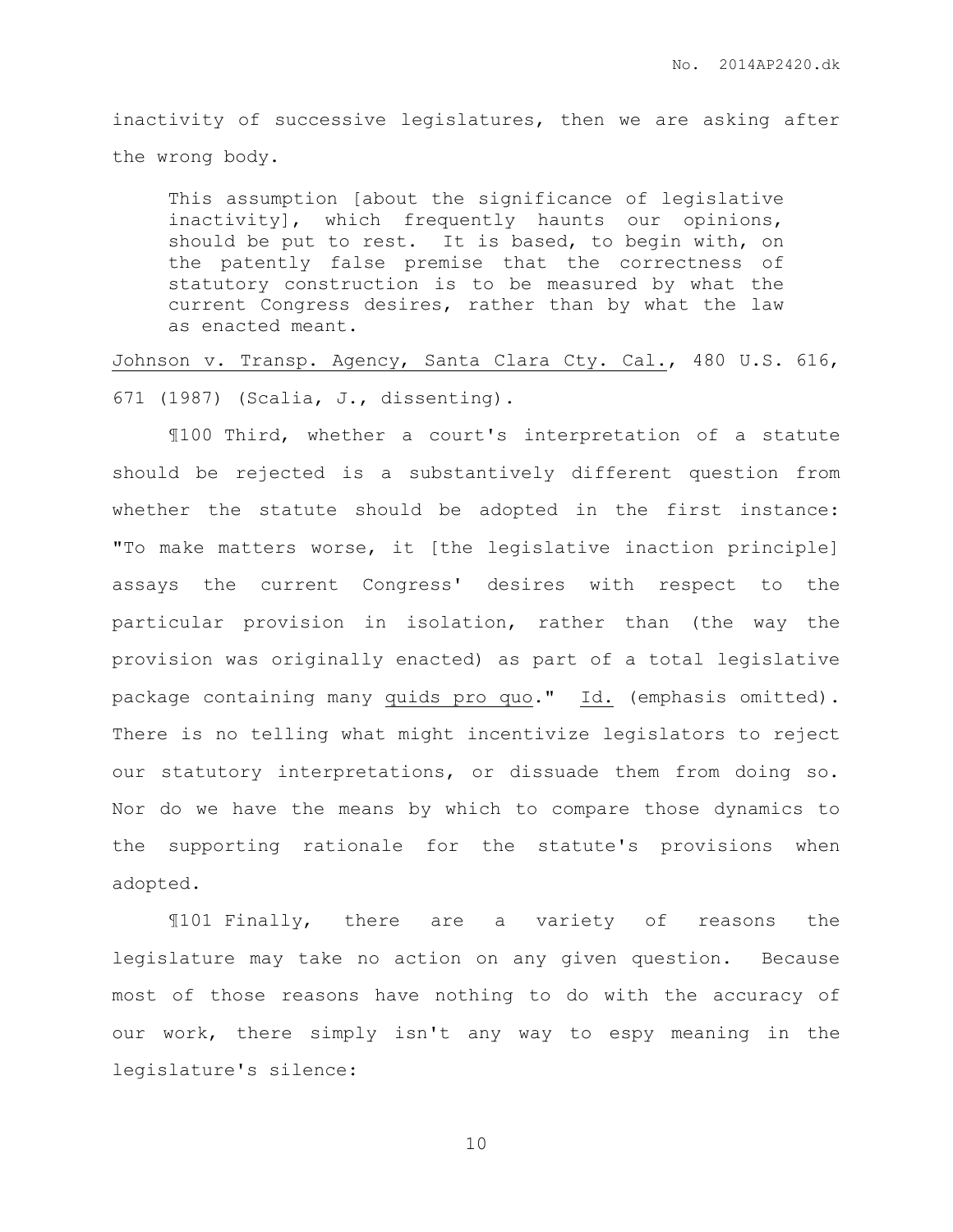inactivity of successive legislatures, then we are asking after the wrong body.

> This assumption [about the significance of legislative inactivity], which frequently haunts our opinions, should be put to rest. It is based, to begin with, on the patently false premise that the correctness of statutory construction is to be measured by what the current Congress desires, rather than by what the law as enacted meant.

Johnson v. Transp. Agency, Santa Clara Cty. Cal., 480 U.S. 616, 671 (1987) (Scalia, J., dissenting).

¶100 Third, whether a court's interpretation of a statute should be rejected is a substantively different question from whether the statute should be adopted in the first instance: "To make matters worse, it [the legislative inaction principle] assays the current Congress' desires with respect to the particular provision in isolation, rather than (the way the provision was originally enacted) as part of a total legislative package containing many quids pro quo." Id. (emphasis omitted). There is no telling what might incentivize legislators to reject our statutory interpretations, or dissuade them from doing so. Nor do we have the means by which to compare those dynamics to the supporting rationale for the statute's provisions when adopted.

¶101 Finally, there are a variety of reasons the legislature may take no action on any given question. Because most of those reasons have nothing to do with the accuracy of our work, there simply isn't any way to espy meaning in the legislature's silence: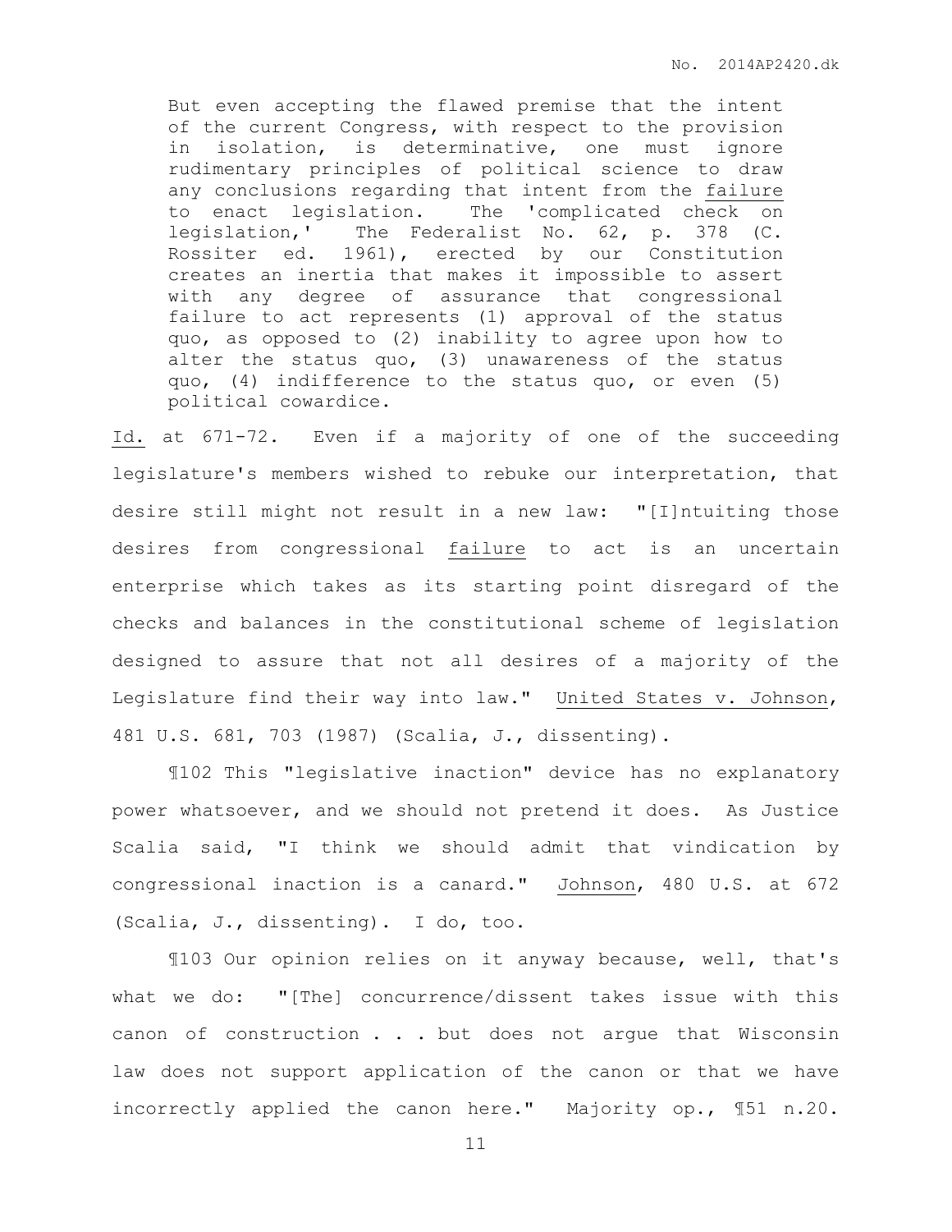But even accepting the flawed premise that the intent of the current Congress, with respect to the provision in isolation, is determinative, one must ignore rudimentary principles of political science to draw any conclusions regarding that intent from the failure to enact legislation. The 'complicated check on legislation,' The Federalist No. 62, p. 378 (C. Rossiter ed. 1961), erected by our Constitution creates an inertia that makes it impossible to assert with any degree of assurance that congressional failure to act represents (1) approval of the status quo, as opposed to (2) inability to agree upon how to alter the status quo, (3) unawareness of the status quo, (4) indifference to the status quo, or even (5) political cowardice.

Id. at 671-72. Even if a majority of one of the succeeding legislature's members wished to rebuke our interpretation, that desire still might not result in a new law: "[I]ntuiting those desires from congressional failure to act is an uncertain enterprise which takes as its starting point disregard of the checks and balances in the constitutional scheme of legislation designed to assure that not all desires of a majority of the Legislature find their way into law." United States v. Johnson, 481 U.S. 681, 703 (1987) (Scalia, J., dissenting).

¶102 This "legislative inaction" device has no explanatory power whatsoever, and we should not pretend it does. As Justice Scalia said, "I think we should admit that vindication by congressional inaction is a canard." Johnson, 480 U.S. at 672 (Scalia, J., dissenting). I do, too.

¶103 Our opinion relies on it anyway because, well, that's what we do: "[The] concurrence/dissent takes issue with this canon of construction . . . but does not argue that Wisconsin law does not support application of the canon or that we have incorrectly applied the canon here." Majority op., ¶51 n.20.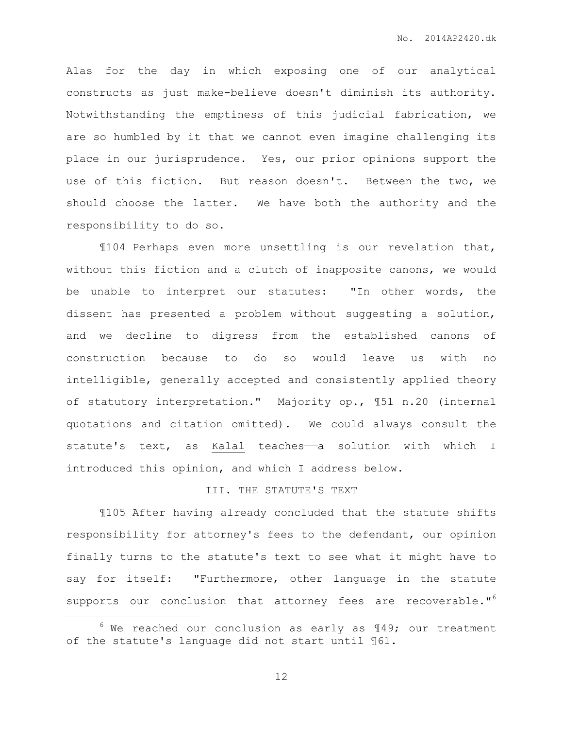Alas for the day in which exposing one of our analytical constructs as just make-believe doesn't diminish its authority. Notwithstanding the emptiness of this judicial fabrication, we are so humbled by it that we cannot even imagine challenging its place in our jurisprudence. Yes, our prior opinions support the use of this fiction. But reason doesn't. Between the two, we should choose the latter. We have both the authority and the responsibility to do so.

¶104 Perhaps even more unsettling is our revelation that, without this fiction and a clutch of inapposite canons, we would be unable to interpret our statutes: "In other words, the dissent has presented a problem without suggesting a solution, and we decline to digress from the established canons of construction because to do so would leave us with no intelligible, generally accepted and consistently applied theory of statutory interpretation." Majority op., ¶51 n.20 (internal quotations and citation omitted). We could always consult the statute's text, as Kalal teaches——a solution with which I introduced this opinion, and which I address below.

## III. THE STATUTE'S TEXT

¶105 After having already concluded that the statute shifts responsibility for attorney's fees to the defendant, our opinion finally turns to the statute's text to see what it might have to say for itself: "Furthermore, other language in the statute supports our conclusion that attorney fees are recoverable."[6]

[6] We reached our conclusion as early as ¶49; our treatment of the statute's language did not start until ¶61.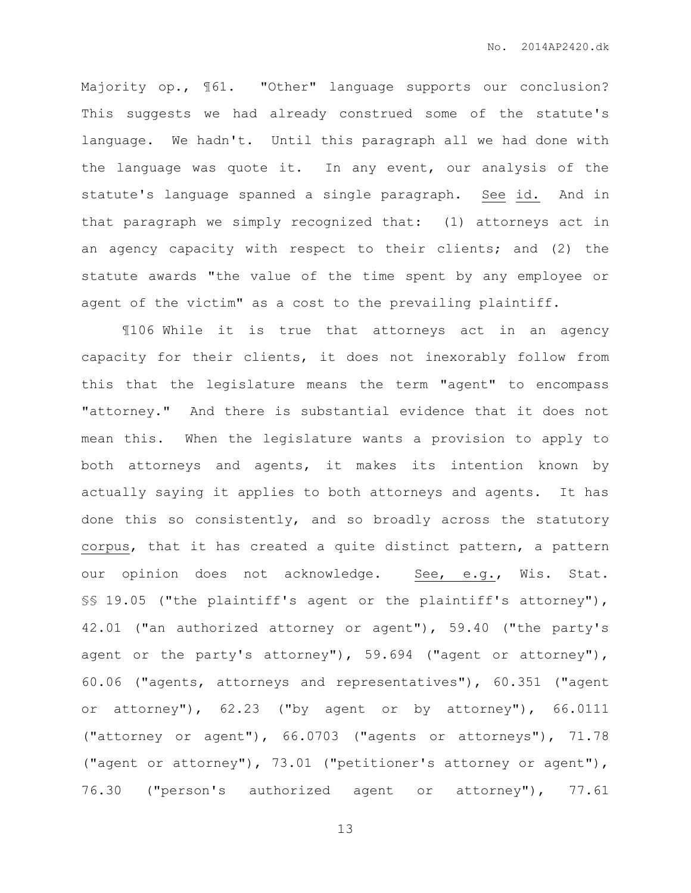Majority op., ¶61. "Other" language supports our conclusion? This suggests we had already construed some of the statute's language. We hadn't. Until this paragraph all we had done with the language was quote it. In any event, our analysis of the statute's language spanned a single paragraph. See id. And in that paragraph we simply recognized that: (1) attorneys act in an agency capacity with respect to their clients; and (2) the statute awards "the value of the time spent by any employee or agent of the victim" as a cost to the prevailing plaintiff.

¶106 While it is true that attorneys act in an agency capacity for their clients, it does not inexorably follow from this that the legislature means the term "agent" to encompass "attorney." And there is substantial evidence that it does not mean this. When the legislature wants a provision to apply to both attorneys and agents, it makes its intention known by actually saying it applies to both attorneys and agents. It has done this so consistently, and so broadly across the statutory corpus, that it has created a quite distinct pattern, a pattern our opinion does not acknowledge. See, e.g., Wis. Stat. §§ 19.05 ("the plaintiff's agent or the plaintiff's attorney"), 42.01 ("an authorized attorney or agent"), 59.40 ("the party's agent or the party's attorney"), 59.694 ("agent or attorney"), 60.06 ("agents, attorneys and representatives"), 60.351 ("agent or attorney"), 62.23 ("by agent or by attorney"), 66.0111 ("attorney or agent"), 66.0703 ("agents or attorneys"), 71.78 ("agent or attorney"), 73.01 ("petitioner's attorney or agent"), 76.30 ("person's authorized agent or attorney"), 77.61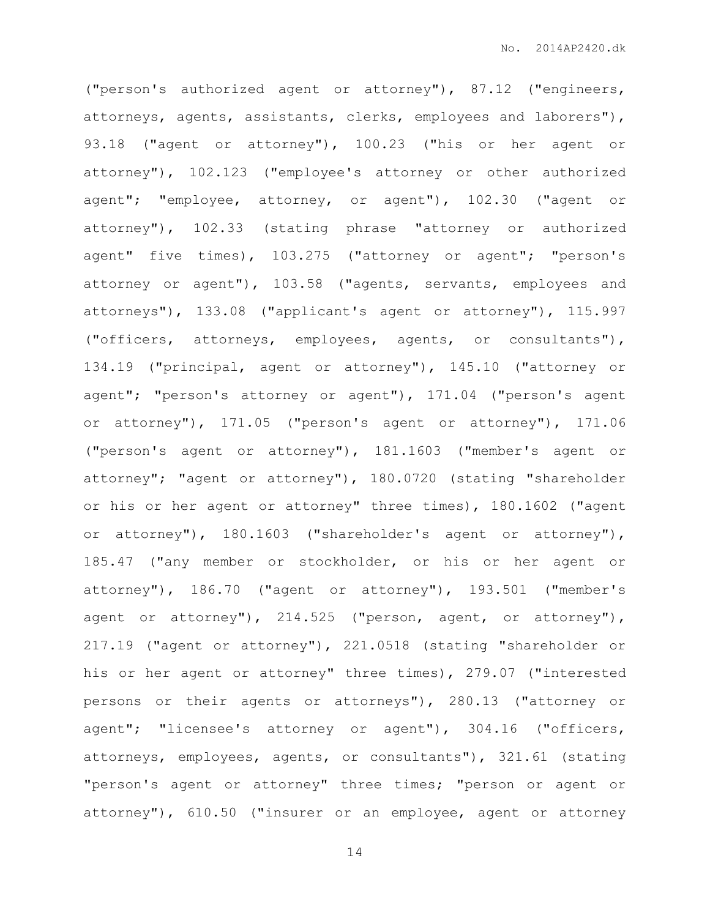("person's authorized agent or attorney"), 87.12 ("engineers, attorneys, agents, assistants, clerks, employees and laborers"), 93.18 ("agent or attorney"), 100.23 ("his or her agent or attorney"), 102.123 ("employee's attorney or other authorized agent"; "employee, attorney, or agent"), 102.30 ("agent or attorney"), 102.33 (stating phrase "attorney or authorized agent" five times), 103.275 ("attorney or agent"; "person's attorney or agent"), 103.58 ("agents, servants, employees and attorneys"), 133.08 ("applicant's agent or attorney"), 115.997 ("officers, attorneys, employees, agents, or consultants"), 134.19 ("principal, agent or attorney"), 145.10 ("attorney or agent"; "person's attorney or agent"), 171.04 ("person's agent or attorney"), 171.05 ("person's agent or attorney"), 171.06 ("person's agent or attorney"), 181.1603 ("member's agent or attorney"; "agent or attorney"), 180.0720 (stating "shareholder or his or her agent or attorney" three times), 180.1602 ("agent or attorney"), 180.1603 ("shareholder's agent or attorney"), 185.47 ("any member or stockholder, or his or her agent or attorney"), 186.70 ("agent or attorney"), 193.501 ("member's agent or attorney"), 214.525 ("person, agent, or attorney"), 217.19 ("agent or attorney"), 221.0518 (stating "shareholder or his or her agent or attorney" three times), 279.07 ("interested persons or their agents or attorneys"), 280.13 ("attorney or agent"; "licensee's attorney or agent"), 304.16 ("officers, attorneys, employees, agents, or consultants"), 321.61 (stating "person's agent or attorney" three times; "person or agent or attorney"), 610.50 ("insurer or an employee, agent or attorney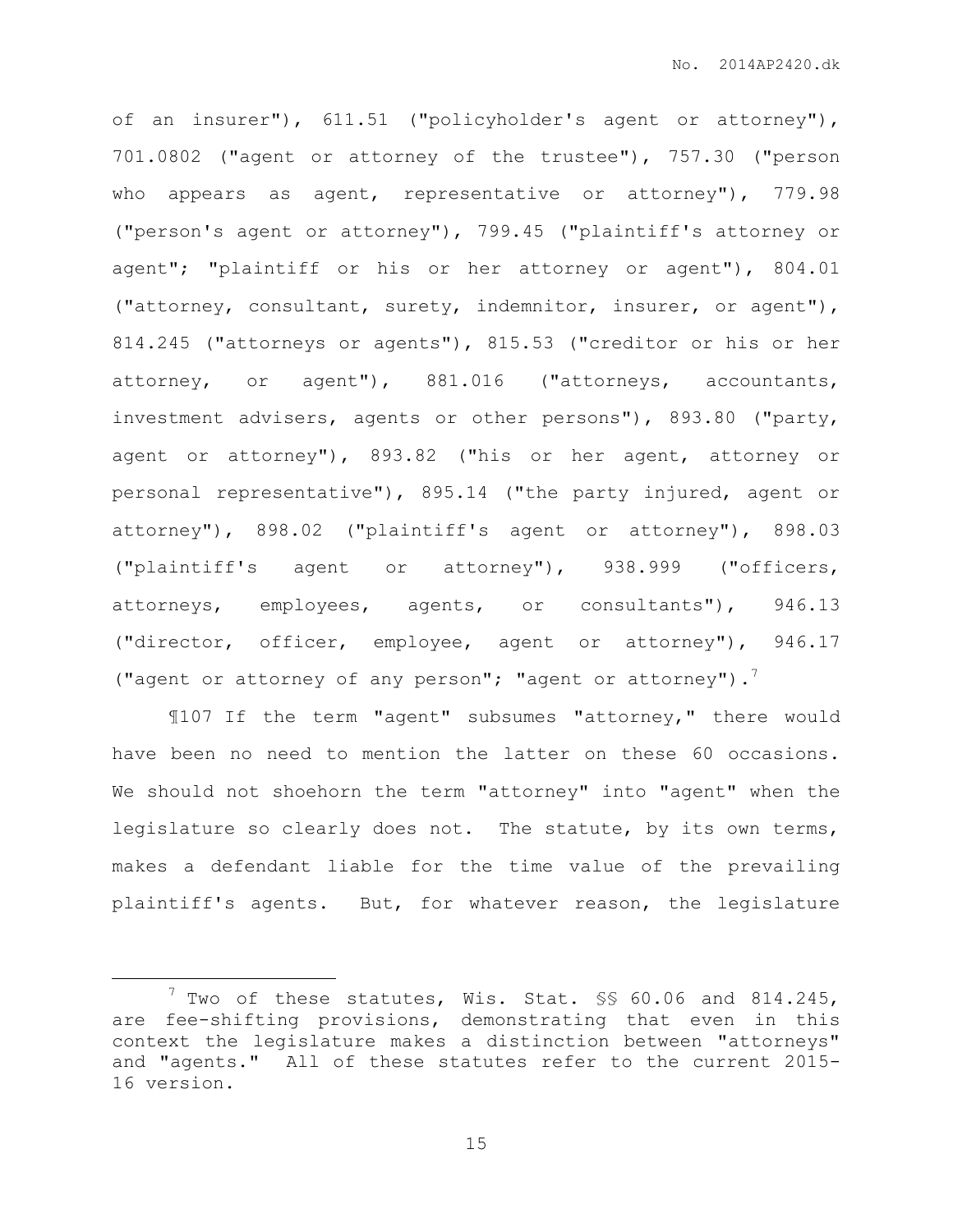of an insurer"), 611.51 ("policyholder's agent or attorney"), 701.0802 ("agent or attorney of the trustee"), 757.30 ("person who appears as agent, representative or attorney"), 779.98 ("person's agent or attorney"), 799.45 ("plaintiff's attorney or agent"; "plaintiff or his or her attorney or agent"), 804.01 ("attorney, consultant, surety, indemnitor, insurer, or agent"), 814.245 ("attorneys or agents"), 815.53 ("creditor or his or her attorney, or agent"), 881.016 ("attorneys, accountants, investment advisers, agents or other persons"), 893.80 ("party, agent or attorney"), 893.82 ("his or her agent, attorney or personal representative"), 895.14 ("the party injured, agent or attorney"), 898.02 ("plaintiff's agent or attorney"), 898.03 ("plaintiff's agent or attorney"), 938.999 ("officers, attorneys, employees, agents, or consultants"), 946.13 ("director, officer, employee, agent or attorney"), 946.17 ("agent or attorney of any person"; "agent or attorney").[7]

¶107 If the term "agent" subsumes "attorney," there would have been no need to mention the latter on these 60 occasions. We should not shoehorn the term "attorney" into "agent" when the legislature so clearly does not. The statute, by its own terms, makes a defendant liable for the time value of the prevailing plaintiff's agents. But, for whatever reason, the legislature

---

[7] Two of these statutes, Wis. Stat. §§ 60.06 and 814.245, are fee-shifting provisions, demonstrating that even in this context the legislature makes a distinction between "attorneys" and "agents." All of these statutes refer to the current 2015-16 version.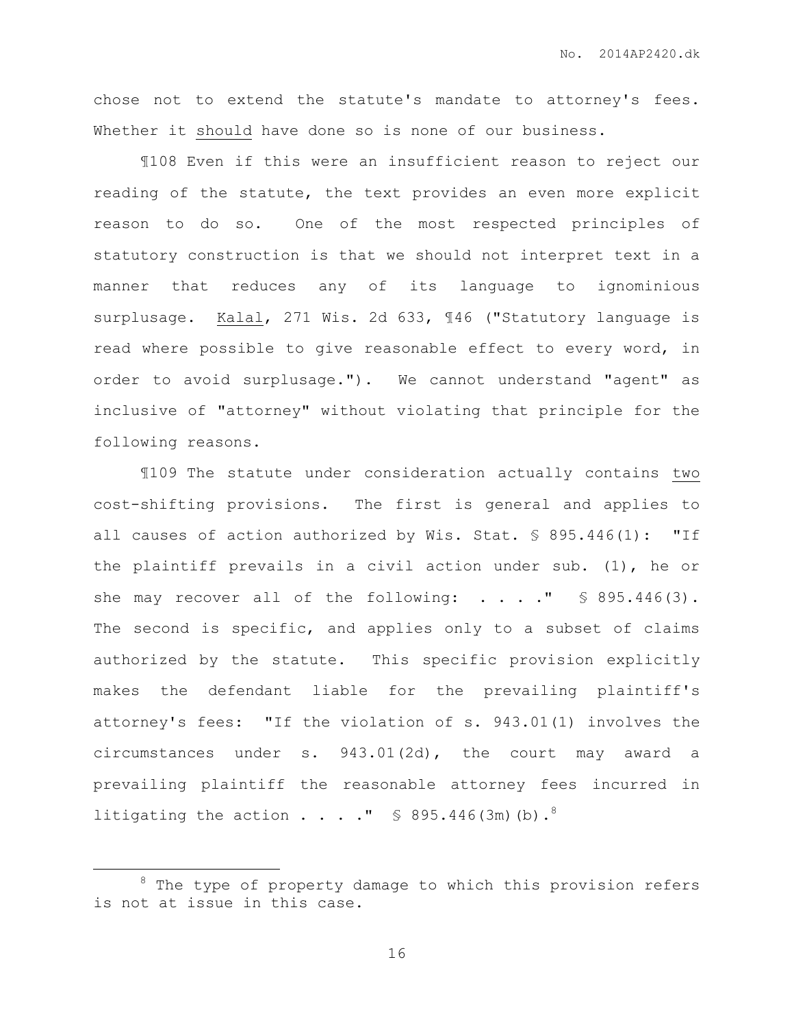chose not to extend the statute's mandate to attorney's fees. Whether it should have done so is none of our business.

¶108 Even if this were an insufficient reason to reject our reading of the statute, the text provides an even more explicit reason to do so. One of the most respected principles of statutory construction is that we should not interpret text in a manner that reduces any of its language to ignominious surplusage. Kalal, 271 Wis. 2d 633, ¶46 ("Statutory language is read where possible to give reasonable effect to every word, in order to avoid surplusage."). We cannot understand "agent" as inclusive of "attorney" without violating that principle for the following reasons.

¶109 The statute under consideration actually contains two cost-shifting provisions. The first is general and applies to all causes of action authorized by Wis. Stat. § 895.446(1): "If the plaintiff prevails in a civil action under sub. (1), he or she may recover all of the following: . . . ." § 895.446(3). The second is specific, and applies only to a subset of claims authorized by the statute. This specific provision explicitly makes the defendant liable for the prevailing plaintiff's attorney's fees: "If the violation of s. 943.01(1) involves the circumstances under s. 943.01(2d), the court may award a prevailing plaintiff the reasonable attorney fees incurred in litigating the action . . . ." § 895.446(3m)(b).[8]

[8] The type of property damage to which this provision refers is not at issue in this case.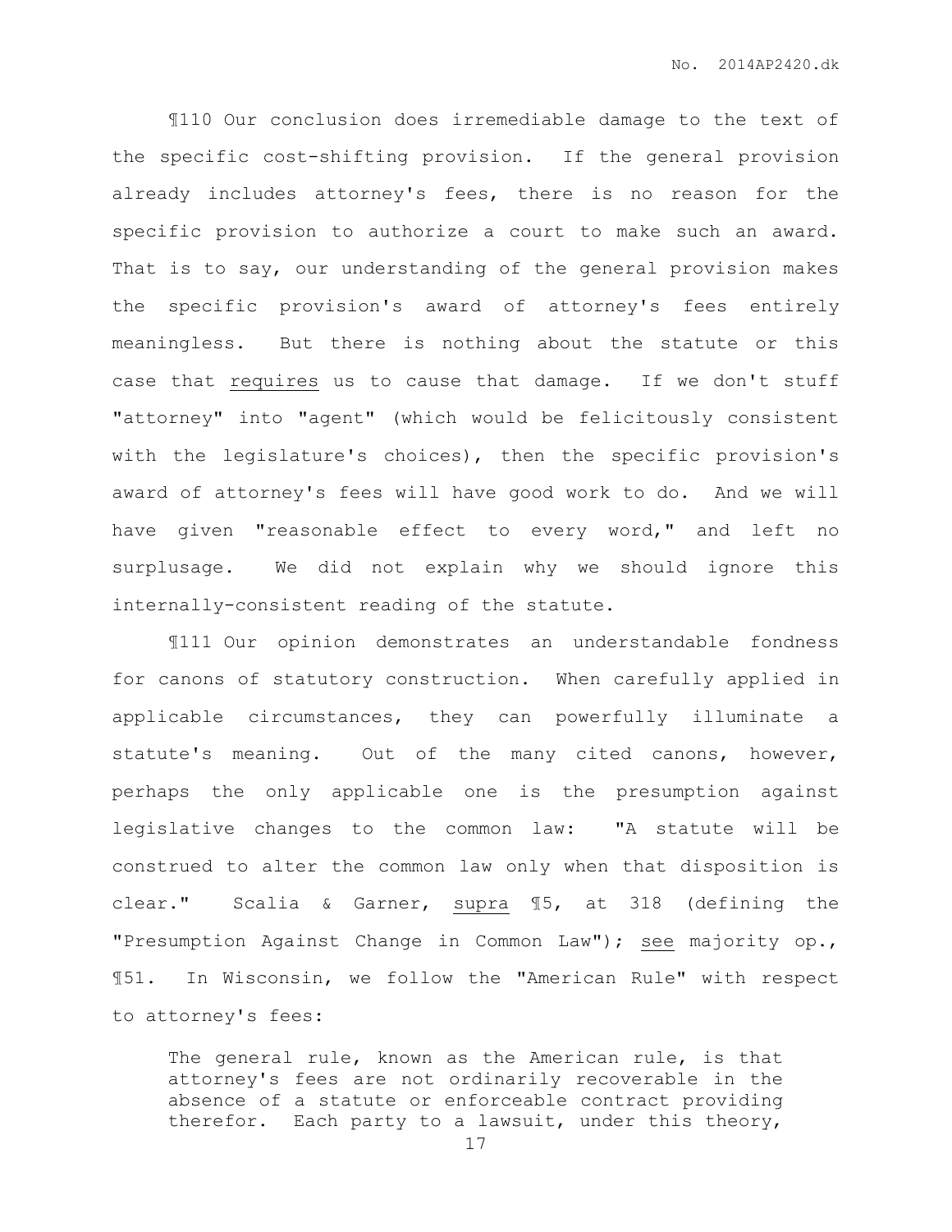¶110 Our conclusion does irremediable damage to the text of the specific cost-shifting provision. If the general provision already includes attorney's fees, there is no reason for the specific provision to authorize a court to make such an award. That is to say, our understanding of the general provision makes the specific provision's award of attorney's fees entirely meaningless. But there is nothing about the statute or this case that <u>requires</u> us to cause that damage. If we don't stuff "attorney" into "agent" (which would be felicitously consistent with the legislature's choices), then the specific provision's award of attorney's fees will have good work to do. And we will have given "reasonable effect to every word," and left no surplusage. We did not explain why we should ignore this internally-consistent reading of the statute.

¶111 Our opinion demonstrates an understandable fondness for canons of statutory construction. When carefully applied in applicable circumstances, they can powerfully illuminate a statute's meaning. Out of the many cited canons, however, perhaps the only applicable one is the presumption against legislative changes to the common law: "A statute will be construed to alter the common law only when that disposition is clear." Scalia & Garner, <u>supra</u> ¶5, at 318 (defining the "Presumption Against Change in Common Law"); <u>see</u> majority op., ¶51. In Wisconsin, we follow the "American Rule" with respect to attorney's fees:

> The general rule, known as the American rule, is that attorney's fees are not ordinarily recoverable in the absence of a statute or enforceable contract providing therefor. Each party to a lawsuit, under this theory,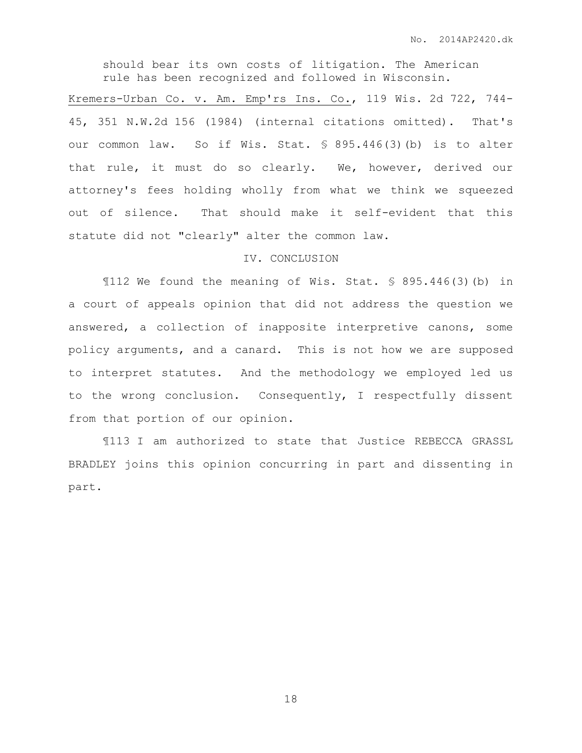> should bear its own costs of litigation. The American rule has been recognized and followed in Wisconsin.

Kremers-Urban Co. v. Am. Emp'rs Ins. Co., 119 Wis. 2d 722, 744-45, 351 N.W.2d 156 (1984) (internal citations omitted). That's our common law. So if Wis. Stat. § 895.446(3)(b) is to alter that rule, it must do so clearly. We, however, derived our attorney's fees holding wholly from what we think we squeezed out of silence. That should make it self-evident that this statute did not "clearly" alter the common law.

## IV. CONCLUSION

¶112 We found the meaning of Wis. Stat. § 895.446(3)(b) in a court of appeals opinion that did not address the question we answered, a collection of inapposite interpretive canons, some policy arguments, and a canard. This is not how we are supposed to interpret statutes. And the methodology we employed led us to the wrong conclusion. Consequently, I respectfully dissent from that portion of our opinion.

¶113 I am authorized to state that Justice REBECCA GRASSL BRADLEY joins this opinion concurring in part and dissenting in part.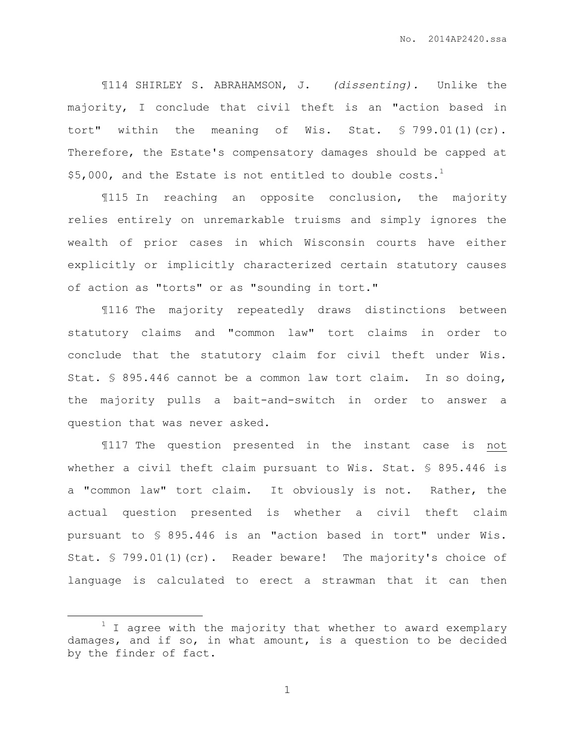¶114 SHIRLEY S. ABRAHAMSON, J. *(dissenting).* Unlike the majority, I conclude that civil theft is an "action based in tort" within the meaning of Wis. Stat. § 799.01(1)(cr). Therefore, the Estate's compensatory damages should be capped at $5,000, and the Estate is not entitled to double costs.[1]

¶115 In reaching an opposite conclusion, the majority relies entirely on unremarkable truisms and simply ignores the wealth of prior cases in which Wisconsin courts have either explicitly or implicitly characterized certain statutory causes of action as "torts" or as "sounding in tort."

¶116 The majority repeatedly draws distinctions between statutory claims and "common law" tort claims in order to conclude that the statutory claim for civil theft under Wis. Stat. § 895.446 cannot be a common law tort claim. In so doing, the majority pulls a bait-and-switch in order to answer a question that was never asked.

¶117 The question presented in the instant case is <u>not</u> whether a civil theft claim pursuant to Wis. Stat. § 895.446 is a "common law" tort claim. It obviously is not. Rather, the actual question presented is whether a civil theft claim pursuant to § 895.446 is an "action based in tort" under Wis. Stat. § 799.01(1)(cr). Reader beware! The majority's choice of language is calculated to erect a strawman that it can then

---

[1] I agree with the majority that whether to award exemplary damages, and if so, in what amount, is a question to be decided by the finder of fact.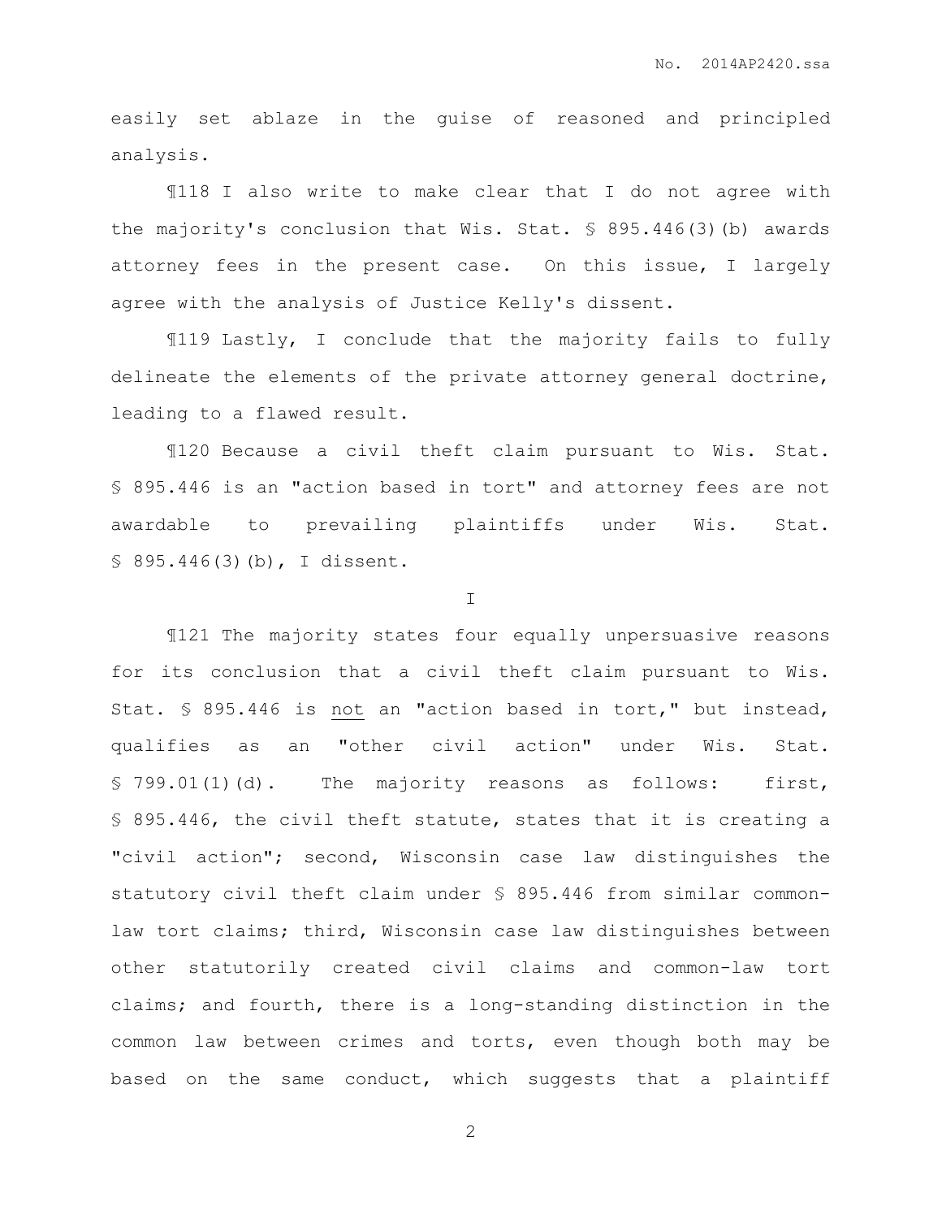easily set ablaze in the guise of reasoned and principled analysis.

¶118 I also write to make clear that I do not agree with the majority's conclusion that Wis. Stat. § 895.446(3)(b) awards attorney fees in the present case. On this issue, I largely agree with the analysis of Justice Kelly's dissent.

¶119 Lastly, I conclude that the majority fails to fully delineate the elements of the private attorney general doctrine, leading to a flawed result.

¶120 Because a civil theft claim pursuant to Wis. Stat. § 895.446 is an "action based in tort" and attorney fees are not awardable to prevailing plaintiffs under Wis. Stat. § 895.446(3)(b), I dissent.

I

¶121 The majority states four equally unpersuasive reasons for its conclusion that a civil theft claim pursuant to Wis. Stat. § 895.446 is not an "action based in tort," but instead, qualifies as an "other civil action" under Wis. Stat. § 799.01(1)(d). The majority reasons as follows: first, § 895.446, the civil theft statute, states that it is creating a "civil action"; second, Wisconsin case law distinguishes the statutory civil theft claim under § 895.446 from similar common-law tort claims; third, Wisconsin case law distinguishes between other statutorily created civil claims and common-law tort claims; and fourth, there is a long-standing distinction in the common law between crimes and torts, even though both may be based on the same conduct, which suggests that a plaintiff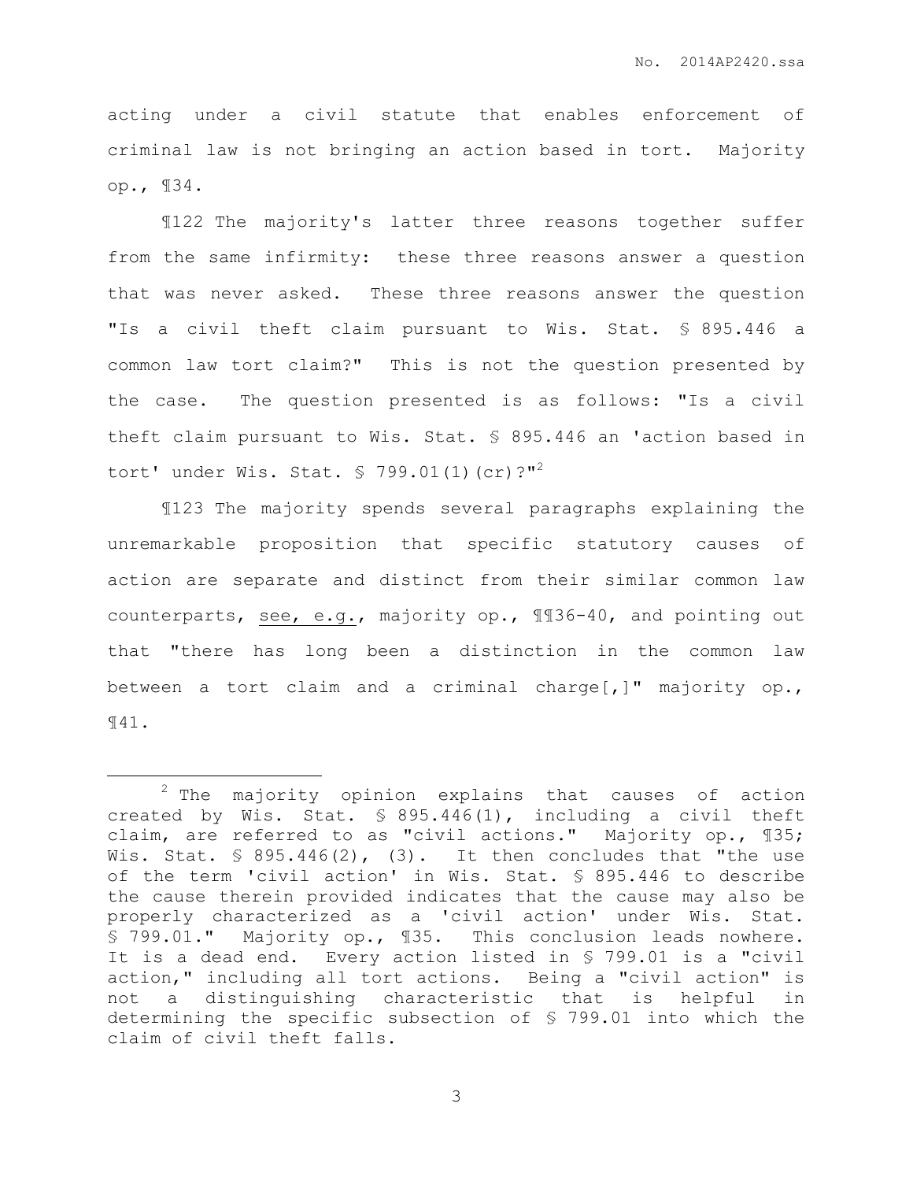acting under a civil statute that enables enforcement of criminal law is not bringing an action based in tort. Majority op., ¶34.

¶122 The majority's latter three reasons together suffer from the same infirmity: these three reasons answer a question that was never asked. These three reasons answer the question "Is a civil theft claim pursuant to Wis. Stat. § 895.446 a common law tort claim?" This is not the question presented by the case. The question presented is as follows: "Is a civil theft claim pursuant to Wis. Stat. § 895.446 an 'action based in tort' under Wis. Stat. § 799.01(1)(cr)?"[2]

¶123 The majority spends several paragraphs explaining the unremarkable proposition that specific statutory causes of action are separate and distinct from their similar common law counterparts, see, e.g., majority op., ¶¶36-40, and pointing out that "there has long been a distinction in the common law between a tort claim and a criminal charge[,]" majority op., ¶41.

---

[2] The majority opinion explains that causes of action created by Wis. Stat. § 895.446(1), including a civil theft claim, are referred to as "civil actions." Majority op., ¶35; Wis. Stat. § 895.446(2), (3). It then concludes that "the use of the term 'civil action' in Wis. Stat. § 895.446 to describe the cause therein provided indicates that the cause may also be properly characterized as a 'civil action' under Wis. Stat. § 799.01." Majority op., ¶35. This conclusion leads nowhere. It is a dead end. Every action listed in § 799.01 is a "civil action," including all tort actions. Being a "civil action" is not a distinguishing characteristic that is helpful in determining the specific subsection of § 799.01 into which the claim of civil theft falls.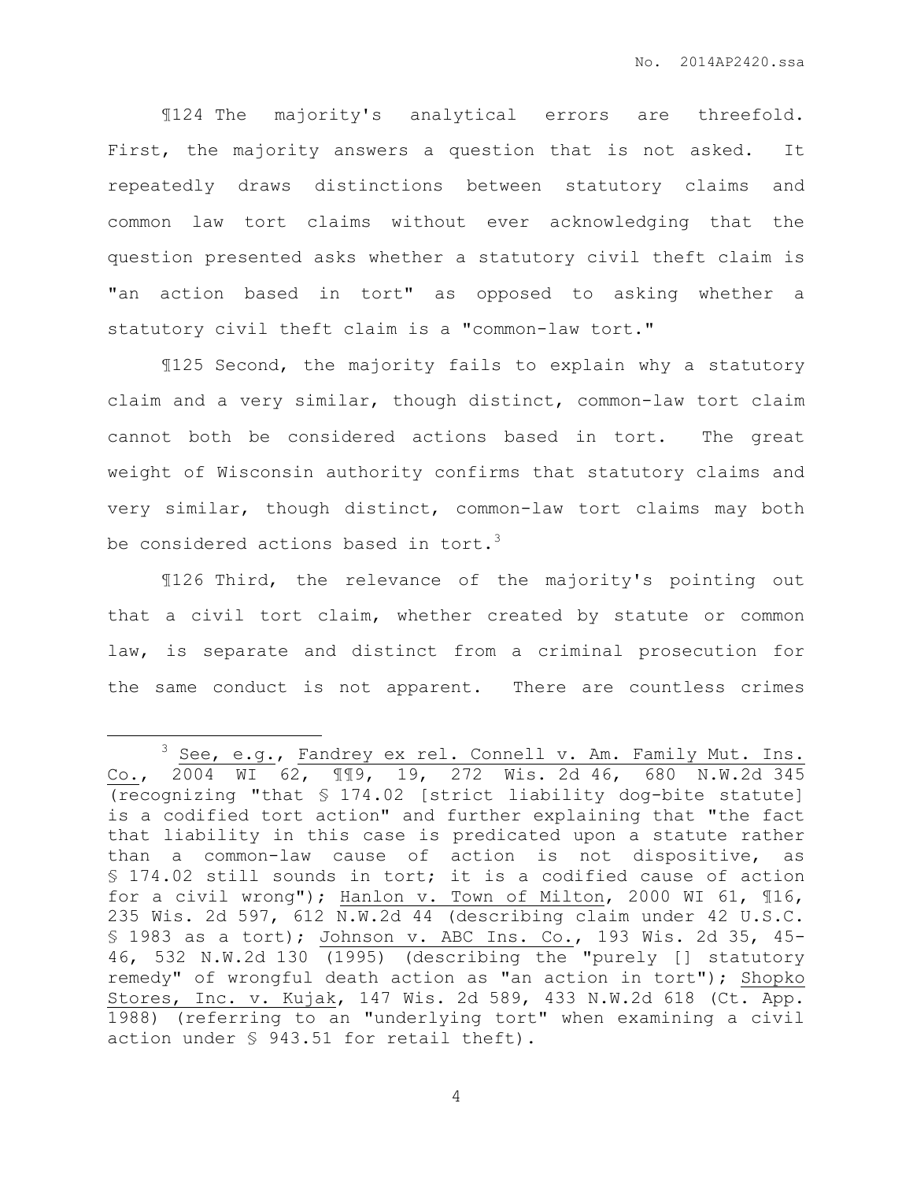¶124 The majority's analytical errors are threefold. First, the majority answers a question that is not asked. It repeatedly draws distinctions between statutory claims and common law tort claims without ever acknowledging that the question presented asks whether a statutory civil theft claim is "an action based in tort" as opposed to asking whether a statutory civil theft claim is a "common-law tort."

¶125 Second, the majority fails to explain why a statutory claim and a very similar, though distinct, common-law tort claim cannot both be considered actions based in tort. The great weight of Wisconsin authority confirms that statutory claims and very similar, though distinct, common-law tort claims may both be considered actions based in tort.[3]

¶126 Third, the relevance of the majority's pointing out that a civil tort claim, whether created by statute or common law, is separate and distinct from a criminal prosecution for the same conduct is not apparent. There are countless crimes

---

[3] See, e.g., Fandrey ex rel. Connell v. Am. Family Mut. Ins. Co., 2004 WI 62, ¶¶9, 19, 272 Wis. 2d 46, 680 N.W.2d 345 (recognizing "that § 174.02 [strict liability dog-bite statute] is a codified tort action" and further explaining that "the fact that liability in this case is predicated upon a statute rather than a common-law cause of action is not dispositive, as § 174.02 still sounds in tort; it is a codified cause of action for a civil wrong"); Hanlon v. Town of Milton, 2000 WI 61, ¶16, 235 Wis. 2d 597, 612 N.W.2d 44 (describing claim under 42 U.S.C. § 1983 as a tort); Johnson v. ABC Ins. Co., 193 Wis. 2d 35, 45-46, 532 N.W.2d 130 (1995) (describing the "purely [] statutory remedy" of wrongful death action as "an action in tort"); Shopko Stores, Inc. v. Kujak, 147 Wis. 2d 589, 433 N.W.2d 618 (Ct. App. 1988) (referring to an "underlying tort" when examining a civil action under § 943.51 for retail theft).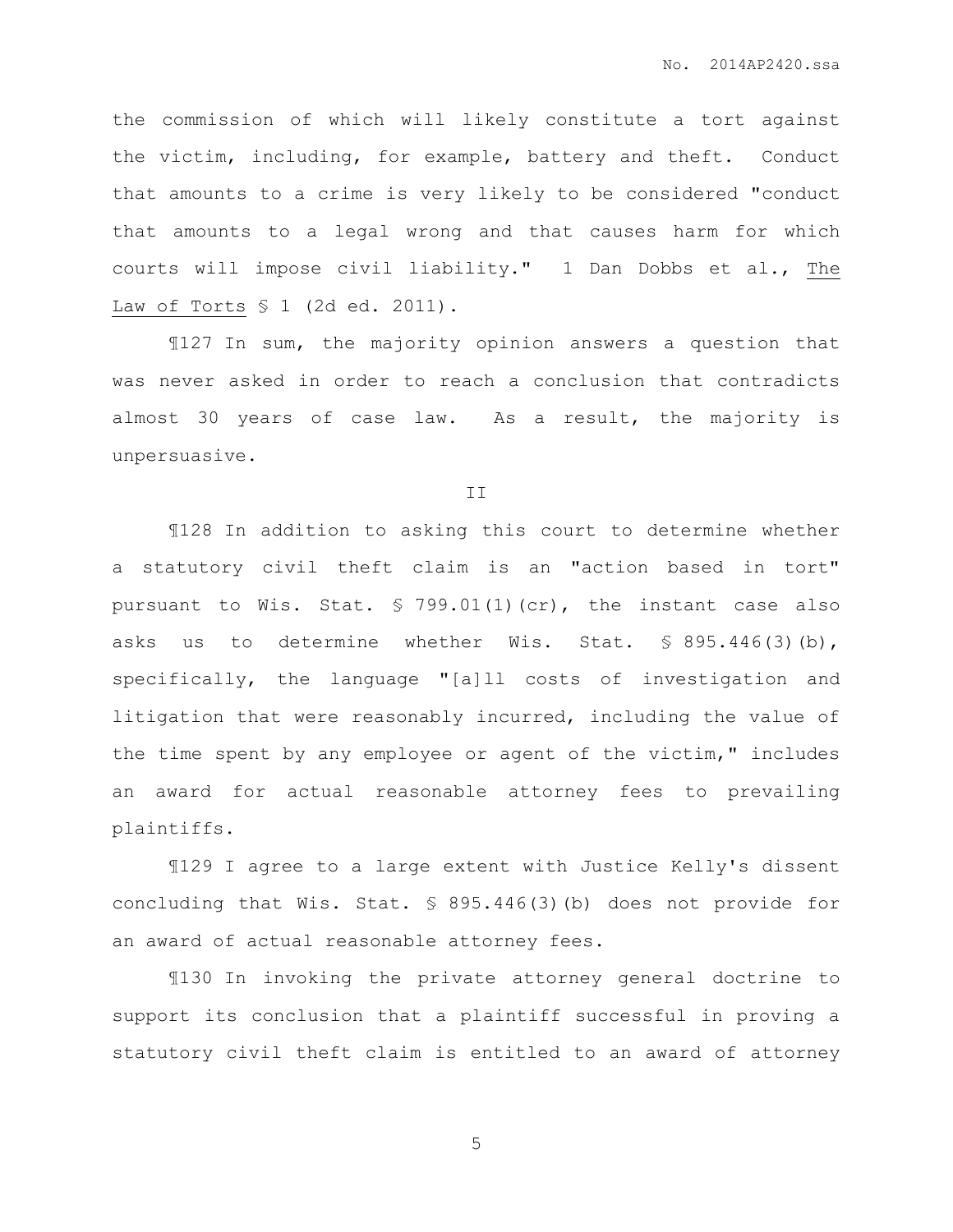the commission of which will likely constitute a tort against the victim, including, for example, battery and theft. Conduct that amounts to a crime is very likely to be considered "conduct that amounts to a legal wrong and that causes harm for which courts will impose civil liability." 1 Dan Dobbs et al., The Law of Torts § 1 (2d ed. 2011).

¶127 In sum, the majority opinion answers a question that was never asked in order to reach a conclusion that contradicts almost 30 years of case law. As a result, the majority is unpersuasive.

II

¶128 In addition to asking this court to determine whether a statutory civil theft claim is an "action based in tort" pursuant to Wis. Stat. § 799.01(1)(cr), the instant case also asks us to determine whether Wis. Stat. § 895.446(3)(b), specifically, the language "[a]ll costs of investigation and litigation that were reasonably incurred, including the value of the time spent by any employee or agent of the victim," includes an award for actual reasonable attorney fees to prevailing plaintiffs.

¶129 I agree to a large extent with Justice Kelly's dissent concluding that Wis. Stat. § 895.446(3)(b) does not provide for an award of actual reasonable attorney fees.

¶130 In invoking the private attorney general doctrine to support its conclusion that a plaintiff successful in proving a statutory civil theft claim is entitled to an award of attorney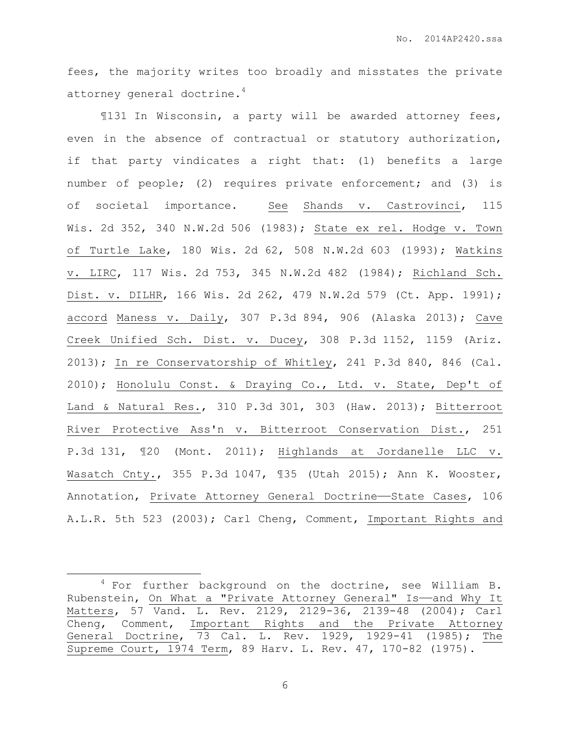fees, the majority writes too broadly and misstates the private attorney general doctrine.[4]

¶131 In Wisconsin, a party will be awarded attorney fees, even in the absence of contractual or statutory authorization, if that party vindicates a right that: (1) benefits a large number of people; (2) requires private enforcement; and (3) is of societal importance. See Shands v. Castrovinci, 115 Wis. 2d 352, 340 N.W.2d 506 (1983); State ex rel. Hodge v. Town of Turtle Lake, 180 Wis. 2d 62, 508 N.W.2d 603 (1993); Watkins v. LIRC, 117 Wis. 2d 753, 345 N.W.2d 482 (1984); Richland Sch. Dist. v. DILHR, 166 Wis. 2d 262, 479 N.W.2d 579 (Ct. App. 1991); accord Maness v. Daily, 307 P.3d 894, 906 (Alaska 2013); Cave Creek Unified Sch. Dist. v. Ducey, 308 P.3d 1152, 1159 (Ariz. 2013); In re Conservatorship of Whitley, 241 P.3d 840, 846 (Cal. 2010); Honolulu Const. & Draying Co., Ltd. v. State, Dep't of Land & Natural Res., 310 P.3d 301, 303 (Haw. 2013); Bitterroot River Protective Ass'n v. Bitterroot Conservation Dist., 251 P.3d 131, ¶20 (Mont. 2011); Highlands at Jordanelle LLC v. Wasatch Cnty., 355 P.3d 1047, ¶35 (Utah 2015); Ann K. Wooster, Annotation, Private Attorney General Doctrine——State Cases, 106 A.L.R. 5th 523 (2003); Carl Cheng, Comment, Important Rights and

---

[4] For further background on the doctrine, see William B. Rubenstein, On What a "Private Attorney General" Is——and Why It Matters, 57 Vand. L. Rev. 2129, 2129-36, 2139-48 (2004); Carl Cheng, Comment, Important Rights and the Private Attorney General Doctrine, 73 Cal. L. Rev. 1929, 1929-41 (1985); The Supreme Court, 1974 Term, 89 Harv. L. Rev. 47, 170-82 (1975).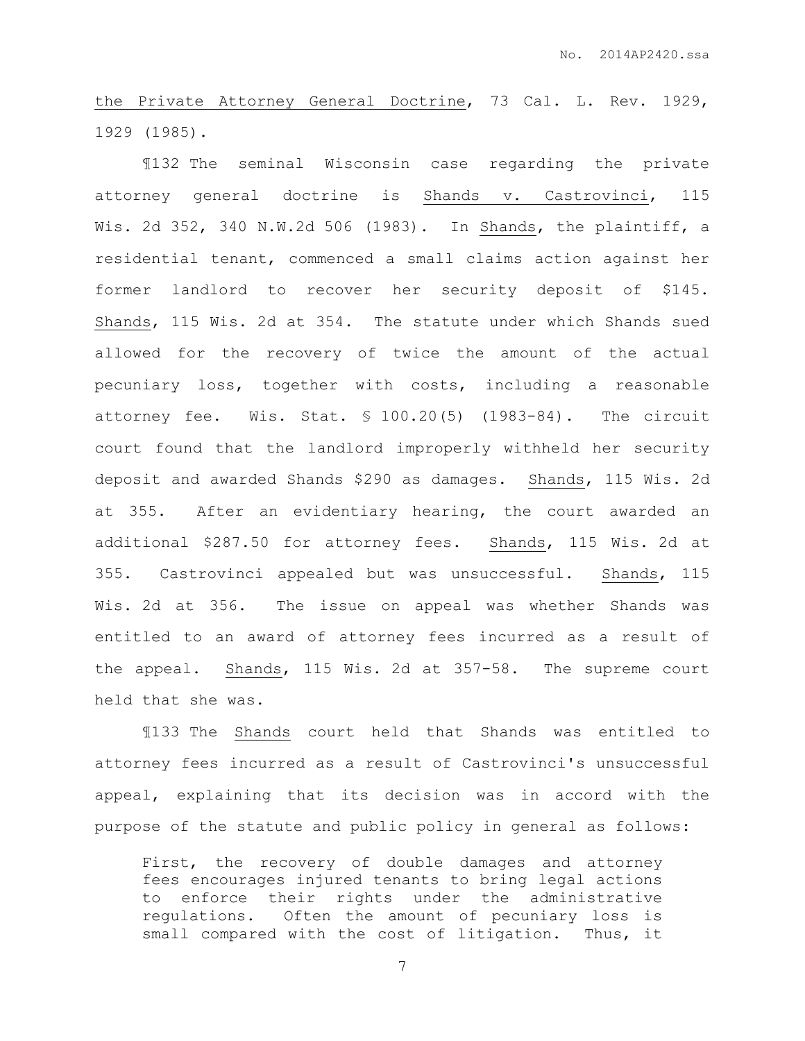the Private Attorney General Doctrine, 73 Cal. L. Rev. 1929, 1929 (1985).

¶132 The seminal Wisconsin case regarding the private attorney general doctrine is Shands v. Castrovinci, 115 Wis. 2d 352, 340 N.W.2d 506 (1983). In Shands, the plaintiff, a residential tenant, commenced a small claims action against her former landlord to recover her security deposit of $145. Shands, 115 Wis. 2d at 354. The statute under which Shands sued allowed for the recovery of twice the amount of the actual pecuniary loss, together with costs, including a reasonable attorney fee. Wis. Stat. § 100.20(5) (1983-84). The circuit court found that the landlord improperly withheld her security deposit and awarded Shands $290 as damages. Shands, 115 Wis. 2d at 355. After an evidentiary hearing, the court awarded an additional $287.50 for attorney fees. Shands, 115 Wis. 2d at 355. Castrovinci appealed but was unsuccessful. Shands, 115 Wis. 2d at 356. The issue on appeal was whether Shands was entitled to an award of attorney fees incurred as a result of the appeal. Shands, 115 Wis. 2d at 357-58. The supreme court held that she was.

¶133 The Shands court held that Shands was entitled to attorney fees incurred as a result of Castrovinci's unsuccessful appeal, explaining that its decision was in accord with the purpose of the statute and public policy in general as follows:

> First, the recovery of double damages and attorney fees encourages injured tenants to bring legal actions to enforce their rights under the administrative regulations. Often the amount of pecuniary loss is small compared with the cost of litigation. Thus, it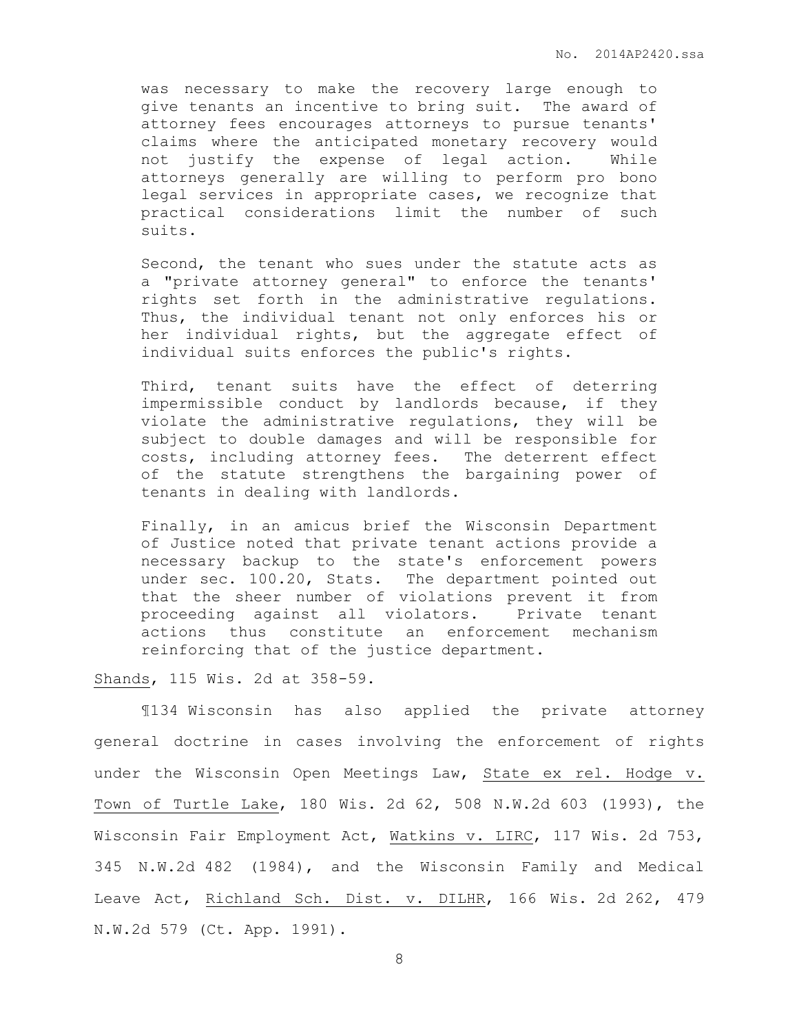> was necessary to make the recovery large enough to give tenants an incentive to bring suit. The award of attorney fees encourages attorneys to pursue tenants' claims where the anticipated monetary recovery would not justify the expense of legal action. While attorneys generally are willing to perform pro bono legal services in appropriate cases, we recognize that practical considerations limit the number of such suits.
>
> Second, the tenant who sues under the statute acts as a "private attorney general" to enforce the tenants' rights set forth in the administrative regulations. Thus, the individual tenant not only enforces his or her individual rights, but the aggregate effect of individual suits enforces the public's rights.
>
> Third, tenant suits have the effect of deterring impermissible conduct by landlords because, if they violate the administrative regulations, they will be subject to double damages and will be responsible for costs, including attorney fees. The deterrent effect of the statute strengthens the bargaining power of tenants in dealing with landlords.
>
> Finally, in an amicus brief the Wisconsin Department of Justice noted that private tenant actions provide a necessary backup to the state's enforcement powers under sec. 100.20, Stats. The department pointed out that the sheer number of violations prevent it from proceeding against all violators. Private tenant actions thus constitute an enforcement mechanism reinforcing that of the justice department.

Shands, 115 Wis. 2d at 358-59.

¶134 Wisconsin has also applied the private attorney general doctrine in cases involving the enforcement of rights under the Wisconsin Open Meetings Law, State ex rel. Hodge v. Town of Turtle Lake, 180 Wis. 2d 62, 508 N.W.2d 603 (1993), the Wisconsin Fair Employment Act, Watkins v. LIRC, 117 Wis. 2d 753, 345 N.W.2d 482 (1984), and the Wisconsin Family and Medical Leave Act, Richland Sch. Dist. v. DILHR, 166 Wis. 2d 262, 479 N.W.2d 579 (Ct. App. 1991).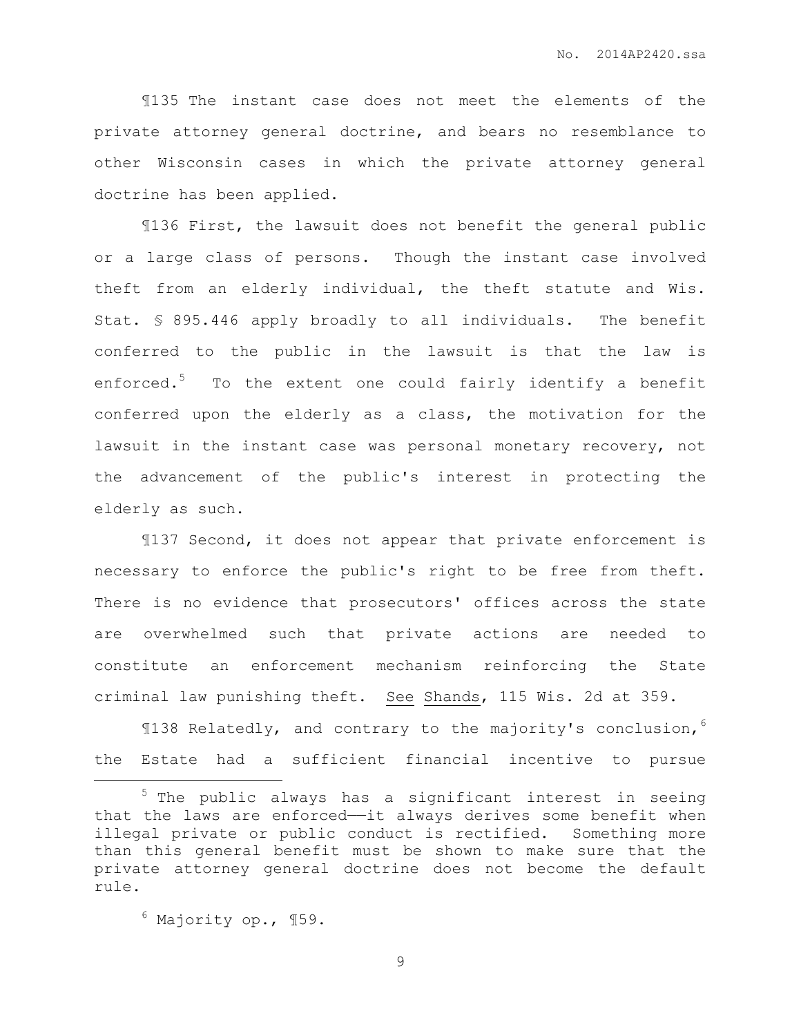¶135 The instant case does not meet the elements of the private attorney general doctrine, and bears no resemblance to other Wisconsin cases in which the private attorney general doctrine has been applied.

¶136 First, the lawsuit does not benefit the general public or a large class of persons. Though the instant case involved theft from an elderly individual, the theft statute and Wis. Stat. § 895.446 apply broadly to all individuals. The benefit conferred to the public in the lawsuit is that the law is enforced.[5] To the extent one could fairly identify a benefit conferred upon the elderly as a class, the motivation for the lawsuit in the instant case was personal monetary recovery, not the advancement of the public's interest in protecting the elderly as such.

¶137 Second, it does not appear that private enforcement is necessary to enforce the public's right to be free from theft. There is no evidence that prosecutors' offices across the state are overwhelmed such that private actions are needed to constitute an enforcement mechanism reinforcing the State criminal law punishing theft. See Shands, 115 Wis. 2d at 359.

¶138 Relatedly, and contrary to the majority's conclusion,[6] the Estate had a sufficient financial incentive to pursue

---

[5] The public always has a significant interest in seeing that the laws are enforced——it always derives some benefit when illegal private or public conduct is rectified. Something more than this general benefit must be shown to make sure that the private attorney general doctrine does not become the default rule.

[6] Majority op., ¶59.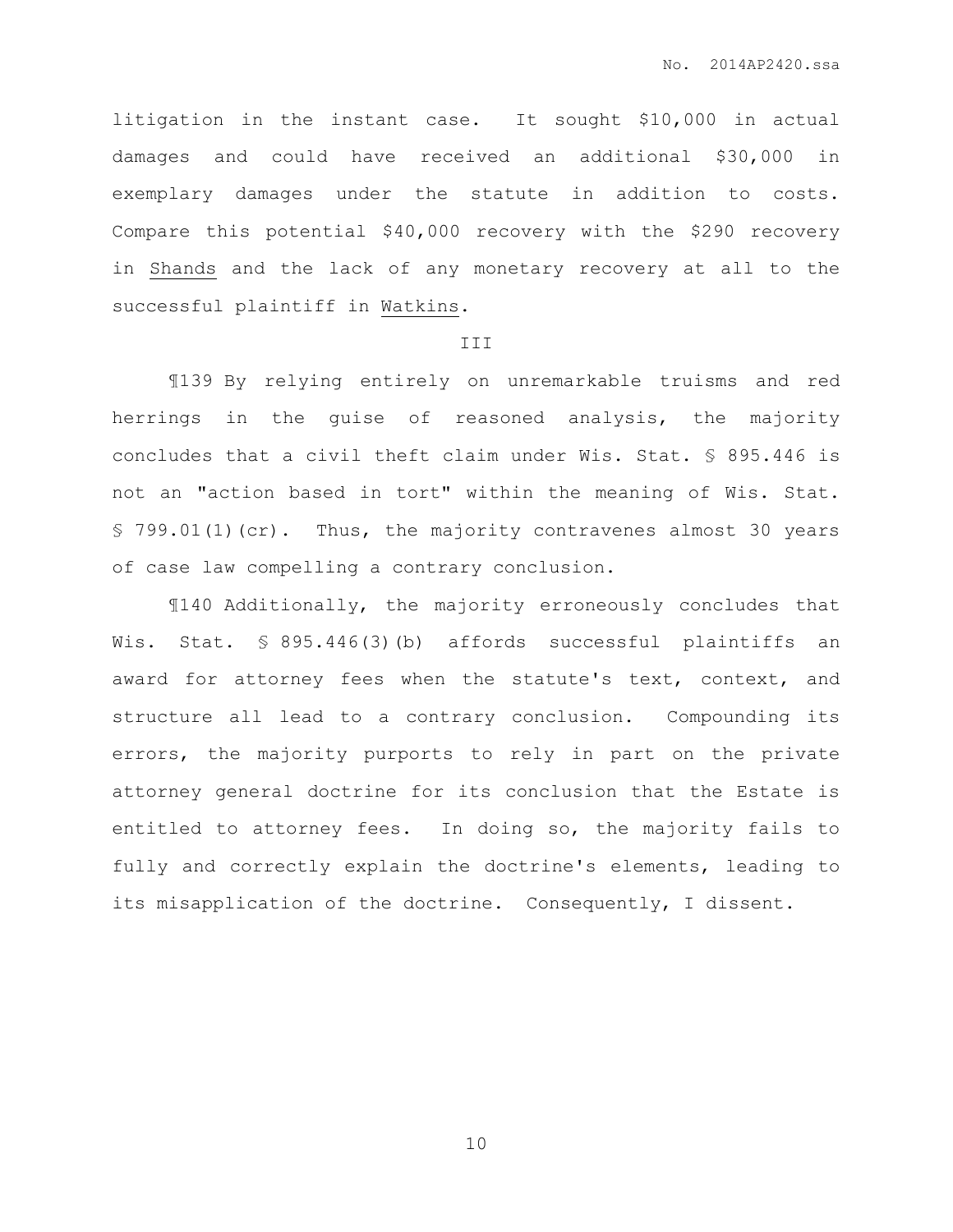litigation in the instant case. It sought $10,000 in actual damages and could have received an additional $30,000 in exemplary damages under the statute in addition to costs. Compare this potential $40,000 recovery with the $290 recovery in Shands and the lack of any monetary recovery at all to the successful plaintiff in Watkins.

III

¶139 By relying entirely on unremarkable truisms and red herrings in the guise of reasoned analysis, the majority concludes that a civil theft claim under Wis. Stat. § 895.446 is not an "action based in tort" within the meaning of Wis. Stat. § 799.01(1)(cr). Thus, the majority contravenes almost 30 years of case law compelling a contrary conclusion.

¶140 Additionally, the majority erroneously concludes that Wis. Stat. § 895.446(3)(b) affords successful plaintiffs an award for attorney fees when the statute's text, context, and structure all lead to a contrary conclusion. Compounding its errors, the majority purports to rely in part on the private attorney general doctrine for its conclusion that the Estate is entitled to attorney fees. In doing so, the majority fails to fully and correctly explain the doctrine's elements, leading to its misapplication of the doctrine. Consequently, I dissent.